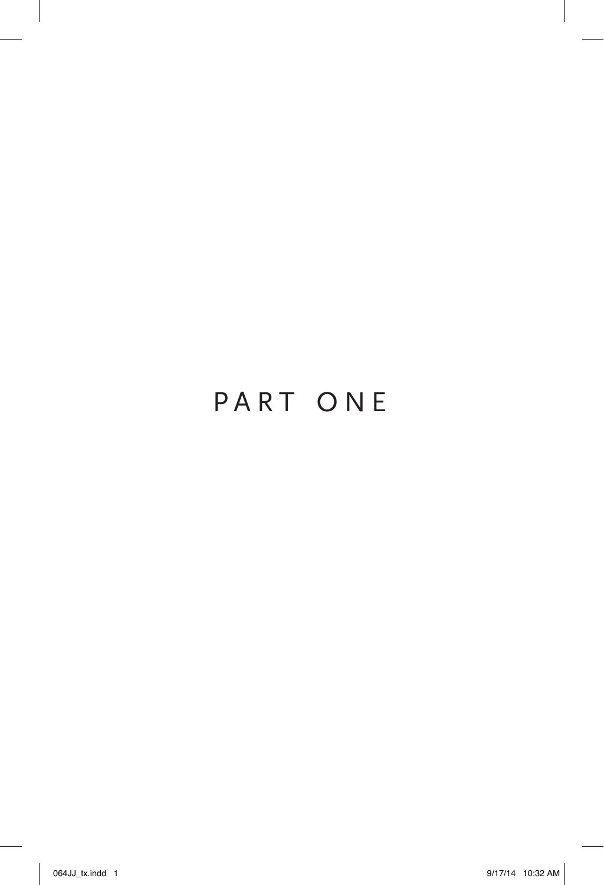# PART ONE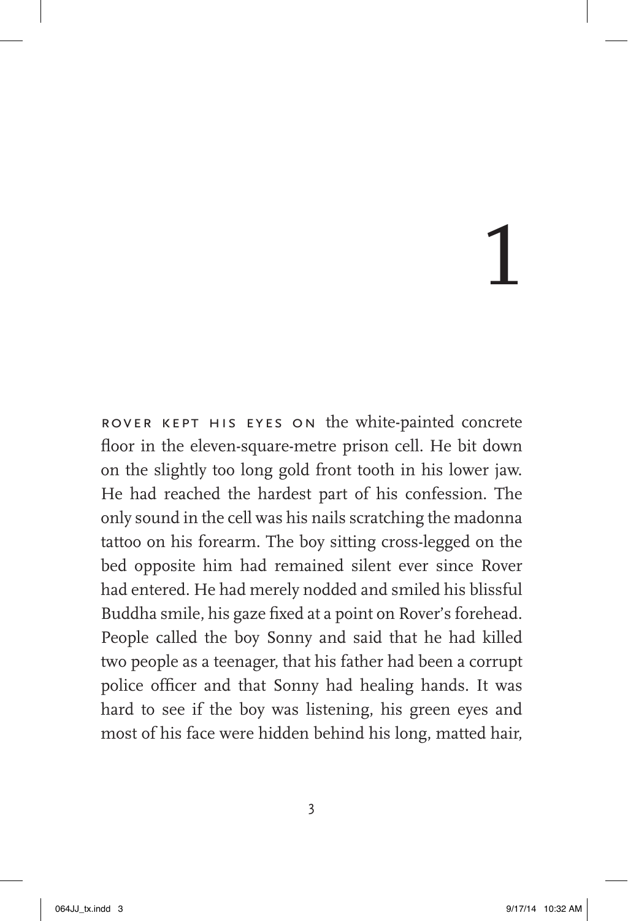# 1

ROVER KEPT HIS EYES ON the white-painted concrete floor in the eleven-square-metre prison cell. He bit down on the slightly too long gold front tooth in his lower jaw. He had reached the hardest part of his confession. The only sound in the cell was his nails scratching the madonna tattoo on his forearm. The boy sitting cross-legged on the bed opposite him had remained silent ever since Rover had entered. He had merely nodded and smiled his blissful Buddha smile, his gaze fixed at a point on Rover's forehead. People called the boy Sonny and said that he had killed two people as a teenager, that his father had been a corrupt police officer and that Sonny had healing hands. It was hard to see if the boy was listening, his green eyes and most of his face were hidden behind his long, matted hair,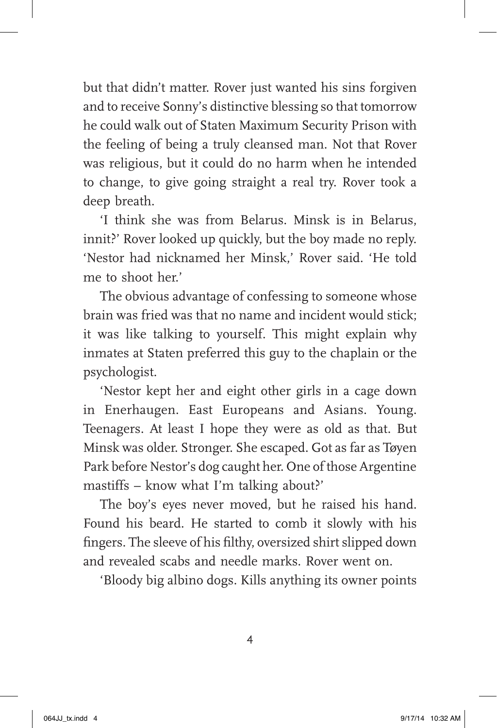but that didn't matter. Rover just wanted his sins forgiven and to receive Sonny's distinctive blessing so that tomorrow he could walk out of Staten Maximum Security Prison with the feeling of being a truly cleansed man. Not that Rover was religious, but it could do no harm when he intended to change, to give going straight a real try. Rover took a deep breath.

'I think she was from Belarus. Minsk is in Belarus, innit?' Rover looked up quickly, but the boy made no reply. 'Nestor had nicknamed her Minsk,' Rover said. 'He told me to shoot her.'

The obvious advantage of confessing to someone whose brain was fried was that no name and incident would stick; it was like talking to yourself. This might explain why inmates at Staten preferred this guy to the chaplain or the psychologist.

'Nestor kept her and eight other girls in a cage down in Enerhaugen. East Europeans and Asians. Young. Teenagers. At least I hope they were as old as that. But Minsk was older. Stronger. She escaped. Got as far as Tøyen Park before Nestor's dog caught her. One of those Argentine mastiffs – know what I'm talking about?'

The boy's eyes never moved, but he raised his hand. Found his beard. He started to comb it slowly with his fingers. The sleeve of his filthy, oversized shirt slipped down and revealed scabs and needle marks. Rover went on.

'Bloody big albino dogs. Kills anything its owner points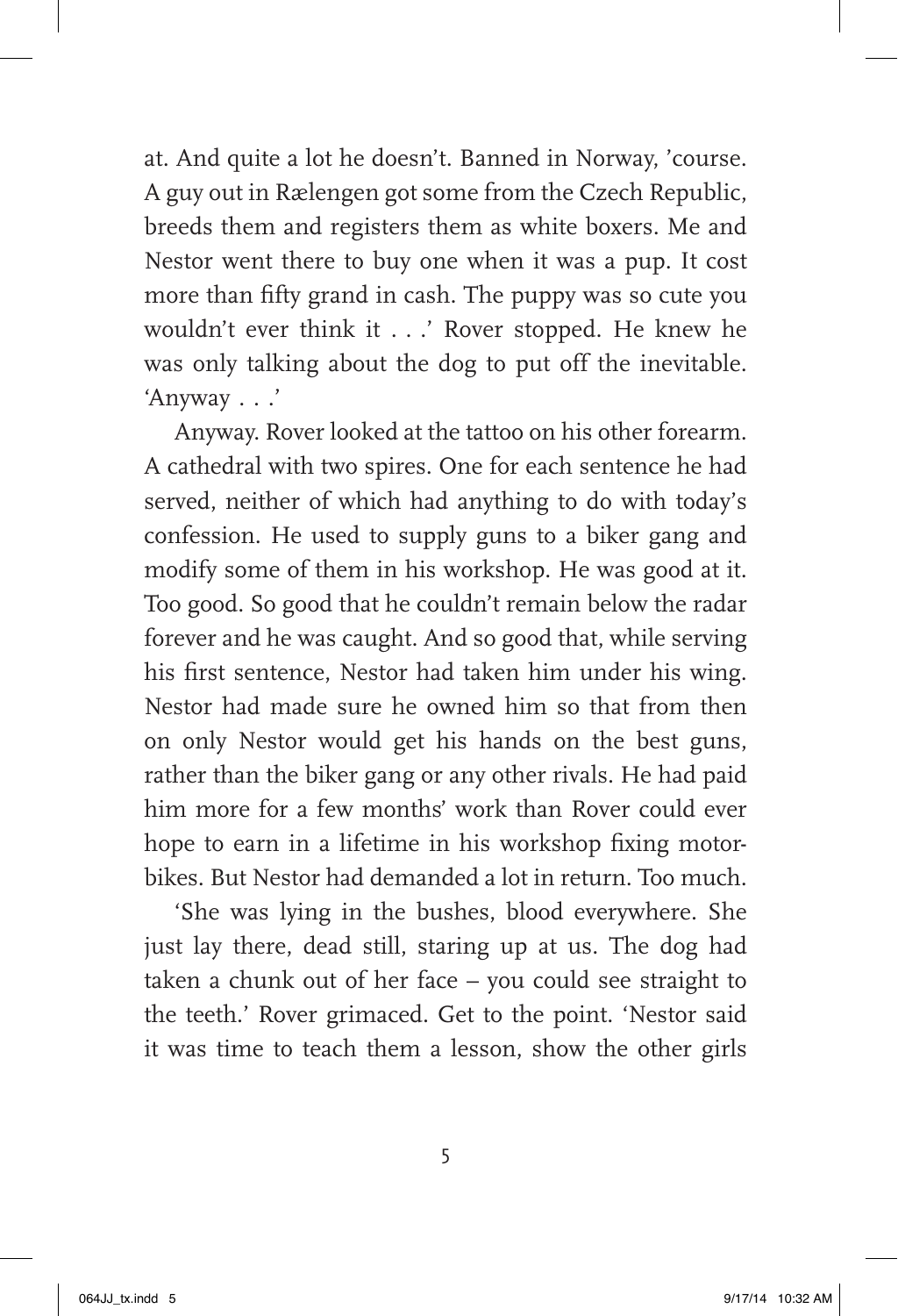at. And quite a lot he doesn't. Banned in Norway, 'course. A guy out in Rælengen got some from the Czech Republic, breeds them and registers them as white boxers. Me and Nestor went there to buy one when it was a pup. It cost more than fifty grand in cash. The puppy was so cute you wouldn't ever think it . . .' Rover stopped. He knew he was only talking about the dog to put off the inevitable. 'Anyway . . .'

Anyway. Rover looked at the tattoo on his other forearm. A cathedral with two spires. One for each sentence he had served, neither of which had anything to do with today's confession. He used to supply guns to a biker gang and modify some of them in his workshop. He was good at it. Too good. So good that he couldn't remain below the radar forever and he was caught. And so good that, while serving his first sentence, Nestor had taken him under his wing. Nestor had made sure he owned him so that from then on only Nestor would get his hands on the best guns, rather than the biker gang or any other rivals. He had paid him more for a few months' work than Rover could ever hope to earn in a lifetime in his workshop fixing motorbikes. But Nestor had demanded a lot in return. Too much.

'She was lying in the bushes, blood everywhere. She just lay there, dead still, staring up at us. The dog had taken a chunk out of her face – you could see straight to the teeth.' Rover grimaced. Get to the point. 'Nestor said it was time to teach them a lesson, show the other girls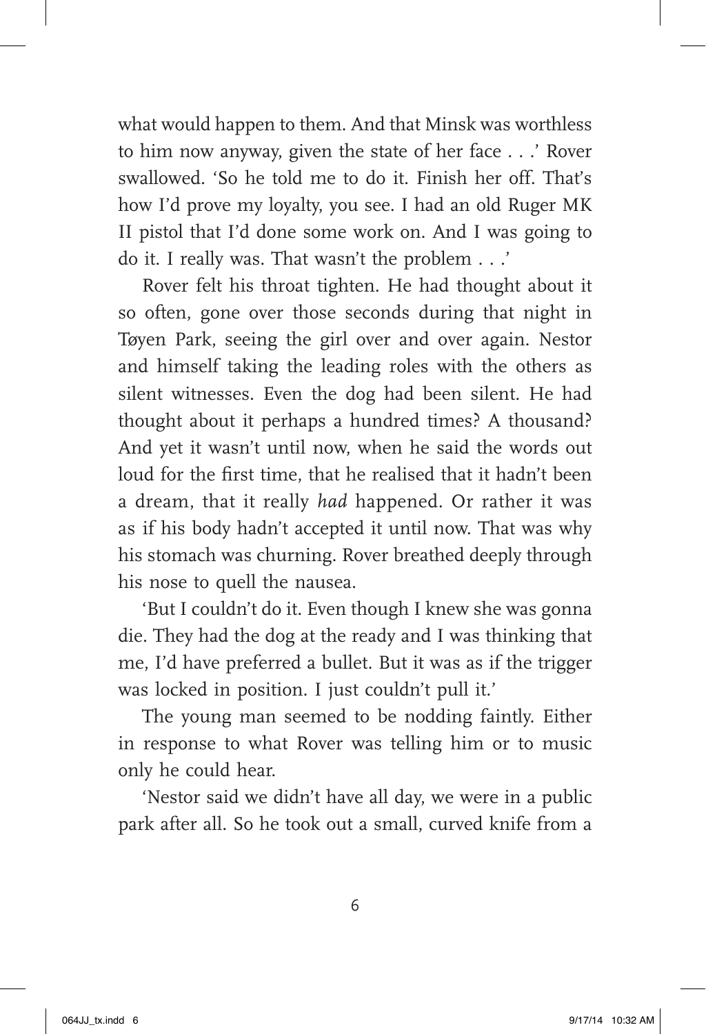what would happen to them. And that Minsk was worthless to him now anyway, given the state of her face . . .' Rover swallowed. 'So he told me to do it. Finish her off. That's how I'd prove my loyalty, you see. I had an old Ruger MK II pistol that I'd done some work on. And I was going to do it. I really was. That wasn't the problem . . .'

Rover felt his throat tighten. He had thought about it so often, gone over those seconds during that night in Tøyen Park, seeing the girl over and over again. Nestor and himself taking the leading roles with the others as silent witnesses. Even the dog had been silent. He had thought about it perhaps a hundred times? A thousand? And yet it wasn't until now, when he said the words out loud for the first time, that he realised that it hadn't been a dream, that it really *had* happened. Or rather it was as if his body hadn't accepted it until now. That was why his stomach was churning. Rover breathed deeply through his nose to quell the nausea.

'But I couldn't do it. Even though I knew she was gonna die. They had the dog at the ready and I was thinking that me, I'd have preferred a bullet. But it was as if the trigger was locked in position. I just couldn't pull it.'

The young man seemed to be nodding faintly. Either in response to what Rover was telling him or to music only he could hear.

'Nestor said we didn't have all day, we were in a public park after all. So he took out a small, curved knife from a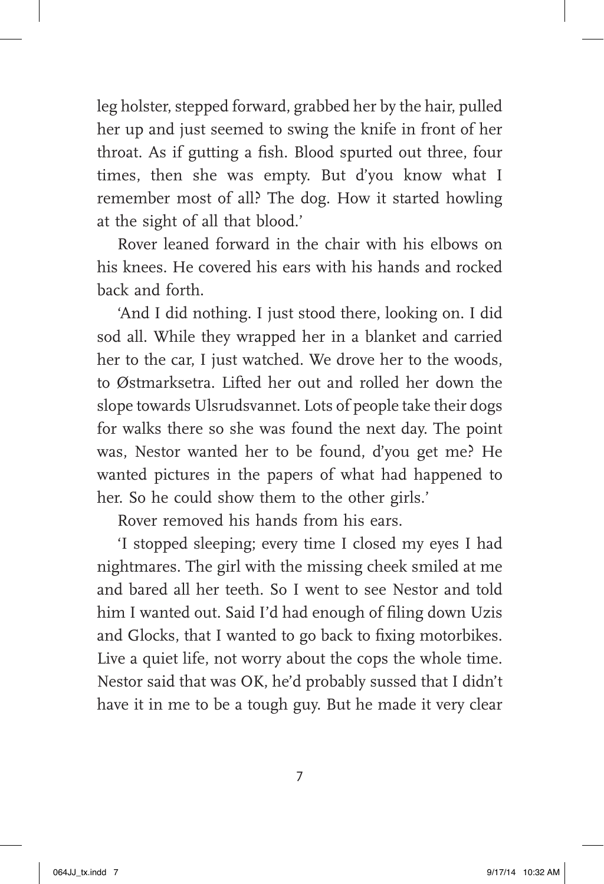leg holster, stepped forward, grabbed her by the hair, pulled her up and just seemed to swing the knife in front of her throat. As if gutting a fish. Blood spurted out three, four times, then she was empty. But d'you know what I remember most of all? The dog. How it started howling at the sight of all that blood.'

Rover leaned forward in the chair with his elbows on his knees. He covered his ears with his hands and rocked back and forth.

'And I did nothing. I just stood there, looking on. I did sod all. While they wrapped her in a blanket and carried her to the car, I just watched. We drove her to the woods, to Østmarksetra. Lifted her out and rolled her down the slope towards Ulsrudsvannet. Lots of people take their dogs for walks there so she was found the next day. The point was, Nestor wanted her to be found, d'you get me? He wanted pictures in the papers of what had happened to her. So he could show them to the other girls.'

Rover removed his hands from his ears.

'I stopped sleeping; every time I closed my eyes I had nightmares. The girl with the missing cheek smiled at me and bared all her teeth. So I went to see Nestor and told him I wanted out. Said I'd had enough of filing down Uzis and Glocks, that I wanted to go back to fixing motorbikes. Live a quiet life, not worry about the cops the whole time. Nestor said that was OK, he'd probably sussed that I didn't have it in me to be a tough guy. But he made it very clear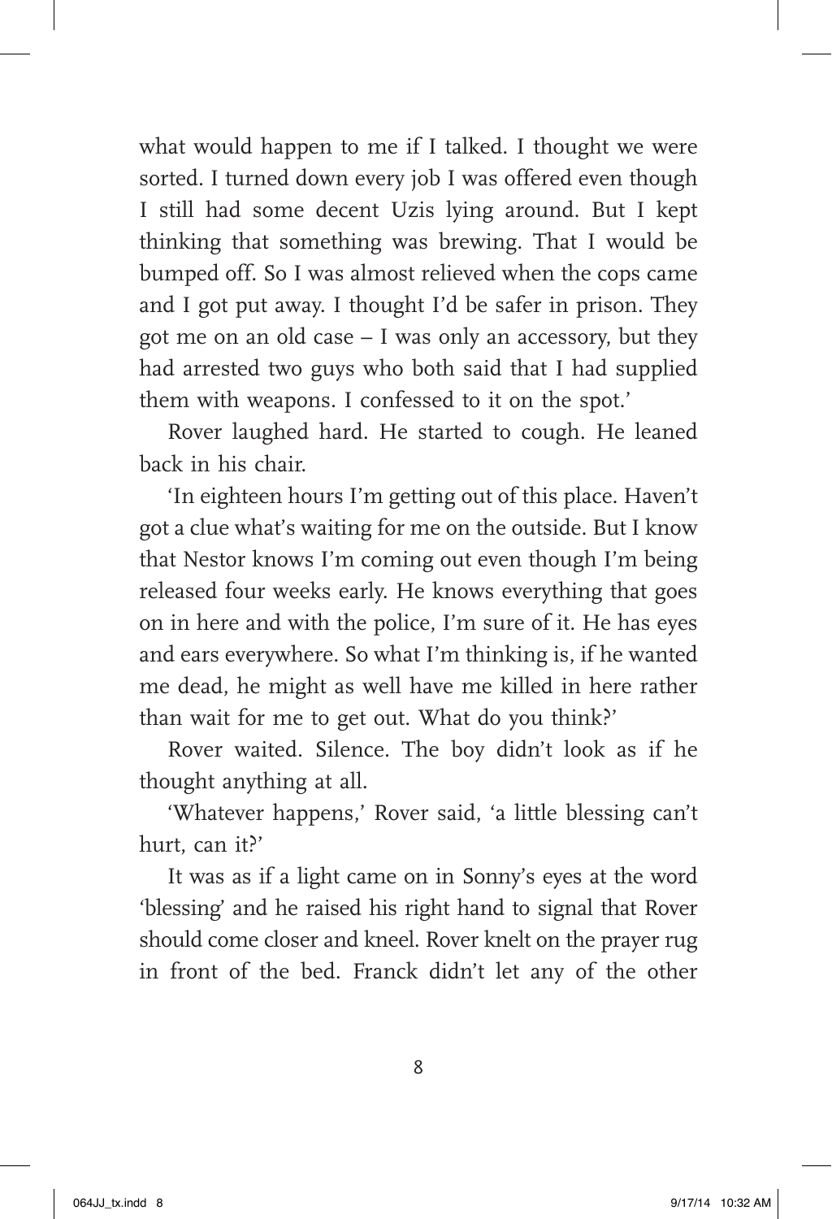what would happen to me if I talked. I thought we were sorted. I turned down every job I was offered even though I still had some decent Uzis lying around. But I kept thinking that something was brewing. That I would be bumped off. So I was almost relieved when the cops came and I got put away. I thought I'd be safer in prison. They got me on an old case – I was only an accessory, but they had arrested two guys who both said that I had supplied them with weapons. I confessed to it on the spot.'

Rover laughed hard. He started to cough. He leaned back in his chair.

'In eighteen hours I'm getting out of this place. Haven't got a clue what's waiting for me on the outside. But I know that Nestor knows I'm coming out even though I'm being released four weeks early. He knows everything that goes on in here and with the police, I'm sure of it. He has eyes and ears everywhere. So what I'm thinking is, if he wanted me dead, he might as well have me killed in here rather than wait for me to get out. What do you think?'

Rover waited. Silence. The boy didn't look as if he thought anything at all.

'Whatever happens,' Rover said, 'a little blessing can't hurt, can it?'

It was as if a light came on in Sonny's eyes at the word 'blessing' and he raised his right hand to signal that Rover should come closer and kneel. Rover knelt on the prayer rug in front of the bed. Franck didn't let any of the other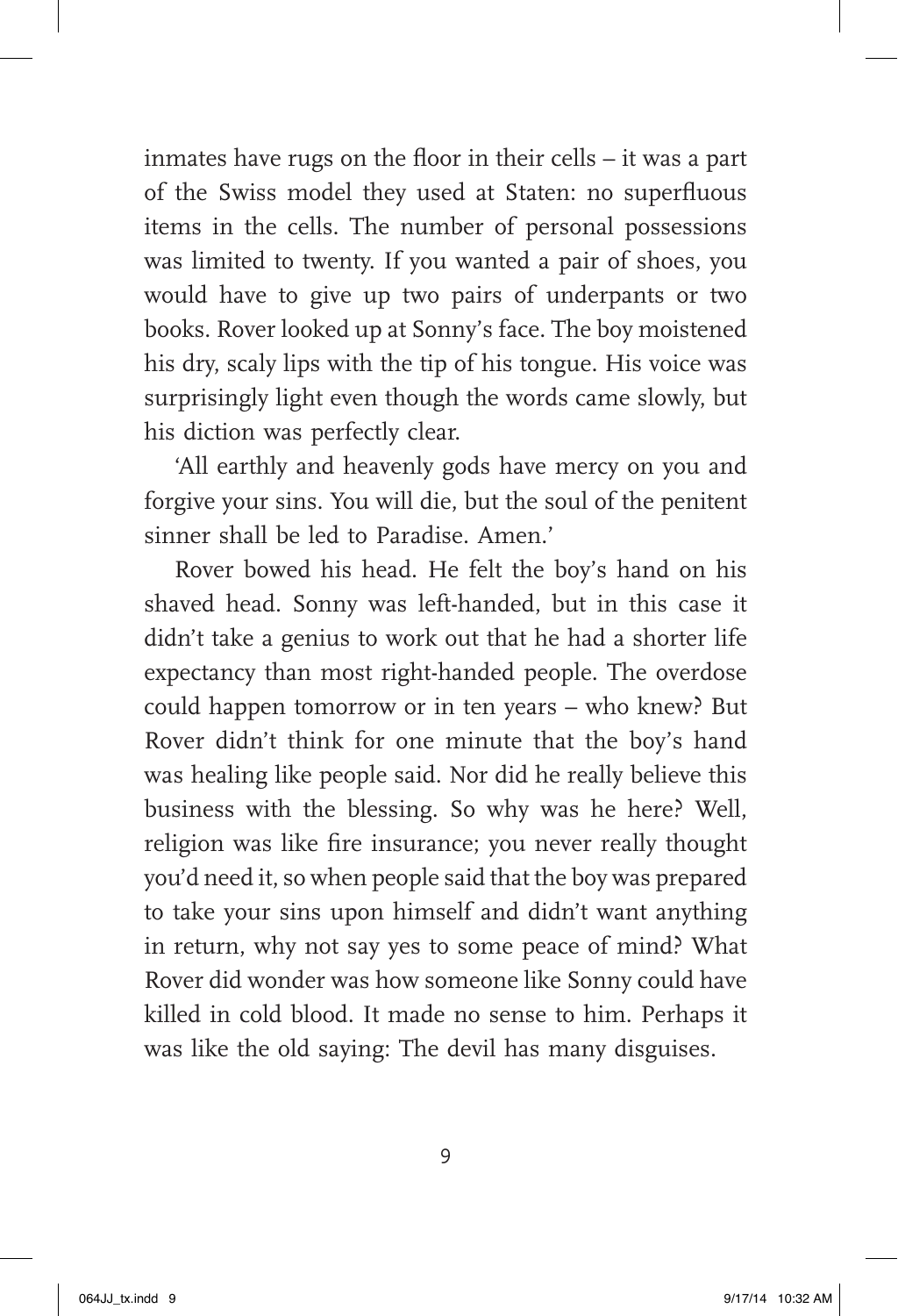inmates have rugs on the floor in their cells – it was a part of the Swiss model they used at Staten: no superfluous items in the cells. The number of personal possessions was limited to twenty. If you wanted a pair of shoes, you would have to give up two pairs of underpants or two books. Rover looked up at Sonny's face. The boy moistened his dry, scaly lips with the tip of his tongue. His voice was surprisingly light even though the words came slowly, but his diction was perfectly clear.

'All earthly and heavenly gods have mercy on you and forgive your sins. You will die, but the soul of the penitent sinner shall be led to Paradise. Amen.'

Rover bowed his head. He felt the boy's hand on his shaved head. Sonny was left-handed, but in this case it didn't take a genius to work out that he had a shorter life expectancy than most right-handed people. The overdose could happen tomorrow or in ten years – who knew? But Rover didn't think for one minute that the boy's hand was healing like people said. Nor did he really believe this business with the blessing. So why was he here? Well, religion was like fire insurance; you never really thought you'd need it, so when people said that the boy was prepared to take your sins upon himself and didn't want anything in return, why not say yes to some peace of mind? What Rover did wonder was how someone like Sonny could have killed in cold blood. It made no sense to him. Perhaps it was like the old saying: The devil has many disguises.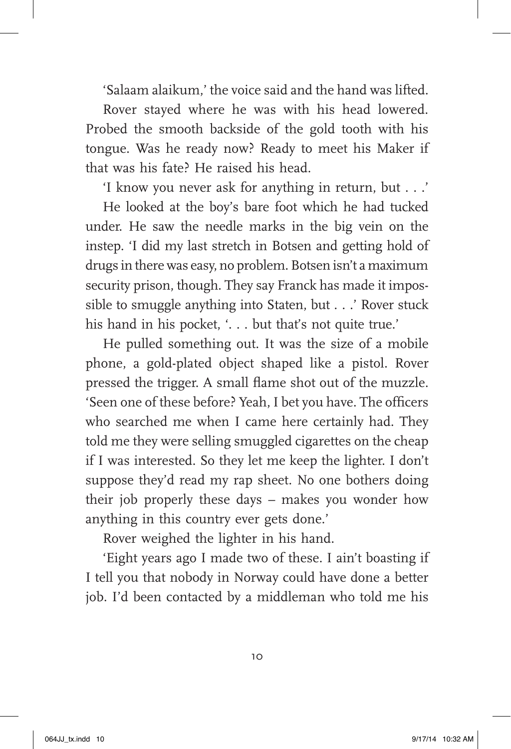'Salaam alaikum,' the voice said and the hand was lifted.

Rover stayed where he was with his head lowered. Probed the smooth backside of the gold tooth with his tongue. Was he ready now? Ready to meet his Maker if that was his fate? He raised his head.

'I know you never ask for anything in return, but . . .'

He looked at the boy's bare foot which he had tucked under. He saw the needle marks in the big vein on the instep. 'I did my last stretch in Botsen and getting hold of drugs in there was easy, no problem. Botsen isn't a maximum security prison, though. They say Franck has made it impossible to smuggle anything into Staten, but . . .' Rover stuck his hand in his pocket, '. . . but that's not quite true.'

He pulled something out. It was the size of a mobile phone, a gold-plated object shaped like a pistol. Rover pressed the trigger. A small flame shot out of the muzzle. 'Seen one of these before? Yeah, I bet you have. The officers who searched me when I came here certainly had. They told me they were selling smuggled cigarettes on the cheap if I was interested. So they let me keep the lighter. I don't suppose they'd read my rap sheet. No one bothers doing their job properly these days – makes you wonder how anything in this country ever gets done.'

Rover weighed the lighter in his hand.

'Eight years ago I made two of these. I ain't boasting if I tell you that nobody in Norway could have done a better job. I'd been contacted by a middleman who told me his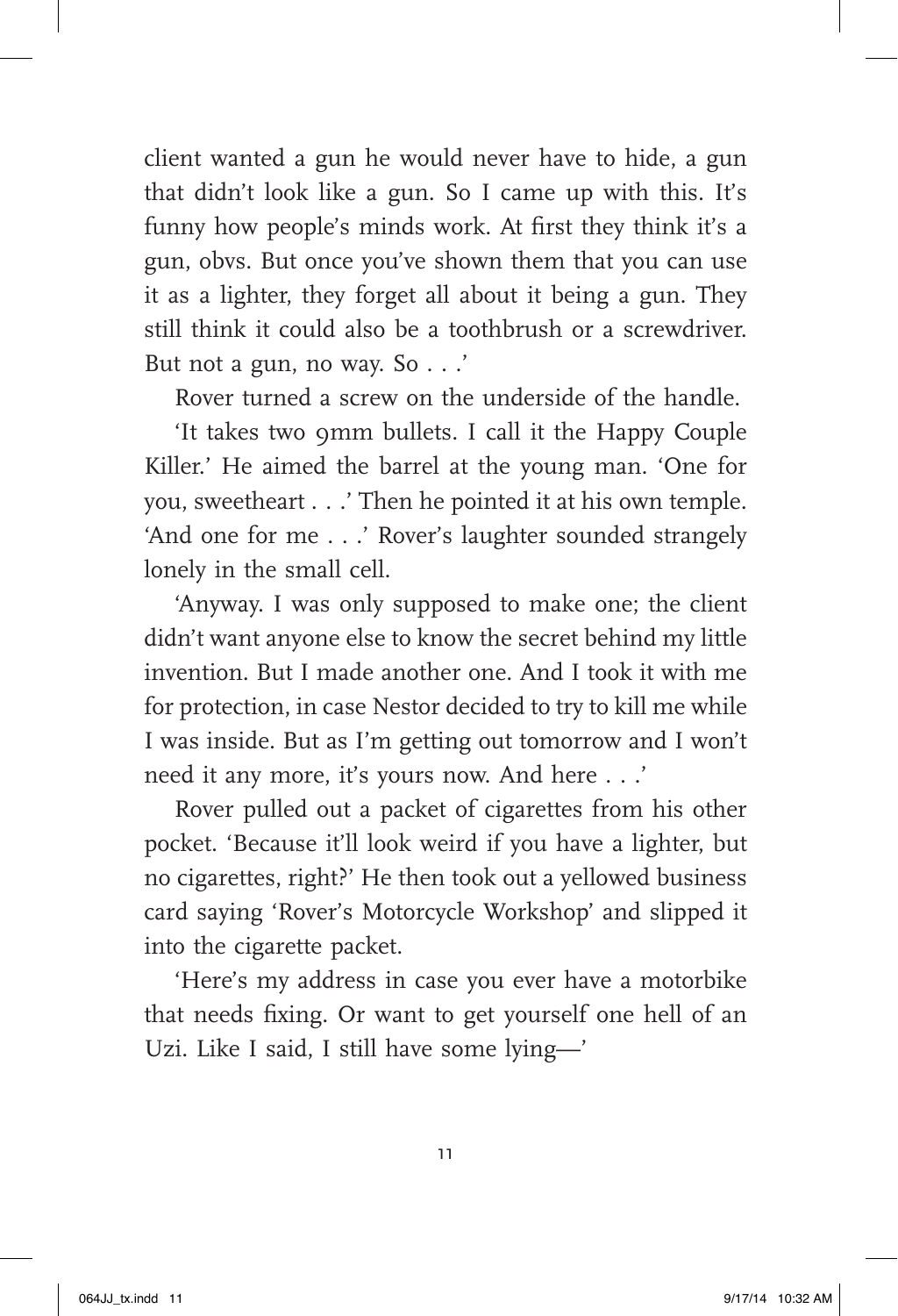client wanted a gun he would never have to hide, a gun that didn't look like a gun. So I came up with this. It's funny how people's minds work. At first they think it's a gun, obvs. But once you've shown them that you can use it as a lighter, they forget all about it being a gun. They still think it could also be a toothbrush or a screwdriver. But not a gun, no way. So . . .'

Rover turned a screw on the underside of the handle.

'It takes two 9mm bullets. I call it the Happy Couple Killer.' He aimed the barrel at the young man. 'One for you, sweetheart . . .' Then he pointed it at his own temple. 'And one for me . . .' Rover's laughter sounded strangely lonely in the small cell.

'Anyway. I was only supposed to make one; the client didn't want anyone else to know the secret behind my little invention. But I made another one. And I took it with me for protection, in case Nestor decided to try to kill me while I was inside. But as I'm getting out tomorrow and I won't need it any more, it's yours now. And here . . .'

Rover pulled out a packet of cigarettes from his other pocket. 'Because it'll look weird if you have a lighter, but no cigarettes, right?' He then took out a yellowed business card saying 'Rover's Motorcycle Workshop' and slipped it into the cigarette packet.

'Here's my address in case you ever have a motorbike that needs fixing. Or want to get yourself one hell of an Uzi. Like I said, I still have some lying—'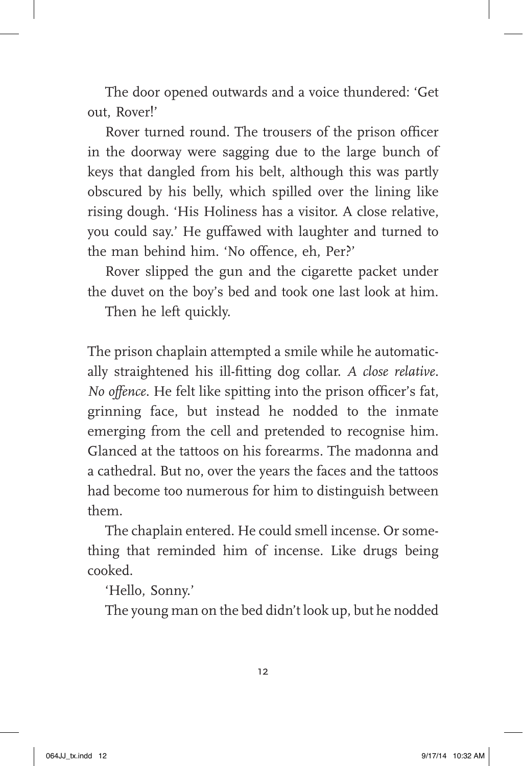The door opened outwards and a voice thundered: 'Get out, Rover!'

Rover turned round. The trousers of the prison officer in the doorway were sagging due to the large bunch of keys that dangled from his belt, although this was partly obscured by his belly, which spilled over the lining like rising dough. 'His Holiness has a visitor. A close relative, you could say.' He guffawed with laughter and turned to the man behind him. 'No offence, eh, Per?'

Rover slipped the gun and the cigarette packet under the duvet on the boy's bed and took one last look at him.

Then he left quickly.

The prison chaplain attempted a smile while he automatically straightened his ill-fitting dog collar. *A close relative*. *No offence*. He felt like spitting into the prison officer's fat, grinning face, but instead he nodded to the inmate emerging from the cell and pretended to recognise him. Glanced at the tattoos on his forearms. The madonna and a cathedral. But no, over the years the faces and the tattoos had become too numerous for him to distinguish between them.

The chaplain entered. He could smell incense. Or something that reminded him of incense. Like drugs being cooked.

'Hello, Sonny.'

The young man on the bed didn't look up, but he nodded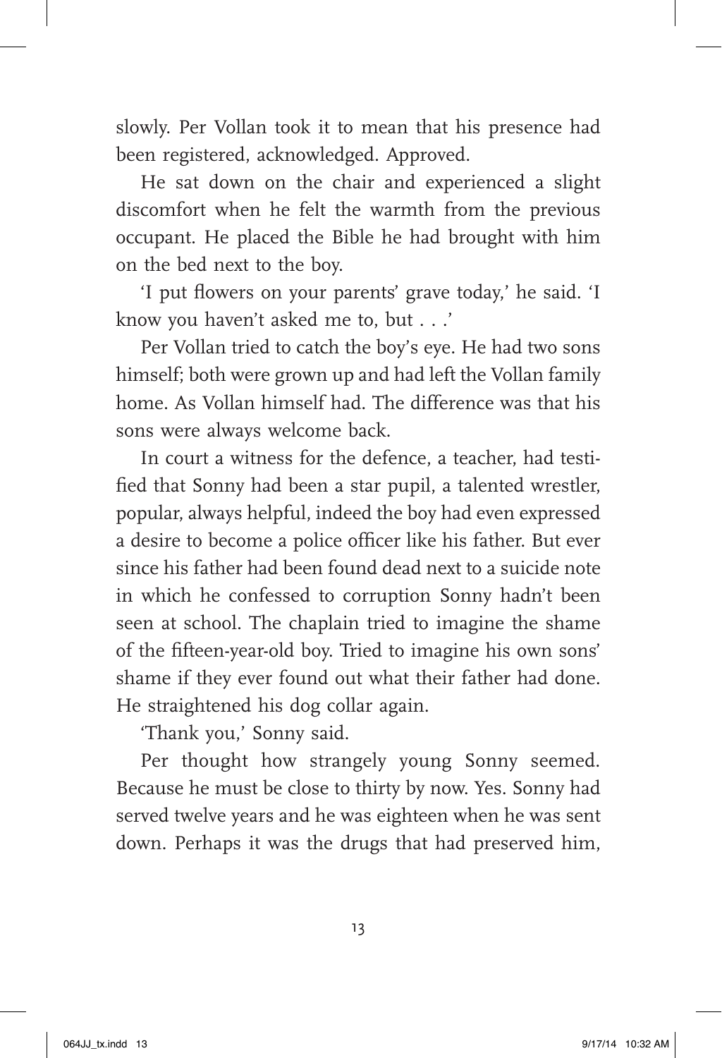slowly. Per Vollan took it to mean that his presence had been registered, acknowledged. Approved.

He sat down on the chair and experienced a slight discomfort when he felt the warmth from the previous occupant. He placed the Bible he had brought with him on the bed next to the boy.

'I put flowers on your parents' grave today,' he said. 'I know you haven't asked me to, but . . .'

Per Vollan tried to catch the boy's eye. He had two sons himself; both were grown up and had left the Vollan family home. As Vollan himself had. The difference was that his sons were always welcome back.

In court a witness for the defence, a teacher, had testified that Sonny had been a star pupil, a talented wrestler, popular, always helpful, indeed the boy had even expressed a desire to become a police officer like his father. But ever since his father had been found dead next to a suicide note in which he confessed to corruption Sonny hadn't been seen at school. The chaplain tried to imagine the shame of the fifteen-year-old boy. Tried to imagine his own sons' shame if they ever found out what their father had done. He straightened his dog collar again.

'Thank you,' Sonny said.

Per thought how strangely young Sonny seemed. Because he must be close to thirty by now. Yes. Sonny had served twelve years and he was eighteen when he was sent down. Perhaps it was the drugs that had preserved him,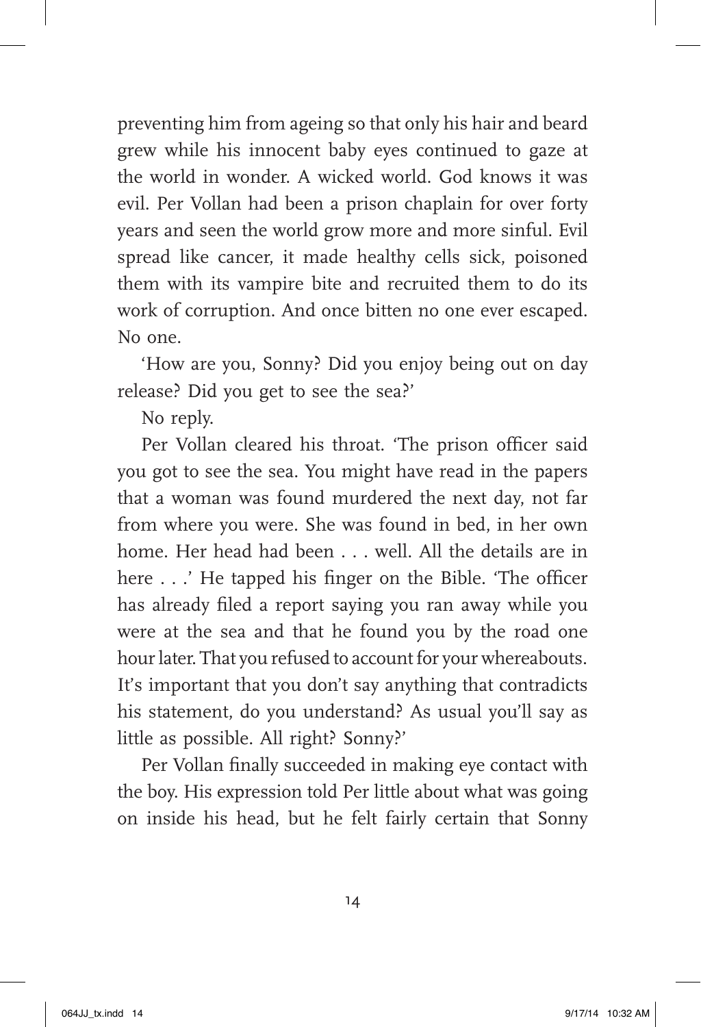preventing him from ageing so that only his hair and beard grew while his innocent baby eyes continued to gaze at the world in wonder. A wicked world. God knows it was evil. Per Vollan had been a prison chaplain for over forty years and seen the world grow more and more sinful. Evil spread like cancer, it made healthy cells sick, poisoned them with its vampire bite and recruited them to do its work of corruption. And once bitten no one ever escaped. No one.

'How are you, Sonny? Did you enjoy being out on day release? Did you get to see the sea?'

No reply.

Per Vollan cleared his throat. 'The prison officer said you got to see the sea. You might have read in the papers that a woman was found murdered the next day, not far from where you were. She was found in bed, in her own home. Her head had been . . . well. All the details are in here . . .' He tapped his finger on the Bible. 'The officer has already filed a report saying you ran away while you were at the sea and that he found you by the road one hour later. That you refused to account for your whereabouts. It's important that you don't say anything that contradicts his statement, do you understand? As usual you'll say as little as possible. All right? Sonny?'

Per Vollan finally succeeded in making eye contact with the boy. His expression told Per little about what was going on inside his head, but he felt fairly certain that Sonny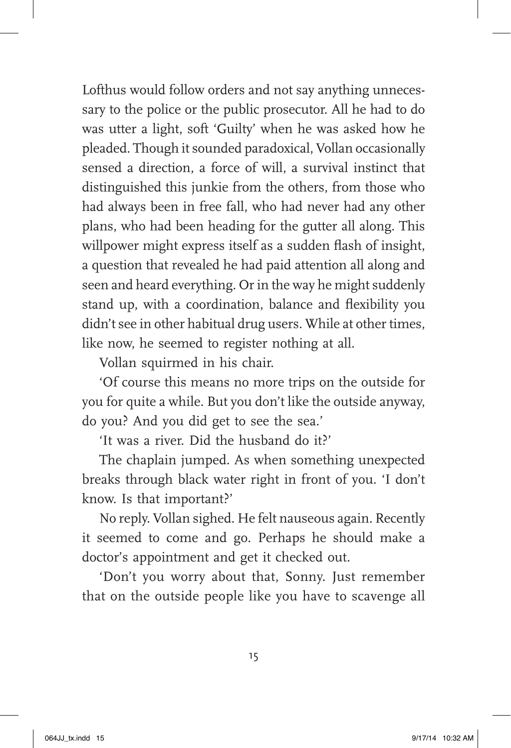Lofthus would follow orders and not say anything unnecessary to the police or the public prosecutor. All he had to do was utter a light, soft 'Guilty' when he was asked how he pleaded. Though it sounded paradoxical, Vollan occasionally sensed a direction, a force of will, a survival instinct that distinguished this junkie from the others, from those who had always been in free fall, who had never had any other plans, who had been heading for the gutter all along. This willpower might express itself as a sudden flash of insight, a question that revealed he had paid attention all along and seen and heard everything. Or in the way he might suddenly stand up, with a coordination, balance and flexibility you didn't see in other habitual drug users. While at other times, like now, he seemed to register nothing at all.

Vollan squirmed in his chair.

'Of course this means no more trips on the outside for you for quite a while. But you don't like the outside anyway, do you? And you did get to see the sea.'

'It was a river. Did the husband do it?'

The chaplain jumped. As when something unexpected breaks through black water right in front of you. 'I don't know. Is that important?'

No reply. Vollan sighed. He felt nauseous again. Recently it seemed to come and go. Perhaps he should make a doctor's appointment and get it checked out.

'Don't you worry about that, Sonny. Just remember that on the outside people like you have to scavenge all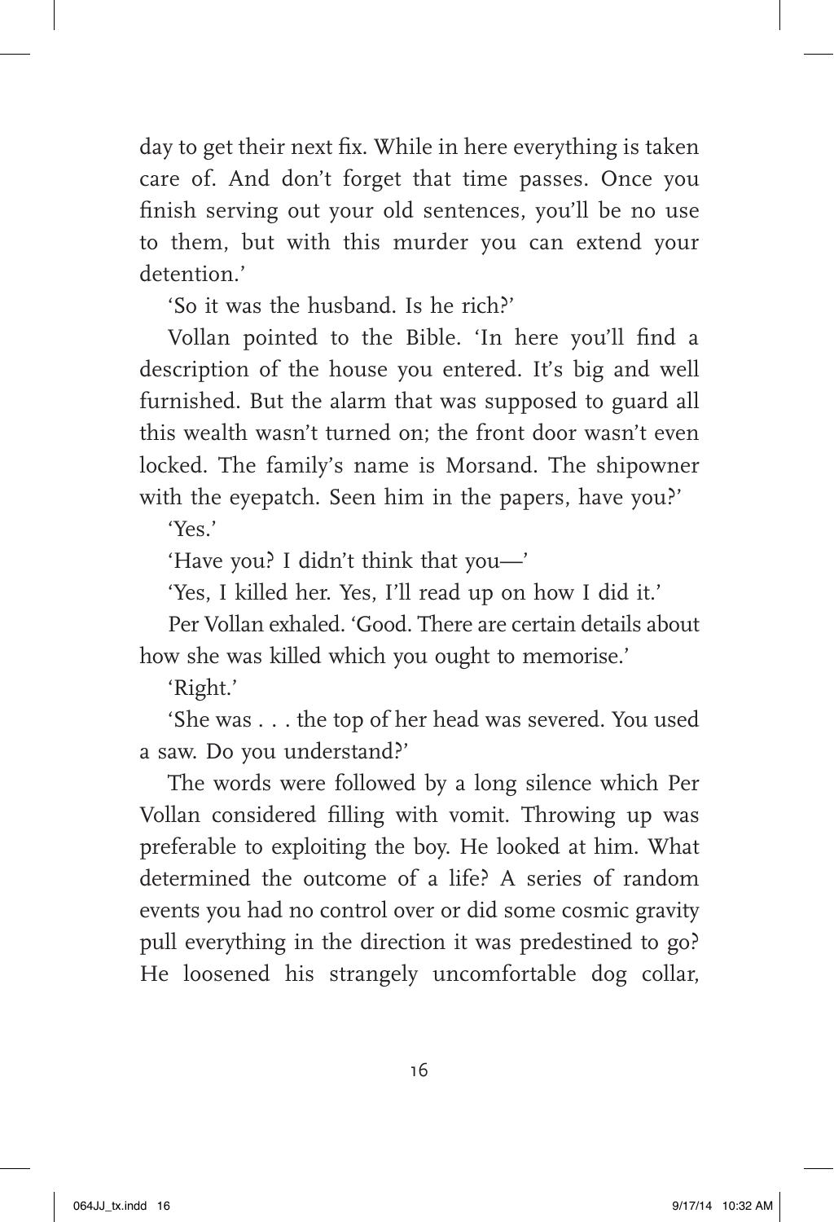day to get their next fix. While in here everything is taken care of. And don't forget that time passes. Once you finish serving out your old sentences, you'll be no use to them, but with this murder you can extend your detention.'

'So it was the husband. Is he rich?'

Vollan pointed to the Bible. 'In here you'll find a description of the house you entered. It's big and well furnished. But the alarm that was supposed to guard all this wealth wasn't turned on; the front door wasn't even locked. The family's name is Morsand. The shipowner with the eyepatch. Seen him in the papers, have you?'

'Yes.'

'Have you? I didn't think that you—'

'Yes, I killed her. Yes, I'll read up on how I did it.'

Per Vollan exhaled. 'Good. There are certain details about how she was killed which you ought to memorise.'

'Right.'

'She was . . . the top of her head was severed. You used a saw. Do you understand?'

The words were followed by a long silence which Per Vollan considered filling with vomit. Throwing up was preferable to exploiting the boy. He looked at him. What determined the outcome of a life? A series of random events you had no control over or did some cosmic gravity pull everything in the direction it was predestined to go? He loosened his strangely uncomfortable dog collar,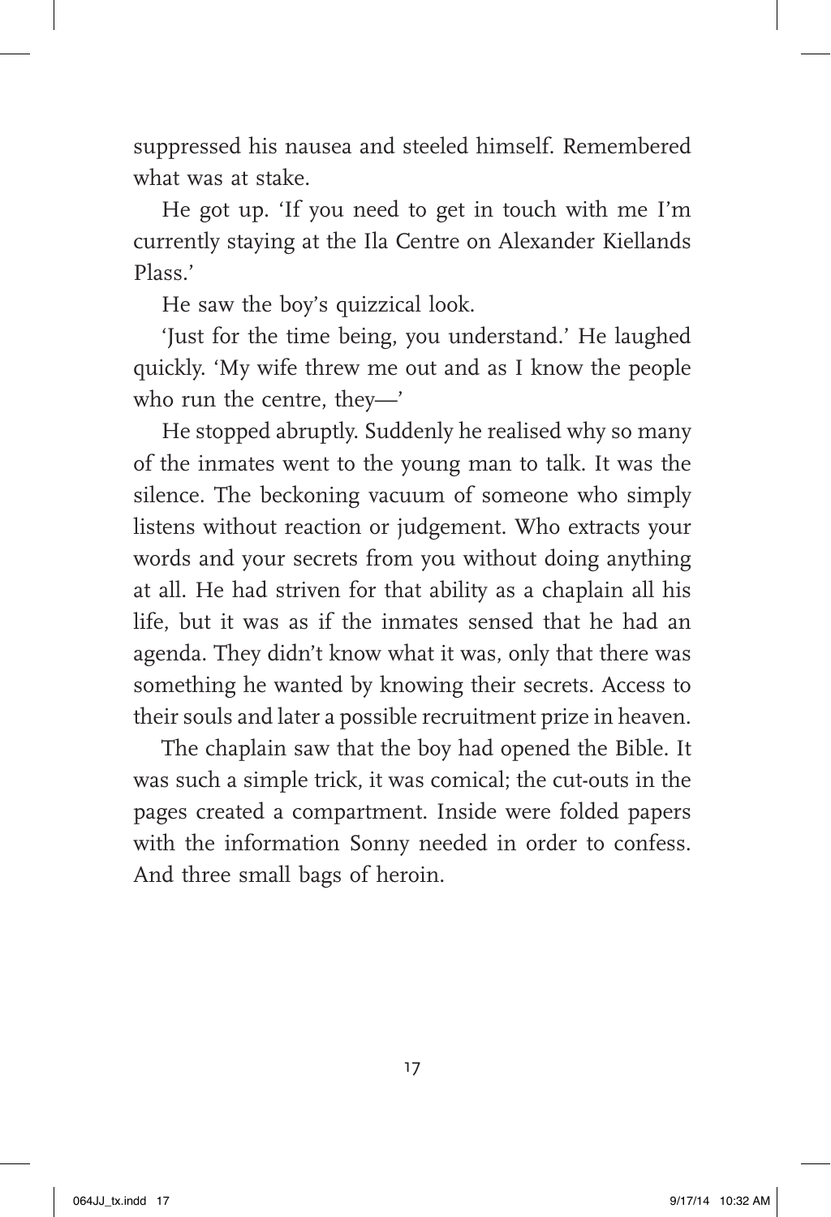suppressed his nausea and steeled himself. Remembered what was at stake.

He got up. 'If you need to get in touch with me I'm currently staying at the Ila Centre on Alexander Kiellands Plass.'

He saw the boy's quizzical look.

'Just for the time being, you understand.' He laughed quickly. 'My wife threw me out and as I know the people who run the centre, they—'

He stopped abruptly. Suddenly he realised why so many of the inmates went to the young man to talk. It was the silence. The beckoning vacuum of someone who simply listens without reaction or judgement. Who extracts your words and your secrets from you without doing anything at all. He had striven for that ability as a chaplain all his life, but it was as if the inmates sensed that he had an agenda. They didn't know what it was, only that there was something he wanted by knowing their secrets. Access to their souls and later a possible recruitment prize in heaven.

The chaplain saw that the boy had opened the Bible. It was such a simple trick, it was comical; the cut-outs in the pages created a compartment. Inside were folded papers with the information Sonny needed in order to confess. And three small bags of heroin.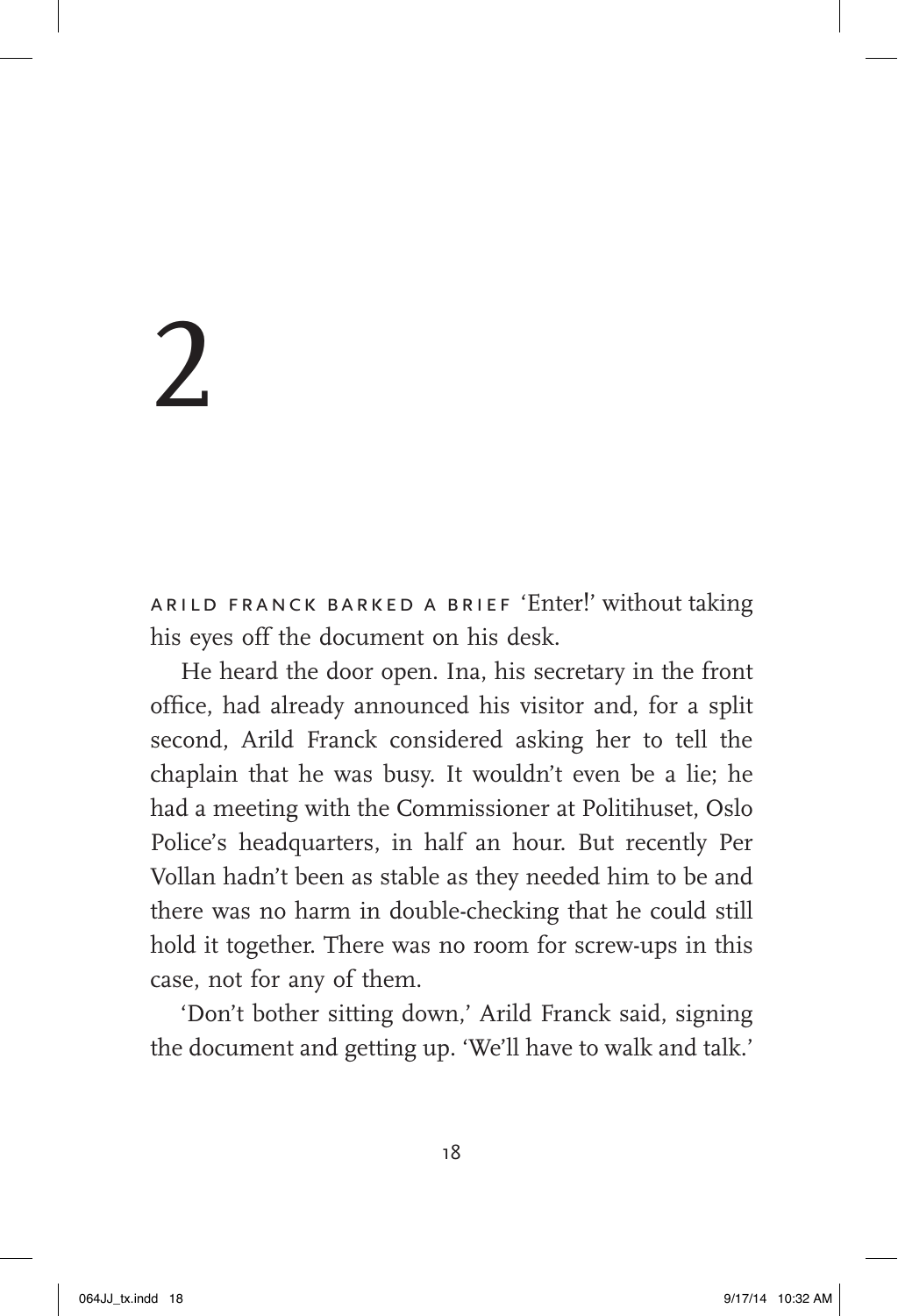# 2

ARILD FRANCK BARKED A BRIEF 'Enter!' without taking his eyes off the document on his desk.

He heard the door open. Ina, his secretary in the front office, had already announced his visitor and, for a split second, Arild Franck considered asking her to tell the chaplain that he was busy. It wouldn't even be a lie; he had a meeting with the Commissioner at Politihuset, Oslo Police's headquarters, in half an hour. But recently Per Vollan hadn't been as stable as they needed him to be and there was no harm in double-checking that he could still hold it together. There was no room for screw-ups in this case, not for any of them.

'Don't bother sitting down,' Arild Franck said, signing the document and getting up. 'We'll have to walk and talk.'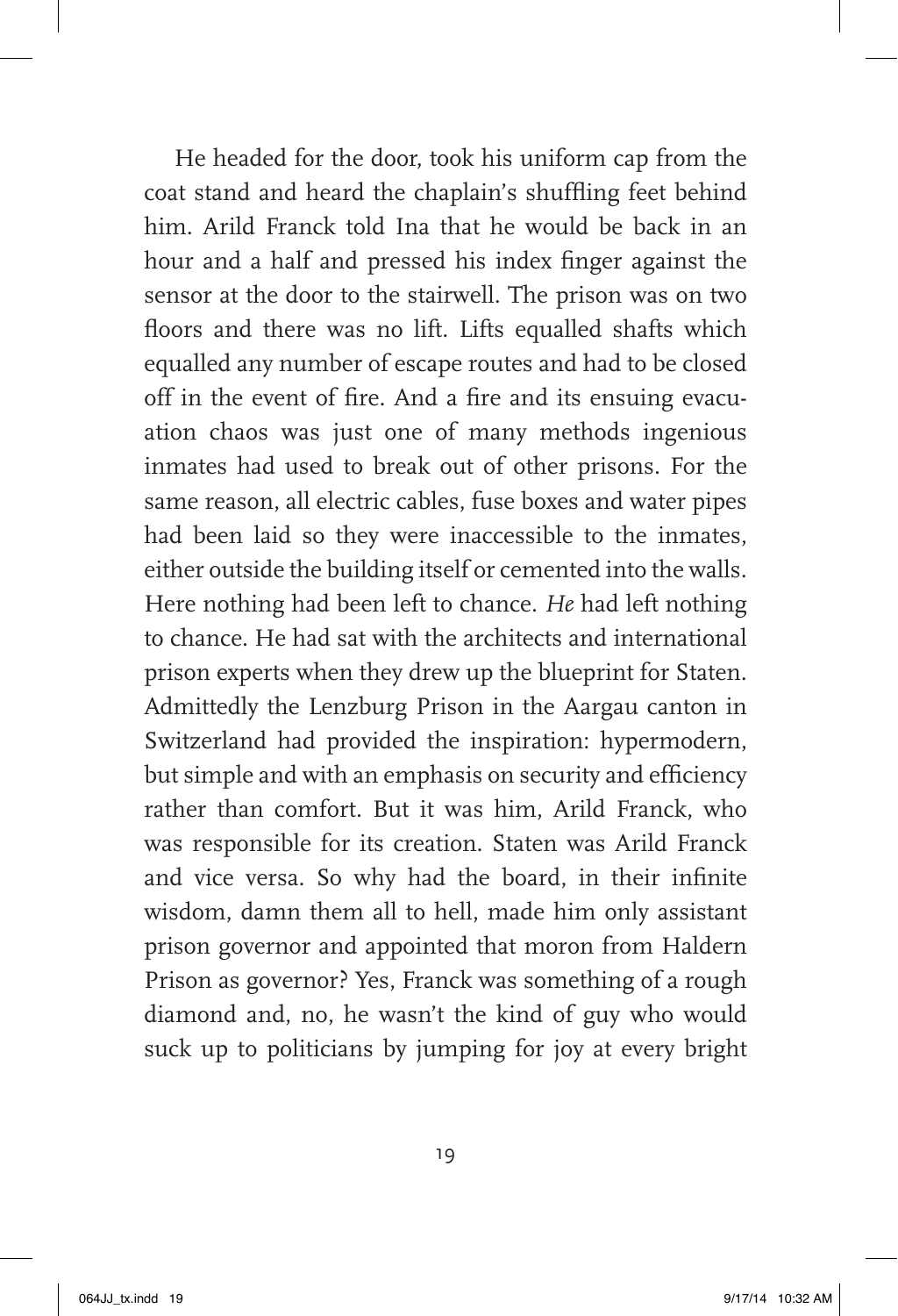He headed for the door, took his uniform cap from the coat stand and heard the chaplain's shuffling feet behind him. Arild Franck told Ina that he would be back in an hour and a half and pressed his index finger against the sensor at the door to the stairwell. The prison was on two floors and there was no lift. Lifts equalled shafts which equalled any number of escape routes and had to be closed off in the event of fire. And a fire and its ensuing evacuation chaos was just one of many methods ingenious inmates had used to break out of other prisons. For the same reason, all electric cables, fuse boxes and water pipes had been laid so they were inaccessible to the inmates, either outside the building itself or cemented into the walls. Here nothing had been left to chance. *He* had left nothing to chance. He had sat with the architects and international prison experts when they drew up the blueprint for Staten. Admittedly the Lenzburg Prison in the Aargau canton in Switzerland had provided the inspiration: hypermodern, but simple and with an emphasis on security and efficiency rather than comfort. But it was him, Arild Franck, who was responsible for its creation. Staten was Arild Franck and vice versa. So why had the board, in their infinite wisdom, damn them all to hell, made him only assistant prison governor and appointed that moron from Haldern Prison as governor? Yes, Franck was something of a rough diamond and, no, he wasn't the kind of guy who would suck up to politicians by jumping for joy at every bright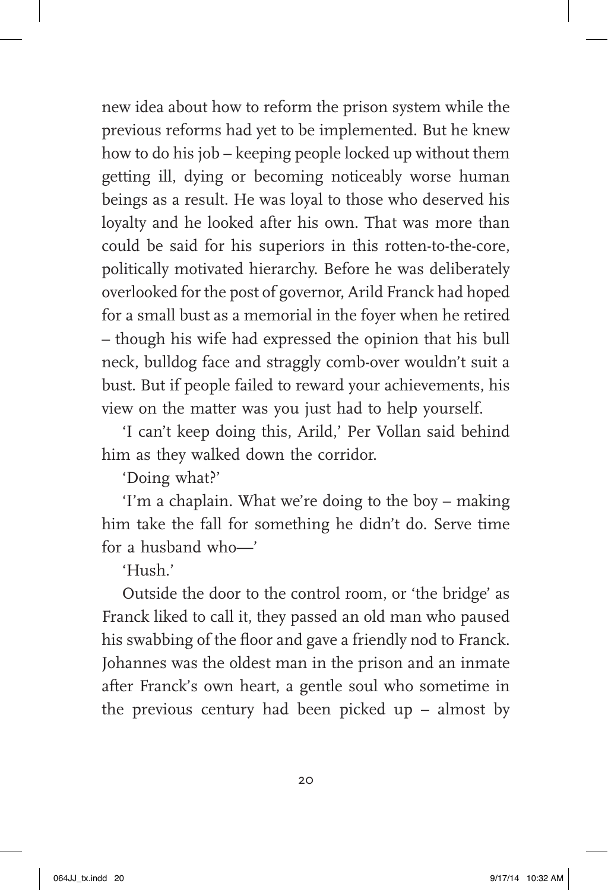new idea about how to reform the prison system while the previous reforms had yet to be implemented. But he knew how to do his job – keeping people locked up without them getting ill, dying or becoming noticeably worse human beings as a result. He was loyal to those who deserved his loyalty and he looked after his own. That was more than could be said for his superiors in this rotten-to-the-core, politically motivated hierarchy. Before he was deliberately overlooked for the post of governor, Arild Franck had hoped for a small bust as a memorial in the foyer when he retired – though his wife had expressed the opinion that his bull neck, bulldog face and straggly comb-over wouldn't suit a bust. But if people failed to reward your achievements, his view on the matter was you just had to help yourself.

'I can't keep doing this, Arild,' Per Vollan said behind him as they walked down the corridor.

'Doing what?'

'I'm a chaplain. What we're doing to the boy – making him take the fall for something he didn't do. Serve time for a husband who—'

'Hush.'

Outside the door to the control room, or 'the bridge' as Franck liked to call it, they passed an old man who paused his swabbing of the floor and gave a friendly nod to Franck. Johannes was the oldest man in the prison and an inmate after Franck's own heart, a gentle soul who sometime in the previous century had been picked up – almost by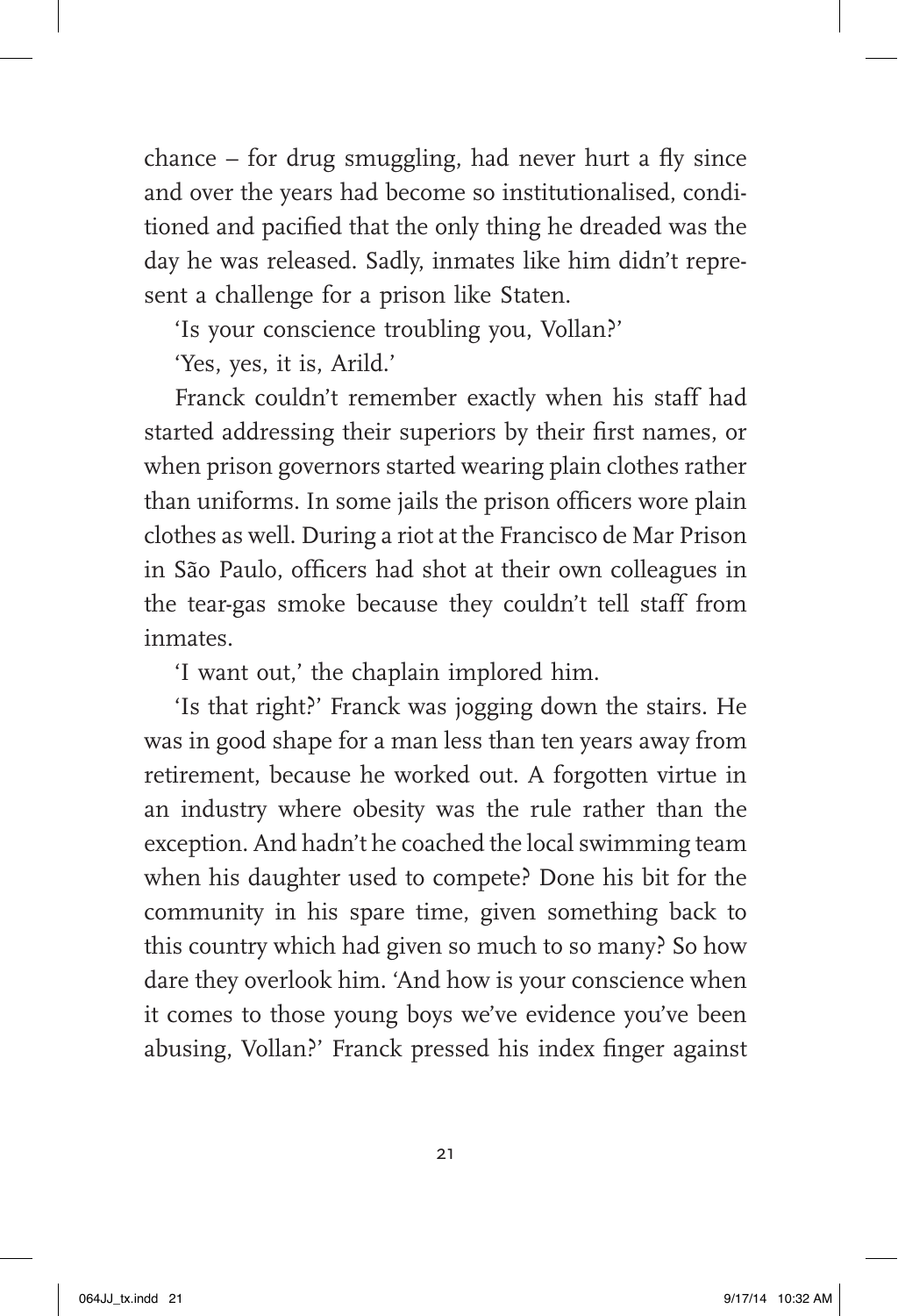chance – for drug smuggling, had never hurt a fly since and over the years had become so institutionalised, conditioned and pacified that the only thing he dreaded was the day he was released. Sadly, inmates like him didn't represent a challenge for a prison like Staten.

'Is your conscience troubling you, Vollan?'

'Yes, yes, it is, Arild.'

Franck couldn't remember exactly when his staff had started addressing their superiors by their first names, or when prison governors started wearing plain clothes rather than uniforms. In some jails the prison officers wore plain clothes as well. During a riot at the Francisco de Mar Prison in São Paulo, officers had shot at their own colleagues in the tear-gas smoke because they couldn't tell staff from inmates.

'I want out,' the chaplain implored him.

'Is that right?' Franck was jogging down the stairs. He was in good shape for a man less than ten years away from retirement, because he worked out. A forgotten virtue in an industry where obesity was the rule rather than the exception. And hadn't he coached the local swimming team when his daughter used to compete? Done his bit for the community in his spare time, given something back to this country which had given so much to so many? So how dare they overlook him. 'And how is your conscience when it comes to those young boys we've evidence you've been abusing, Vollan?' Franck pressed his index finger against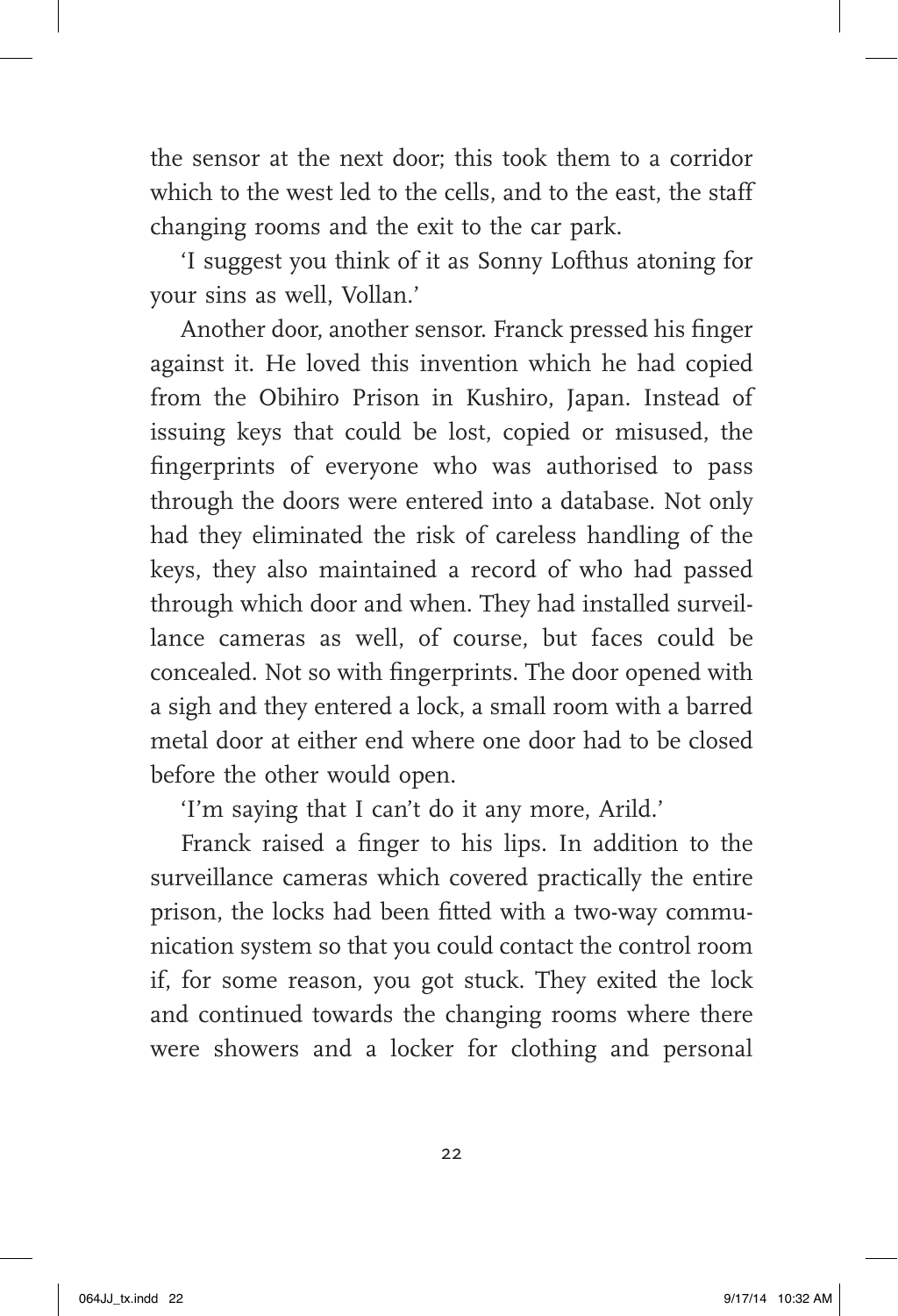the sensor at the next door; this took them to a corridor which to the west led to the cells, and to the east, the staff changing rooms and the exit to the car park.

'I suggest you think of it as Sonny Lofthus atoning for your sins as well, Vollan.'

Another door, another sensor. Franck pressed his finger against it. He loved this invention which he had copied from the Obihiro Prison in Kushiro, Japan. Instead of issuing keys that could be lost, copied or misused, the fingerprints of everyone who was authorised to pass through the doors were entered into a database. Not only had they eliminated the risk of careless handling of the keys, they also maintained a record of who had passed through which door and when. They had installed surveillance cameras as well, of course, but faces could be concealed. Not so with fingerprints. The door opened with a sigh and they entered a lock, a small room with a barred metal door at either end where one door had to be closed before the other would open.

'I'm saying that I can't do it any more, Arild.'

Franck raised a finger to his lips. In addition to the surveillance cameras which covered practically the entire prison, the locks had been fitted with a two-way communication system so that you could contact the control room if, for some reason, you got stuck. They exited the lock and continued towards the changing rooms where there were showers and a locker for clothing and personal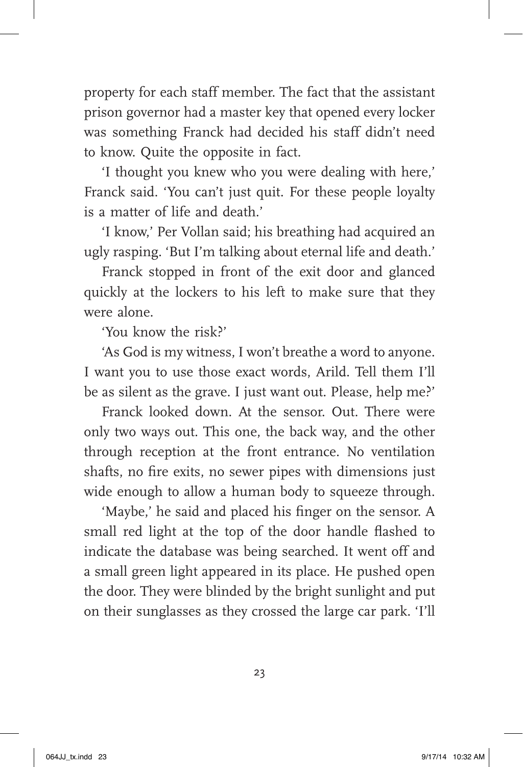property for each staff member. The fact that the assistant prison governor had a master key that opened every locker was something Franck had decided his staff didn't need to know. Quite the opposite in fact.

'I thought you knew who you were dealing with here,' Franck said. 'You can't just quit. For these people loyalty is a matter of life and death.'

'I know,' Per Vollan said; his breathing had acquired an ugly rasping. 'But I'm talking about eternal life and death.'

Franck stopped in front of the exit door and glanced quickly at the lockers to his left to make sure that they were alone.

'You know the risk?'

'As God is my witness, I won't breathe a word to anyone. I want you to use those exact words, Arild. Tell them I'll be as silent as the grave. I just want out. Please, help me?'

Franck looked down. At the sensor. Out. There were only two ways out. This one, the back way, and the other through reception at the front entrance. No ventilation shafts, no fire exits, no sewer pipes with dimensions just wide enough to allow a human body to squeeze through.

'Maybe,' he said and placed his finger on the sensor. A small red light at the top of the door handle flashed to indicate the database was being searched. It went off and a small green light appeared in its place. He pushed open the door. They were blinded by the bright sunlight and put on their sunglasses as they crossed the large car park. 'I'll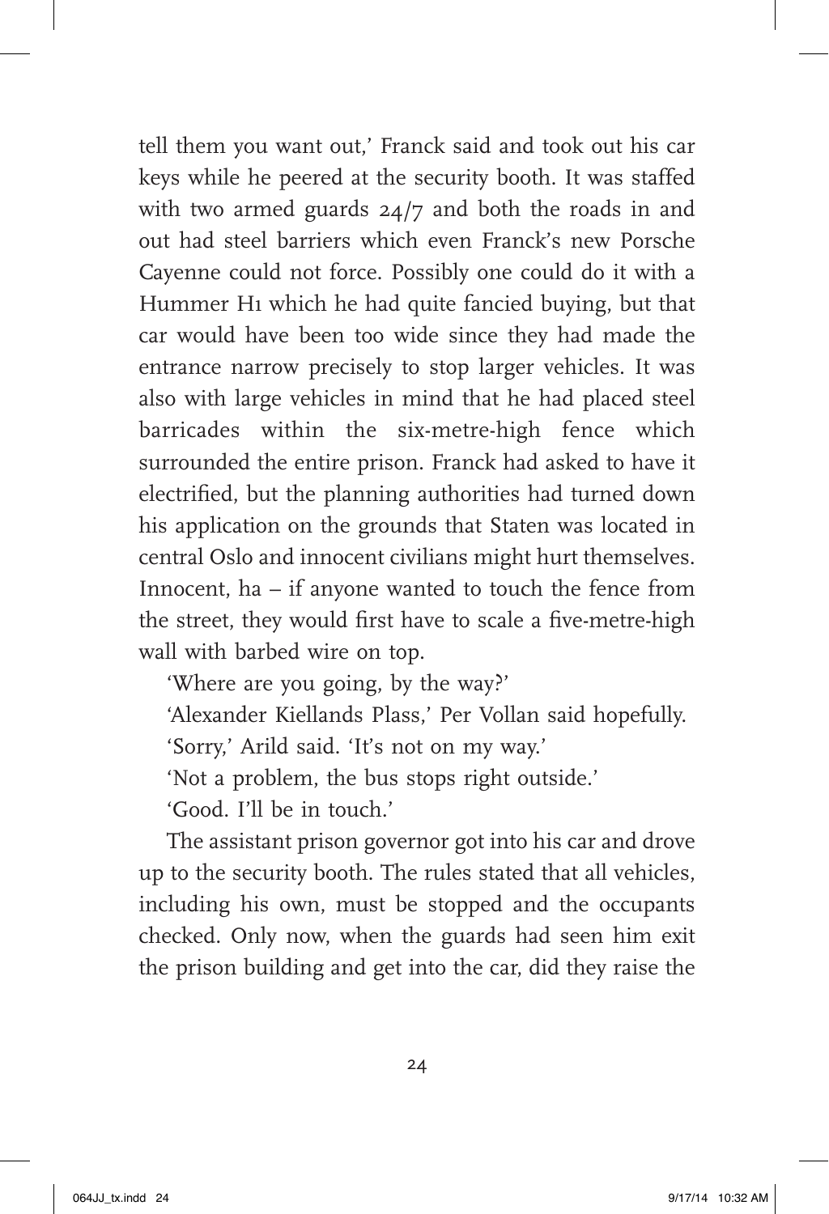tell them you want out,' Franck said and took out his car keys while he peered at the security booth. It was staffed with two armed guards 24/7 and both the roads in and out had steel barriers which even Franck's new Porsche Cayenne could not force. Possibly one could do it with a Hummer H1 which he had quite fancied buying, but that car would have been too wide since they had made the entrance narrow precisely to stop larger vehicles. It was also with large vehicles in mind that he had placed steel barricades within the six-metre-high fence which surrounded the entire prison. Franck had asked to have it electrified, but the planning authorities had turned down his application on the grounds that Staten was located in central Oslo and innocent civilians might hurt themselves. Innocent, ha – if anyone wanted to touch the fence from the street, they would first have to scale a five-metre-high wall with barbed wire on top.

'Where are you going, by the way?'

'Alexander Kiellands Plass,' Per Vollan said hopefully.

'Sorry,' Arild said. 'It's not on my way.'

'Not a problem, the bus stops right outside.'

'Good. I'll be in touch.'

The assistant prison governor got into his car and drove up to the security booth. The rules stated that all vehicles, including his own, must be stopped and the occupants checked. Only now, when the guards had seen him exit the prison building and get into the car, did they raise the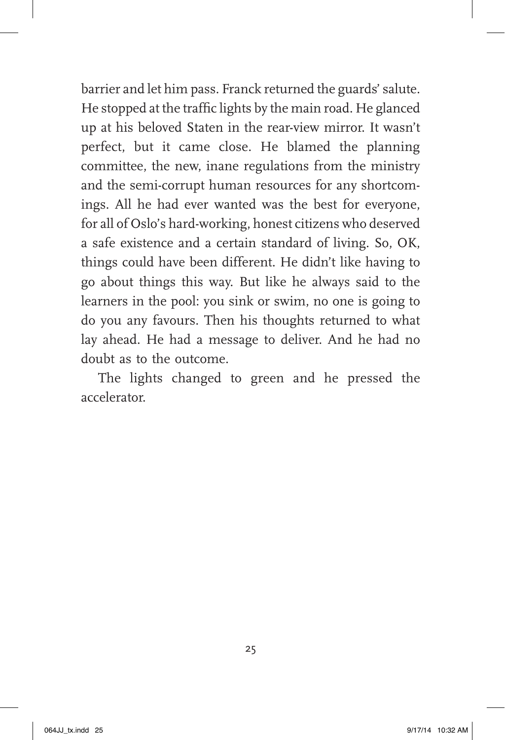barrier and let him pass. Franck returned the guards' salute. He stopped at the traffic lights by the main road. He glanced up at his beloved Staten in the rear-view mirror. It wasn't perfect, but it came close. He blamed the planning committee, the new, inane regulations from the ministry and the semi-corrupt human resources for any shortcomings. All he had ever wanted was the best for everyone, for all of Oslo's hard-working, honest citizens who deserved a safe existence and a certain standard of living. So, OK, things could have been different. He didn't like having to go about things this way. But like he always said to the learners in the pool: you sink or swim, no one is going to do you any favours. Then his thoughts returned to what lay ahead. He had a message to deliver. And he had no doubt as to the outcome.

The lights changed to green and he pressed the accelerator.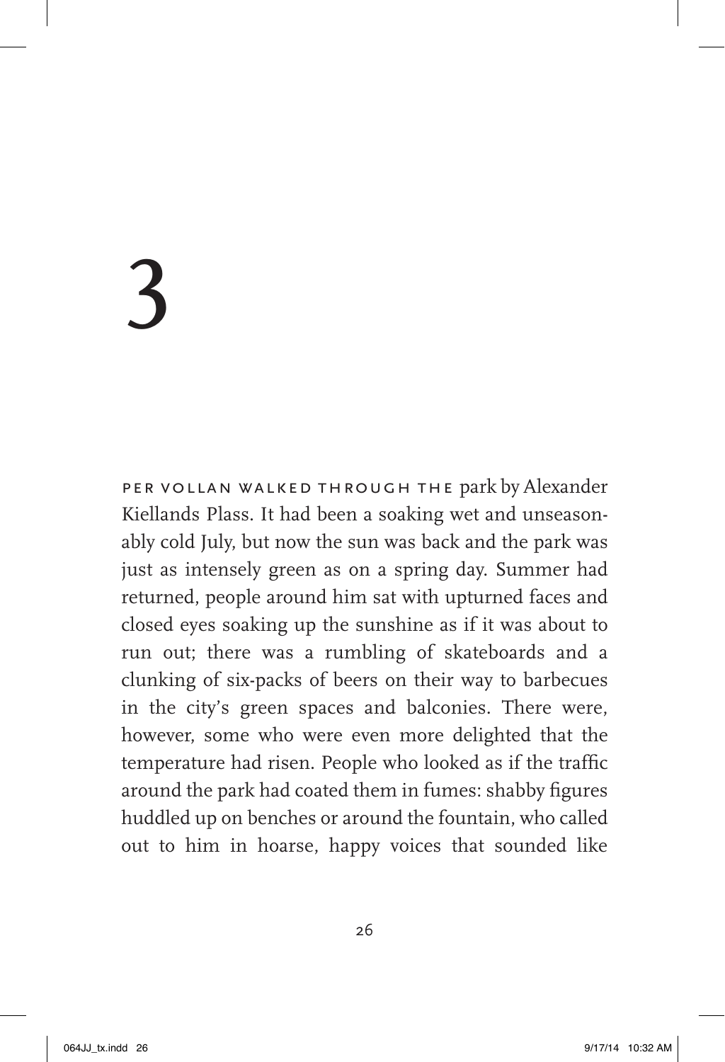# 3

PER VOLLAN WALKED THROUGH THE park by Alexander Kiellands Plass. It had been a soaking wet and unseasonably cold July, but now the sun was back and the park was just as intensely green as on a spring day. Summer had returned, people around him sat with upturned faces and closed eyes soaking up the sunshine as if it was about to run out; there was a rumbling of skateboards and a clunking of six-packs of beers on their way to barbecues in the city's green spaces and balconies. There were, however, some who were even more delighted that the temperature had risen. People who looked as if the traffic around the park had coated them in fumes: shabby figures huddled up on benches or around the fountain, who called out to him in hoarse, happy voices that sounded like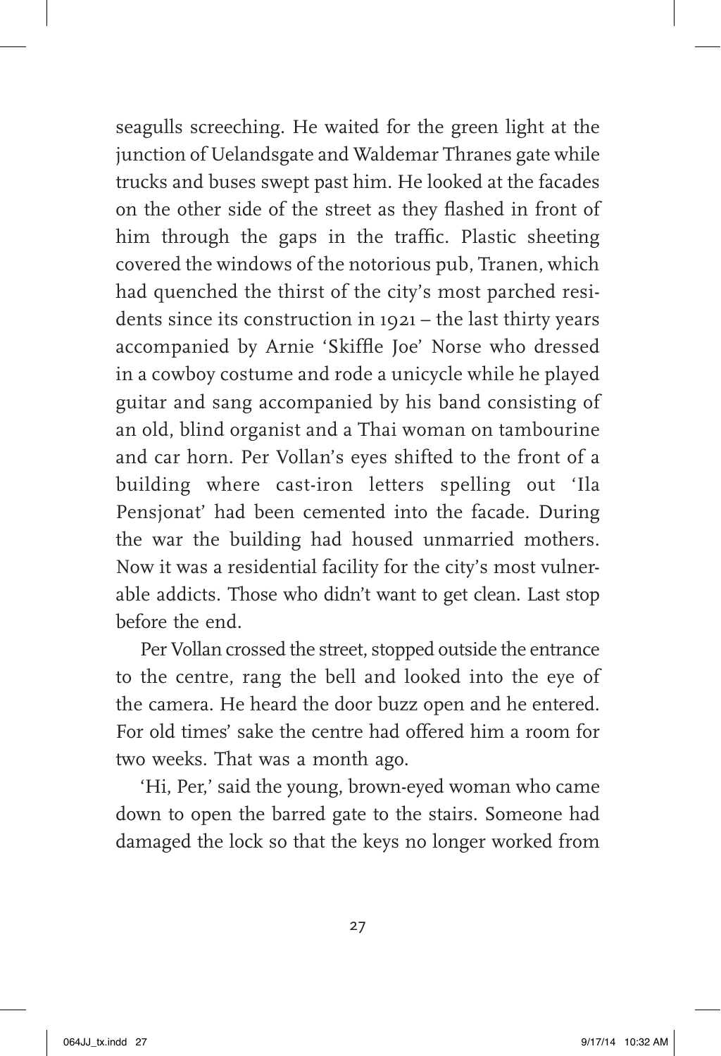seagulls screeching. He waited for the green light at the junction of Uelandsgate and Waldemar Thranes gate while trucks and buses swept past him. He looked at the facades on the other side of the street as they flashed in front of him through the gaps in the traffic. Plastic sheeting covered the windows of the notorious pub, Tranen, which had quenched the thirst of the city's most parched residents since its construction in 1921 – the last thirty years accompanied by Arnie 'Skiffle Joe' Norse who dressed in a cowboy costume and rode a unicycle while he played guitar and sang accompanied by his band consisting of an old, blind organist and a Thai woman on tambourine and car horn. Per Vollan's eyes shifted to the front of a building where cast-iron letters spelling out 'Ila Pensjonat' had been cemented into the facade. During the war the building had housed unmarried mothers. Now it was a residential facility for the city's most vulnerable addicts. Those who didn't want to get clean. Last stop before the end.

Per Vollan crossed the street, stopped outside the entrance to the centre, rang the bell and looked into the eye of the camera. He heard the door buzz open and he entered. For old times' sake the centre had offered him a room for two weeks. That was a month ago.

'Hi, Per,' said the young, brown-eyed woman who came down to open the barred gate to the stairs. Someone had damaged the lock so that the keys no longer worked from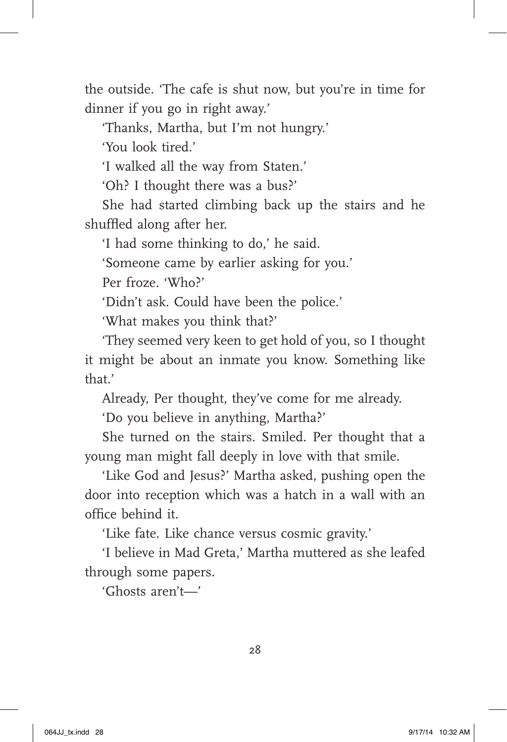the outside. 'The cafe is shut now, but you're in time for dinner if you go in right away.'

'Thanks, Martha, but I'm not hungry.'

'You look tired.'

'I walked all the way from Staten.'

'Oh? I thought there was a bus?'

She had started climbing back up the stairs and he shuffled along after her.

'I had some thinking to do,' he said.

'Someone came by earlier asking for you.'

Per froze. 'Who?'

'Didn't ask. Could have been the police.'

'What makes you think that?'

'They seemed very keen to get hold of you, so I thought it might be about an inmate you know. Something like that.'

Already, Per thought, they've come for me already.

'Do you believe in anything, Martha?'

She turned on the stairs. Smiled. Per thought that a young man might fall deeply in love with that smile.

'Like God and Jesus?' Martha asked, pushing open the door into reception which was a hatch in a wall with an office behind it.

'Like fate. Like chance versus cosmic gravity.'

'I believe in Mad Greta,' Martha muttered as she leafed through some papers.

'Ghosts aren't—'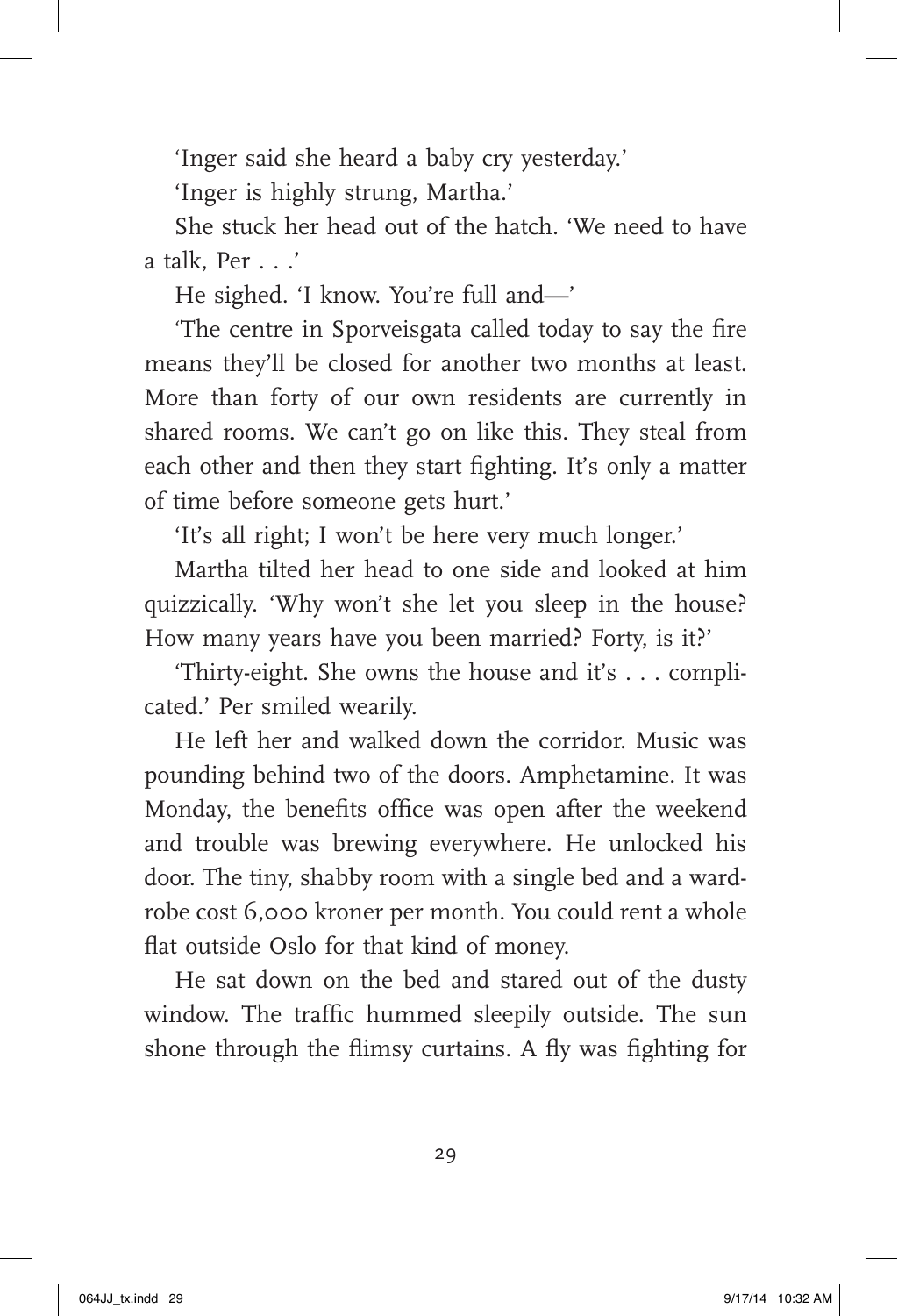'Inger said she heard a baby cry yesterday.'

'Inger is highly strung, Martha.'

She stuck her head out of the hatch. 'We need to have a talk, Per . . .'

He sighed. 'I know. You're full and—'

'The centre in Sporveisgata called today to say the fire means they'll be closed for another two months at least. More than forty of our own residents are currently in shared rooms. We can't go on like this. They steal from each other and then they start fighting. It's only a matter of time before someone gets hurt.'

'It's all right; I won't be here very much longer.'

Martha tilted her head to one side and looked at him quizzically. 'Why won't she let you sleep in the house? How many years have you been married? Forty, is it?'

'Thirty-eight. She owns the house and it's . . . complicated.' Per smiled wearily.

He left her and walked down the corridor. Music was pounding behind two of the doors. Amphetamine. It was Monday, the benefits office was open after the weekend and trouble was brewing everywhere. He unlocked his door. The tiny, shabby room with a single bed and a wardrobe cost 6,000 kroner per month. You could rent a whole flat outside Oslo for that kind of money.

He sat down on the bed and stared out of the dusty window. The traffic hummed sleepily outside. The sun shone through the flimsy curtains. A fly was fighting for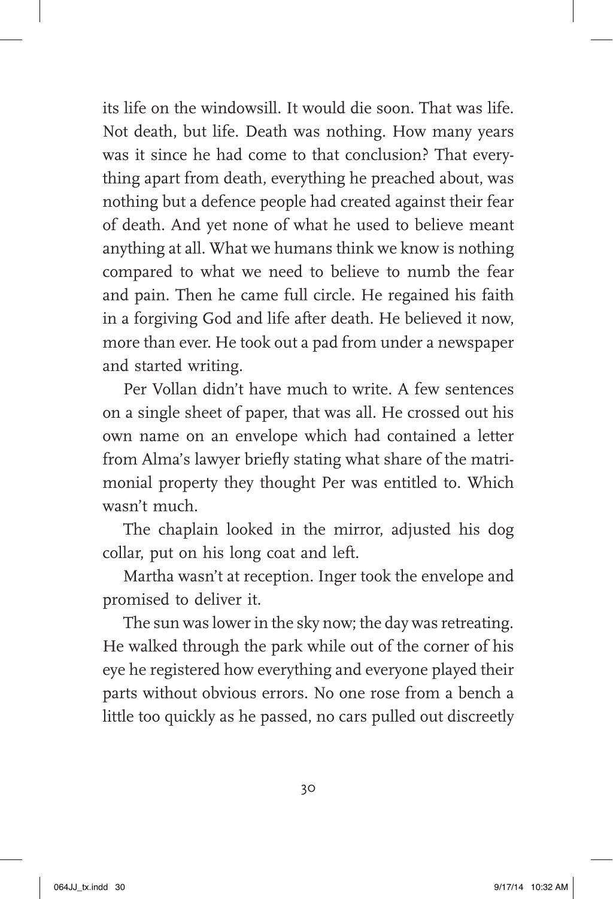its life on the windowsill. It would die soon. That was life. Not death, but life. Death was nothing. How many years was it since he had come to that conclusion? That everything apart from death, everything he preached about, was nothing but a defence people had created against their fear of death. And yet none of what he used to believe meant anything at all. What we humans think we know is nothing compared to what we need to believe to numb the fear and pain. Then he came full circle. He regained his faith in a forgiving God and life after death. He believed it now, more than ever. He took out a pad from under a newspaper and started writing.

Per Vollan didn't have much to write. A few sentences on a single sheet of paper, that was all. He crossed out his own name on an envelope which had contained a letter from Alma's lawyer briefly stating what share of the matrimonial property they thought Per was entitled to. Which wasn't much.

The chaplain looked in the mirror, adjusted his dog collar, put on his long coat and left.

Martha wasn't at reception. Inger took the envelope and promised to deliver it.

The sun was lower in the sky now; the day was retreating. He walked through the park while out of the corner of his eye he registered how everything and everyone played their parts without obvious errors. No one rose from a bench a little too quickly as he passed, no cars pulled out discreetly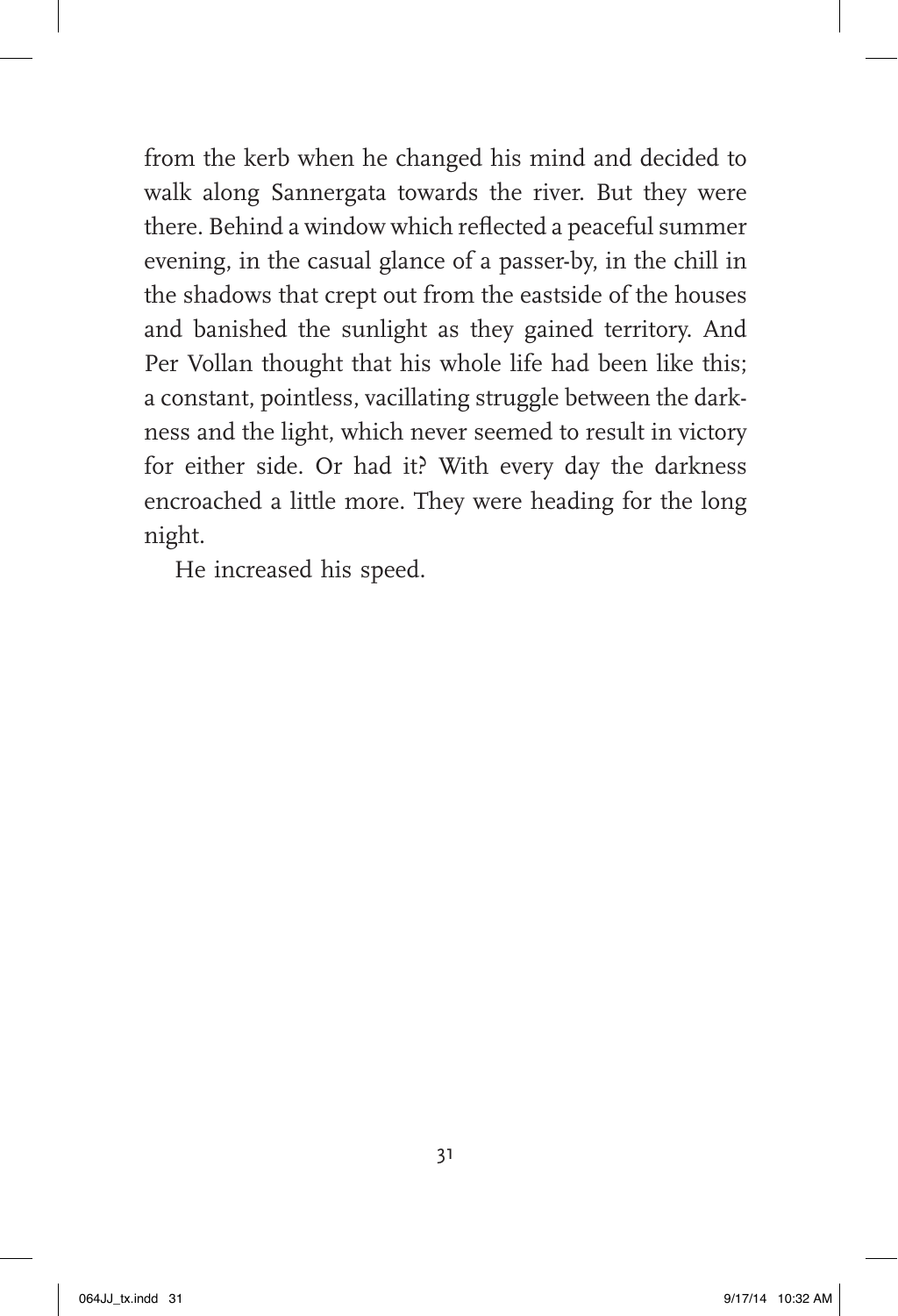from the kerb when he changed his mind and decided to walk along Sannergata towards the river. But they were there. Behind a window which reflected a peaceful summer evening, in the casual glance of a passer-by, in the chill in the shadows that crept out from the eastside of the houses and banished the sunlight as they gained territory. And Per Vollan thought that his whole life had been like this; a constant, pointless, vacillating struggle between the darkness and the light, which never seemed to result in victory for either side. Or had it? With every day the darkness encroached a little more. They were heading for the long night.

He increased his speed.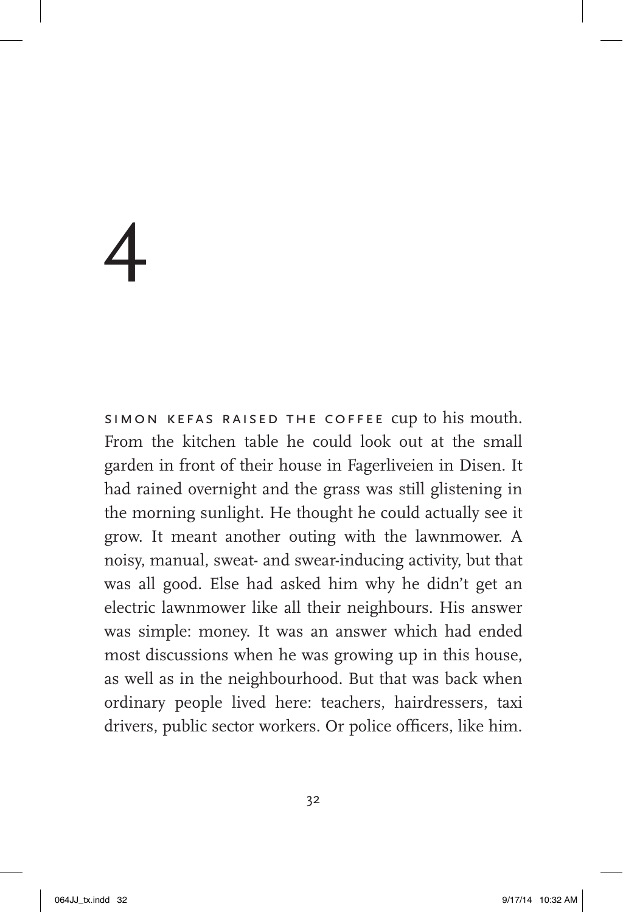# 4

SIMON KEFAS RAISED THE COFFEE cup to his mouth. From the kitchen table he could look out at the small garden in front of their house in Fagerliveien in Disen. It had rained overnight and the grass was still glistening in the morning sunlight. He thought he could actually see it grow. It meant another outing with the lawnmower. A noisy, manual, sweat- and swear-inducing activity, but that was all good. Else had asked him why he didn't get an electric lawnmower like all their neighbours. His answer was simple: money. It was an answer which had ended most discussions when he was growing up in this house, as well as in the neighbourhood. But that was back when ordinary people lived here: teachers, hairdressers, taxi drivers, public sector workers. Or police officers, like him.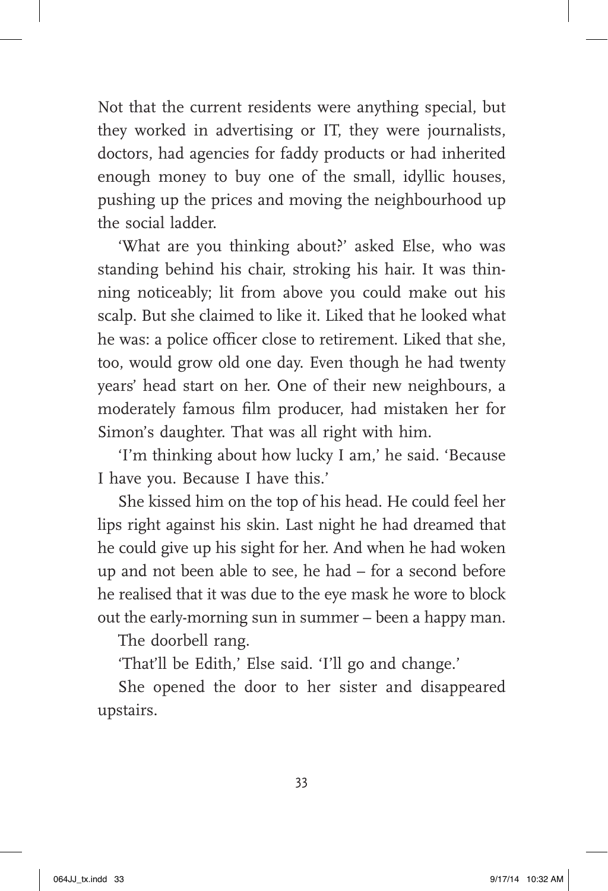Not that the current residents were anything special, but they worked in advertising or IT, they were journalists, doctors, had agencies for faddy products or had inherited enough money to buy one of the small, idyllic houses, pushing up the prices and moving the neighbourhood up the social ladder.

'What are you thinking about?' asked Else, who was standing behind his chair, stroking his hair. It was thinning noticeably; lit from above you could make out his scalp. But she claimed to like it. Liked that he looked what he was: a police officer close to retirement. Liked that she, too, would grow old one day. Even though he had twenty years' head start on her. One of their new neighbours, a moderately famous film producer, had mistaken her for Simon's daughter. That was all right with him.

'I'm thinking about how lucky I am,' he said. 'Because I have you. Because I have this.'

She kissed him on the top of his head. He could feel her lips right against his skin. Last night he had dreamed that he could give up his sight for her. And when he had woken up and not been able to see, he had – for a second before he realised that it was due to the eye mask he wore to block out the early-morning sun in summer – been a happy man.

The doorbell rang.

'That'll be Edith,' Else said. 'I'll go and change.'

She opened the door to her sister and disappeared upstairs.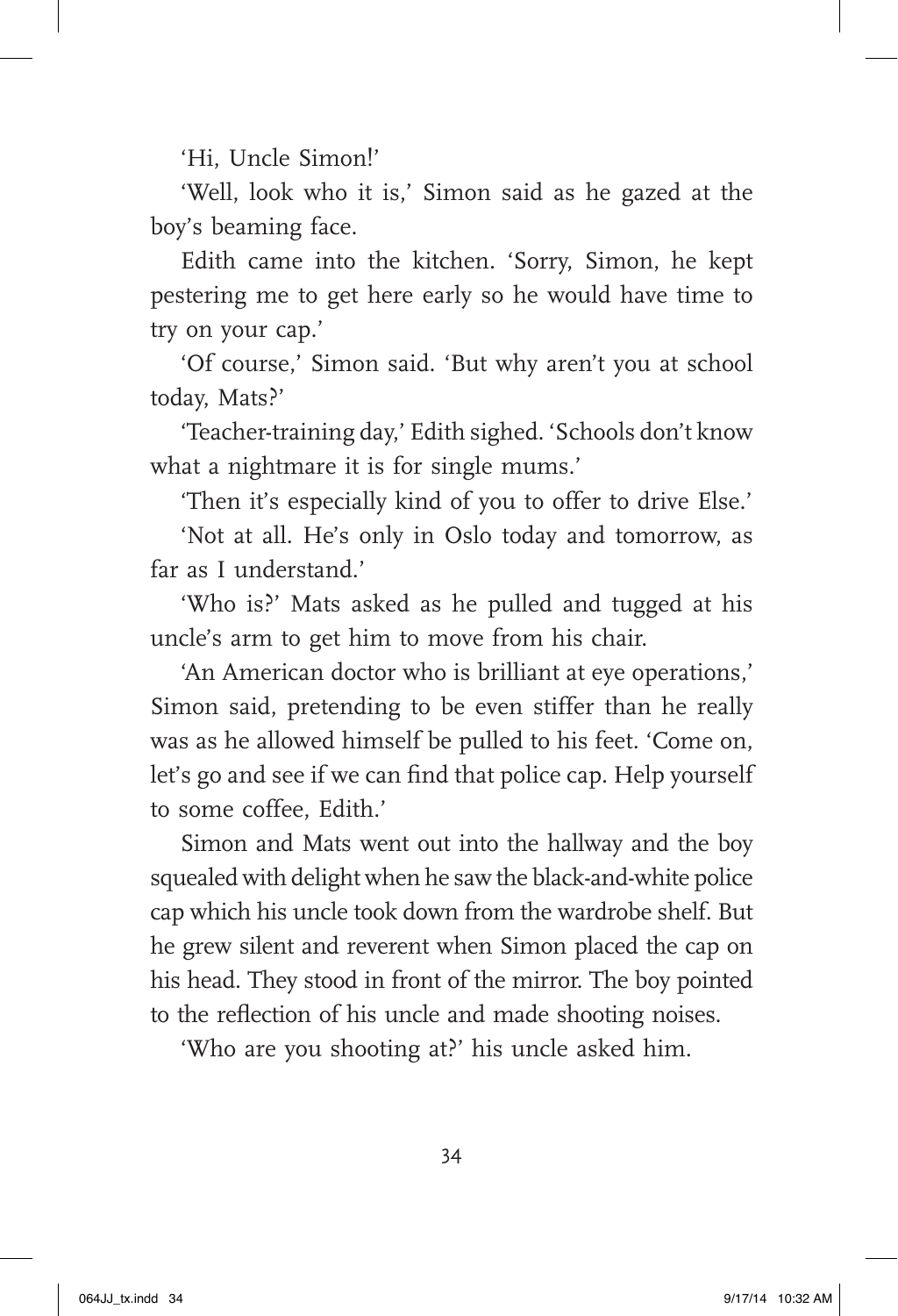'Hi, Uncle Simon!'

'Well, look who it is,' Simon said as he gazed at the boy's beaming face.

Edith came into the kitchen. 'Sorry, Simon, he kept pestering me to get here early so he would have time to try on your cap.'

'Of course,' Simon said. 'But why aren't you at school today, Mats?'

'Teacher-training day,' Edith sighed. 'Schools don't know what a nightmare it is for single mums.'

'Then it's especially kind of you to offer to drive Else.'

'Not at all. He's only in Oslo today and tomorrow, as far as I understand.'

'Who is?' Mats asked as he pulled and tugged at his uncle's arm to get him to move from his chair.

'An American doctor who is brilliant at eye operations,' Simon said, pretending to be even stiffer than he really was as he allowed himself be pulled to his feet. 'Come on, let's go and see if we can find that police cap. Help yourself to some coffee, Edith.'

Simon and Mats went out into the hallway and the boy squealed with delight when he saw the black-and-white police cap which his uncle took down from the wardrobe shelf. But he grew silent and reverent when Simon placed the cap on his head. They stood in front of the mirror. The boy pointed to the reflection of his uncle and made shooting noises.

'Who are you shooting at?' his uncle asked him.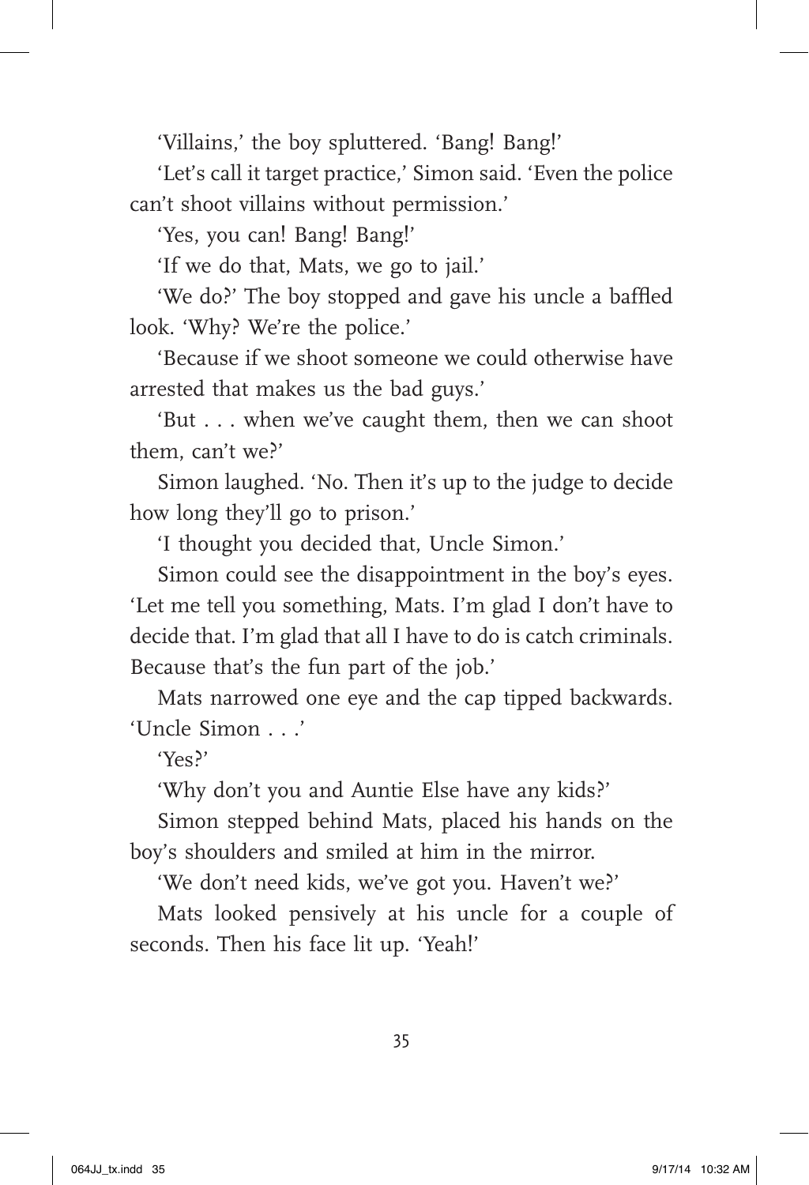'Villains,' the boy spluttered. 'Bang! Bang!'

'Let's call it target practice,' Simon said. 'Even the police can't shoot villains without permission.'

'Yes, you can! Bang! Bang!'

'If we do that, Mats, we go to jail.'

'We do?' The boy stopped and gave his uncle a baffled look. 'Why? We're the police.'

'Because if we shoot someone we could otherwise have arrested that makes us the bad guys.'

'But . . . when we've caught them, then we can shoot them, can't we?'

Simon laughed. 'No. Then it's up to the judge to decide how long they'll go to prison.'

'I thought you decided that, Uncle Simon.'

Simon could see the disappointment in the boy's eyes. 'Let me tell you something, Mats. I'm glad I don't have to decide that. I'm glad that all I have to do is catch criminals. Because that's the fun part of the job.'

Mats narrowed one eye and the cap tipped backwards. 'Uncle Simon . . .'

'Yes?'

'Why don't you and Auntie Else have any kids?'

Simon stepped behind Mats, placed his hands on the boy's shoulders and smiled at him in the mirror.

'We don't need kids, we've got you. Haven't we?'

Mats looked pensively at his uncle for a couple of seconds. Then his face lit up. 'Yeah!'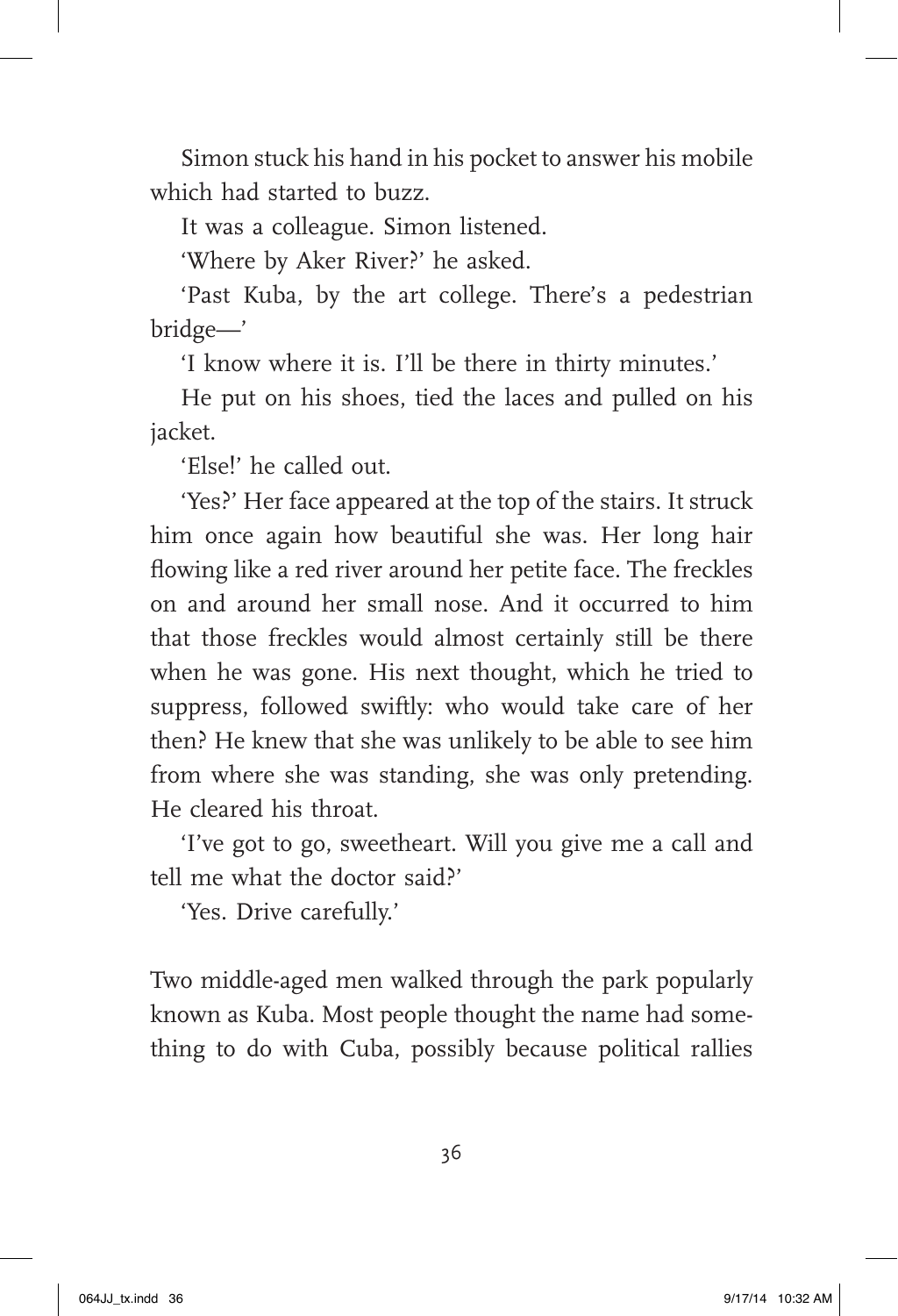Simon stuck his hand in his pocket to answer his mobile which had started to buzz.

It was a colleague. Simon listened.

'Where by Aker River?' he asked.

'Past Kuba, by the art college. There's a pedestrian bridge—'

'I know where it is. I'll be there in thirty minutes.'

He put on his shoes, tied the laces and pulled on his jacket.

'Else!' he called out.

'Yes?' Her face appeared at the top of the stairs. It struck him once again how beautiful she was. Her long hair flowing like a red river around her petite face. The freckles on and around her small nose. And it occurred to him that those freckles would almost certainly still be there when he was gone. His next thought, which he tried to suppress, followed swiftly: who would take care of her then? He knew that she was unlikely to be able to see him from where she was standing, she was only pretending. He cleared his throat.

'I've got to go, sweetheart. Will you give me a call and tell me what the doctor said?'

'Yes. Drive carefully.'

Two middle-aged men walked through the park popularly known as Kuba. Most people thought the name had something to do with Cuba, possibly because political rallies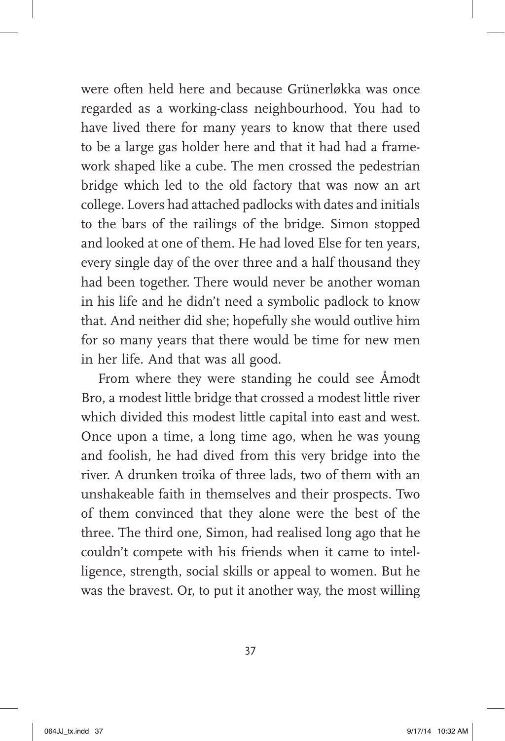were often held here and because Grünerløkka was once regarded as a working-class neighbourhood. You had to have lived there for many years to know that there used to be a large gas holder here and that it had had a framework shaped like a cube. The men crossed the pedestrian bridge which led to the old factory that was now an art college. Lovers had attached padlocks with dates and initials to the bars of the railings of the bridge. Simon stopped and looked at one of them. He had loved Else for ten years, every single day of the over three and a half thousand they had been together. There would never be another woman in his life and he didn't need a symbolic padlock to know that. And neither did she; hopefully she would outlive him for so many years that there would be time for new men in her life. And that was all good.

From where they were standing he could see Åmodt Bro, a modest little bridge that crossed a modest little river which divided this modest little capital into east and west. Once upon a time, a long time ago, when he was young and foolish, he had dived from this very bridge into the river. A drunken troika of three lads, two of them with an unshakeable faith in themselves and their prospects. Two of them convinced that they alone were the best of the three. The third one, Simon, had realised long ago that he couldn't compete with his friends when it came to intelligence, strength, social skills or appeal to women. But he was the bravest. Or, to put it another way, the most willing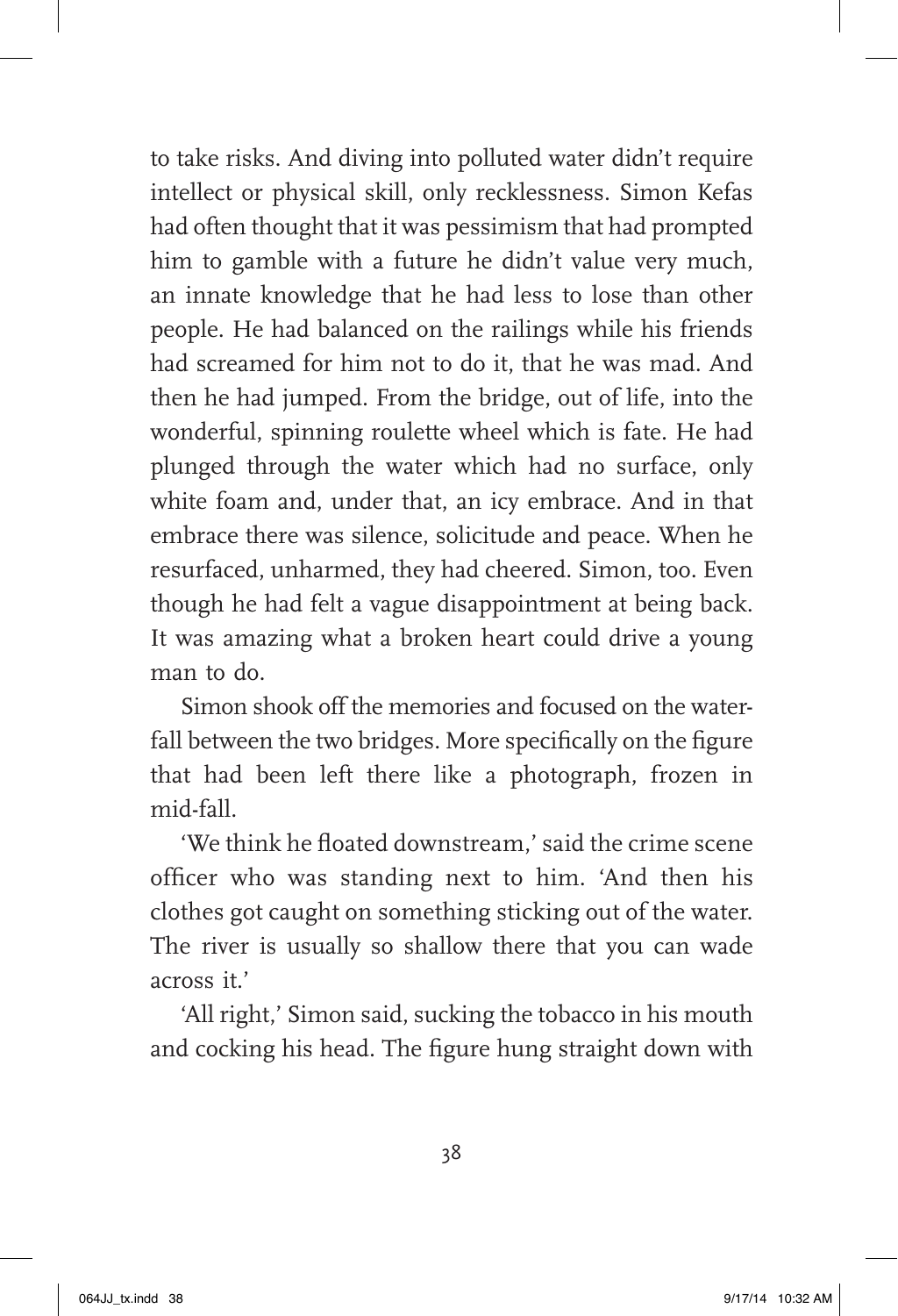to take risks. And diving into polluted water didn't require intellect or physical skill, only recklessness. Simon Kefas had often thought that it was pessimism that had prompted him to gamble with a future he didn't value very much, an innate knowledge that he had less to lose than other people. He had balanced on the railings while his friends had screamed for him not to do it, that he was mad. And then he had jumped. From the bridge, out of life, into the wonderful, spinning roulette wheel which is fate. He had plunged through the water which had no surface, only white foam and, under that, an icy embrace. And in that embrace there was silence, solicitude and peace. When he resurfaced, unharmed, they had cheered. Simon, too. Even though he had felt a vague disappointment at being back. It was amazing what a broken heart could drive a young man to do.

Simon shook off the memories and focused on the waterfall between the two bridges. More specifically on the figure that had been left there like a photograph, frozen in mid-fall.

'We think he floated downstream,' said the crime scene officer who was standing next to him. 'And then his clothes got caught on something sticking out of the water. The river is usually so shallow there that you can wade across it.'

'All right,' Simon said, sucking the tobacco in his mouth and cocking his head. The figure hung straight down with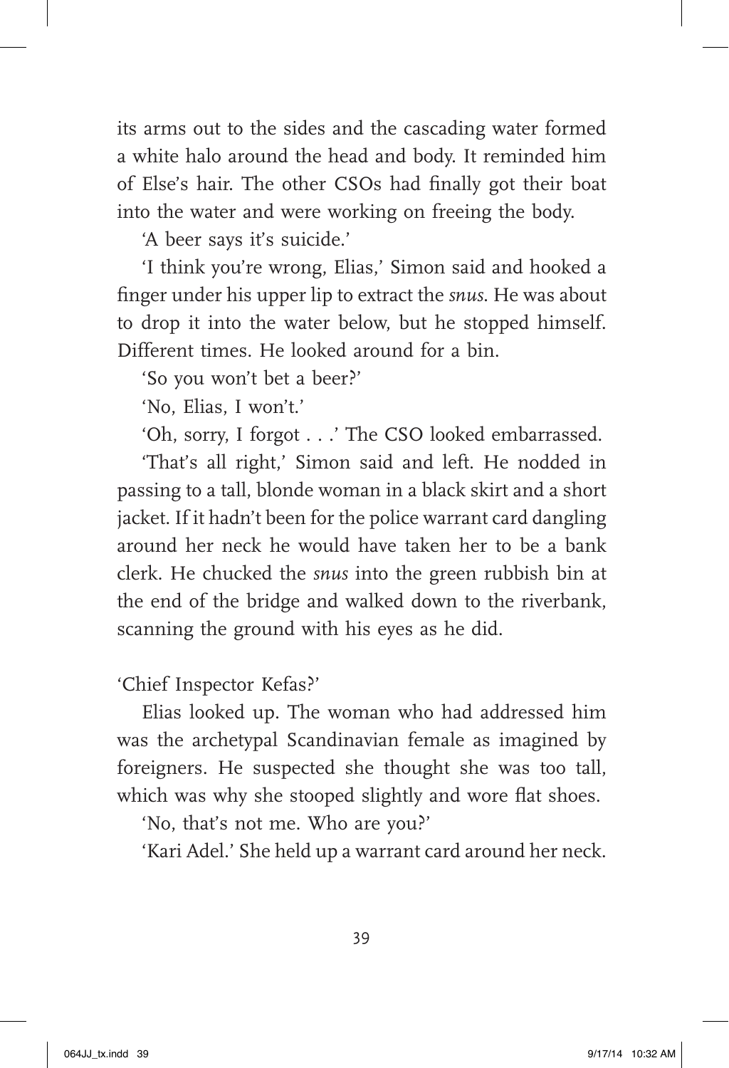its arms out to the sides and the cascading water formed a white halo around the head and body. It reminded him of Else's hair. The other CSOs had finally got their boat into the water and were working on freeing the body.

'A beer says it's suicide.'

'I think you're wrong, Elias,' Simon said and hooked a finger under his upper lip to extract the *snus*. He was about to drop it into the water below, but he stopped himself. Different times. He looked around for a bin.

'So you won't bet a beer?'

'No, Elias, I won't.'

'Oh, sorry, I forgot . . .' The CSO looked embarrassed.

'That's all right,' Simon said and left. He nodded in passing to a tall, blonde woman in a black skirt and a short jacket. If it hadn't been for the police warrant card dangling around her neck he would have taken her to be a bank clerk. He chucked the *snus* into the green rubbish bin at the end of the bridge and walked down to the riverbank, scanning the ground with his eyes as he did.

'Chief Inspector Kefas?'

Elias looked up. The woman who had addressed him was the archetypal Scandinavian female as imagined by foreigners. He suspected she thought she was too tall, which was why she stooped slightly and wore flat shoes.

'No, that's not me. Who are you?'

'Kari Adel.' She held up a warrant card around her neck.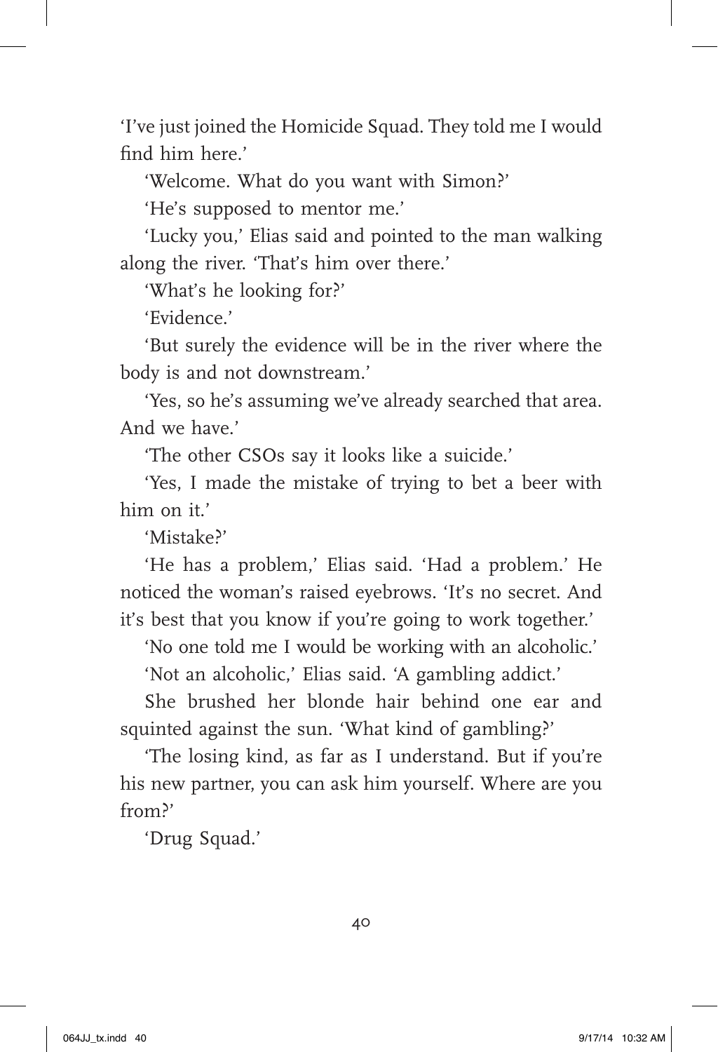'I've just joined the Homicide Squad. They told me I would find him here.'

'Welcome. What do you want with Simon?'

'He's supposed to mentor me.'

'Lucky you,' Elias said and pointed to the man walking along the river. 'That's him over there.'

'What's he looking for?'

'Evidence.'

'But surely the evidence will be in the river where the body is and not downstream.'

'Yes, so he's assuming we've already searched that area. And we have.'

'The other CSOs say it looks like a suicide.'

'Yes, I made the mistake of trying to bet a beer with him on it.'

'Mistake?'

'He has a problem,' Elias said. 'Had a problem.' He noticed the woman's raised eyebrows. 'It's no secret. And it's best that you know if you're going to work together.'

'No one told me I would be working with an alcoholic.'

'Not an alcoholic,' Elias said. 'A gambling addict.'

She brushed her blonde hair behind one ear and squinted against the sun. 'What kind of gambling?'

'The losing kind, as far as I understand. But if you're his new partner, you can ask him yourself. Where are you from?'

'Drug Squad.'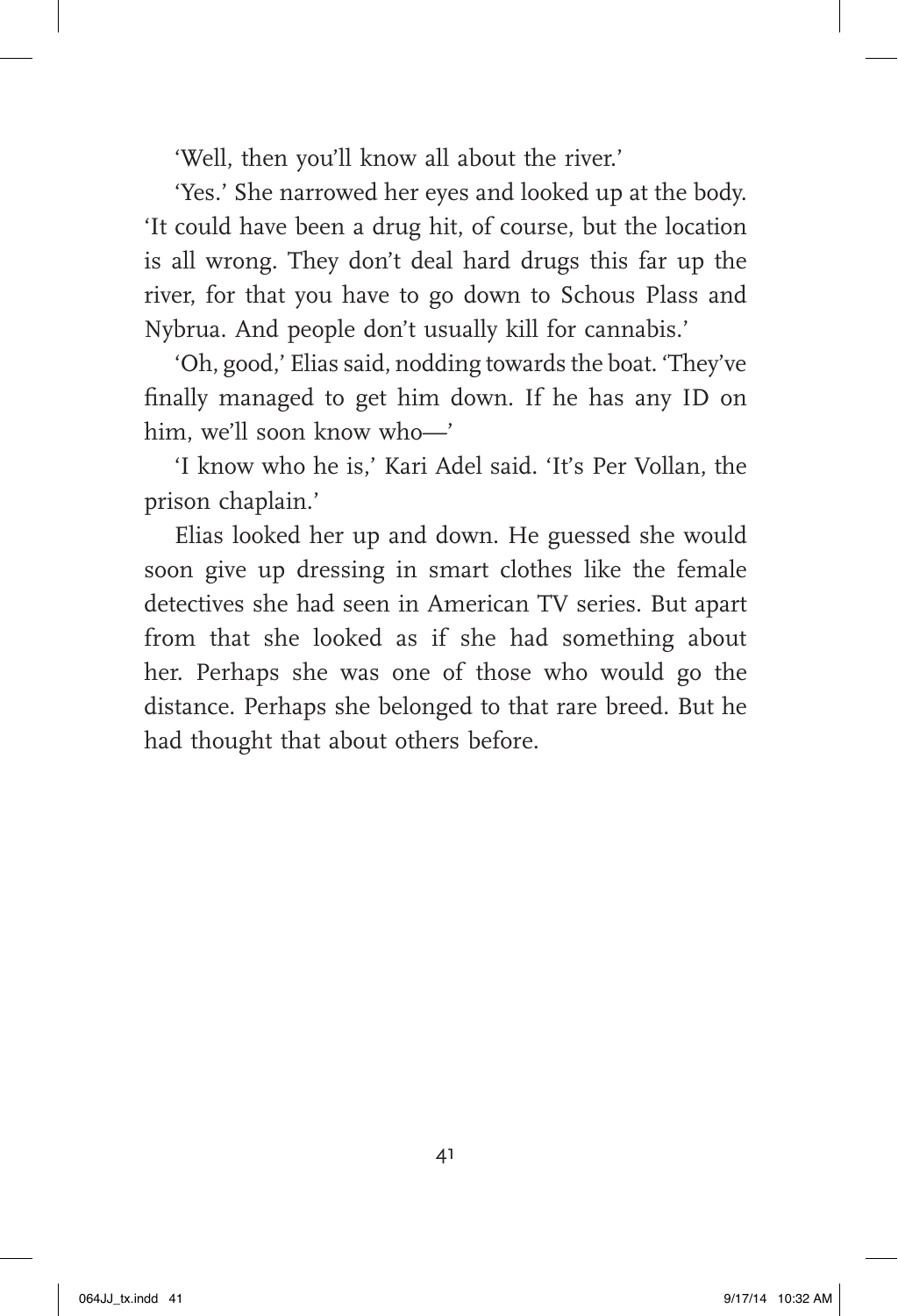'Well, then you'll know all about the river.'

'Yes.' She narrowed her eyes and looked up at the body. 'It could have been a drug hit, of course, but the location is all wrong. They don't deal hard drugs this far up the river, for that you have to go down to Schous Plass and Nybrua. And people don't usually kill for cannabis.'

'Oh, good,' Elias said, nodding towards the boat. 'They've finally managed to get him down. If he has any ID on him, we'll soon know who—'

'I know who he is,' Kari Adel said. 'It's Per Vollan, the prison chaplain.'

Elias looked her up and down. He guessed she would soon give up dressing in smart clothes like the female detectives she had seen in American TV series. But apart from that she looked as if she had something about her. Perhaps she was one of those who would go the distance. Perhaps she belonged to that rare breed. But he had thought that about others before.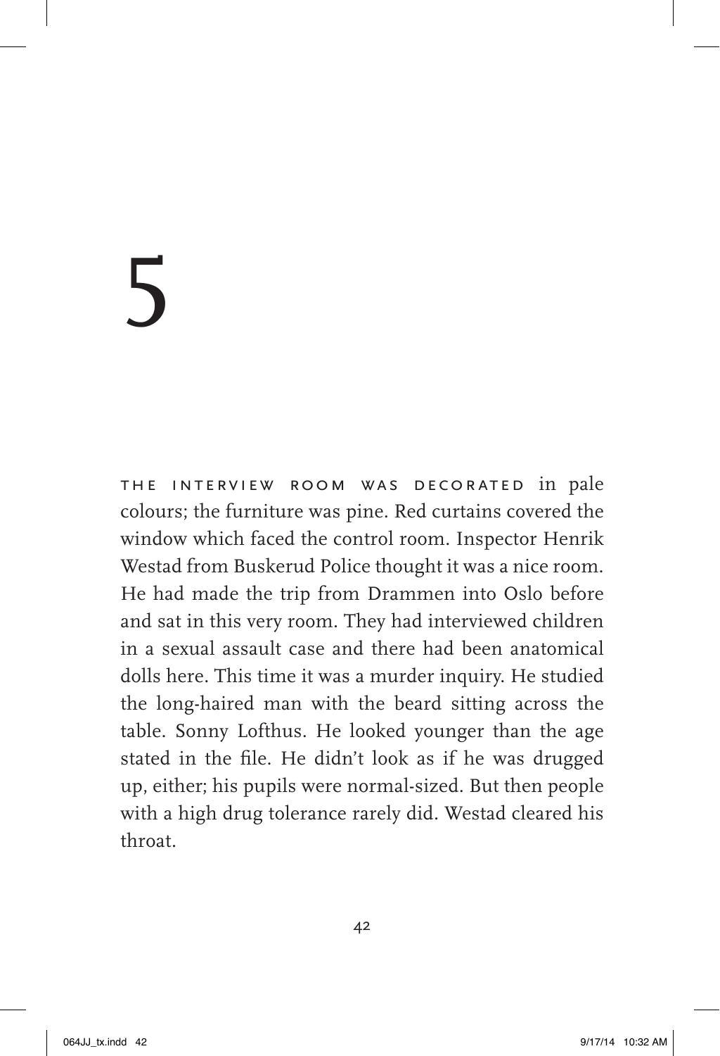# 5

THE INTERVIEW ROOM WAS DECORATED in pale colours; the furniture was pine. Red curtains covered the window which faced the control room. Inspector Henrik Westad from Buskerud Police thought it was a nice room. He had made the trip from Drammen into Oslo before and sat in this very room. They had interviewed children in a sexual assault case and there had been anatomical dolls here. This time it was a murder inquiry. He studied the long-haired man with the beard sitting across the table. Sonny Lofthus. He looked younger than the age stated in the file. He didn't look as if he was drugged up, either; his pupils were normal-sized. But then people with a high drug tolerance rarely did. Westad cleared his throat.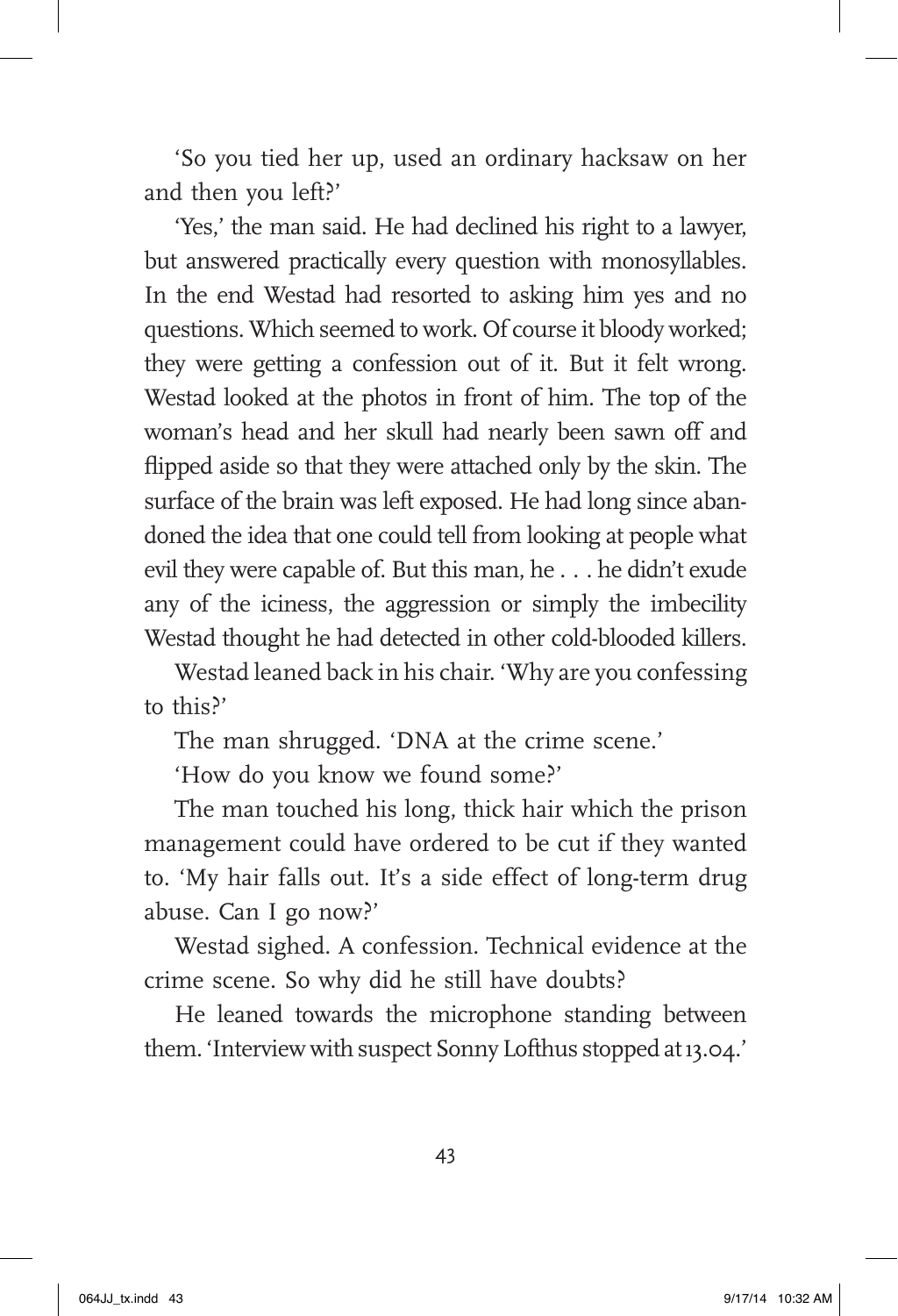'So you tied her up, used an ordinary hacksaw on her and then you left?'

'Yes,' the man said. He had declined his right to a lawyer, but answered practically every question with monosyllables. In the end Westad had resorted to asking him yes and no questions. Which seemed to work. Of course it bloody worked; they were getting a confession out of it. But it felt wrong. Westad looked at the photos in front of him. The top of the woman's head and her skull had nearly been sawn off and flipped aside so that they were attached only by the skin. The surface of the brain was left exposed. He had long since abandoned the idea that one could tell from looking at people what evil they were capable of. But this man, he . . . he didn't exude any of the iciness, the aggression or simply the imbecility Westad thought he had detected in other cold-blooded killers.

Westad leaned back in his chair. 'Why are you confessing to this?'

The man shrugged. 'DNA at the crime scene.'

'How do you know we found some?'

The man touched his long, thick hair which the prison management could have ordered to be cut if they wanted to. 'My hair falls out. It's a side effect of long-term drug abuse. Can I go now?'

Westad sighed. A confession. Technical evidence at the crime scene. So why did he still have doubts?

He leaned towards the microphone standing between them. 'Interview with suspect Sonny Lofthus stopped at 13.04.'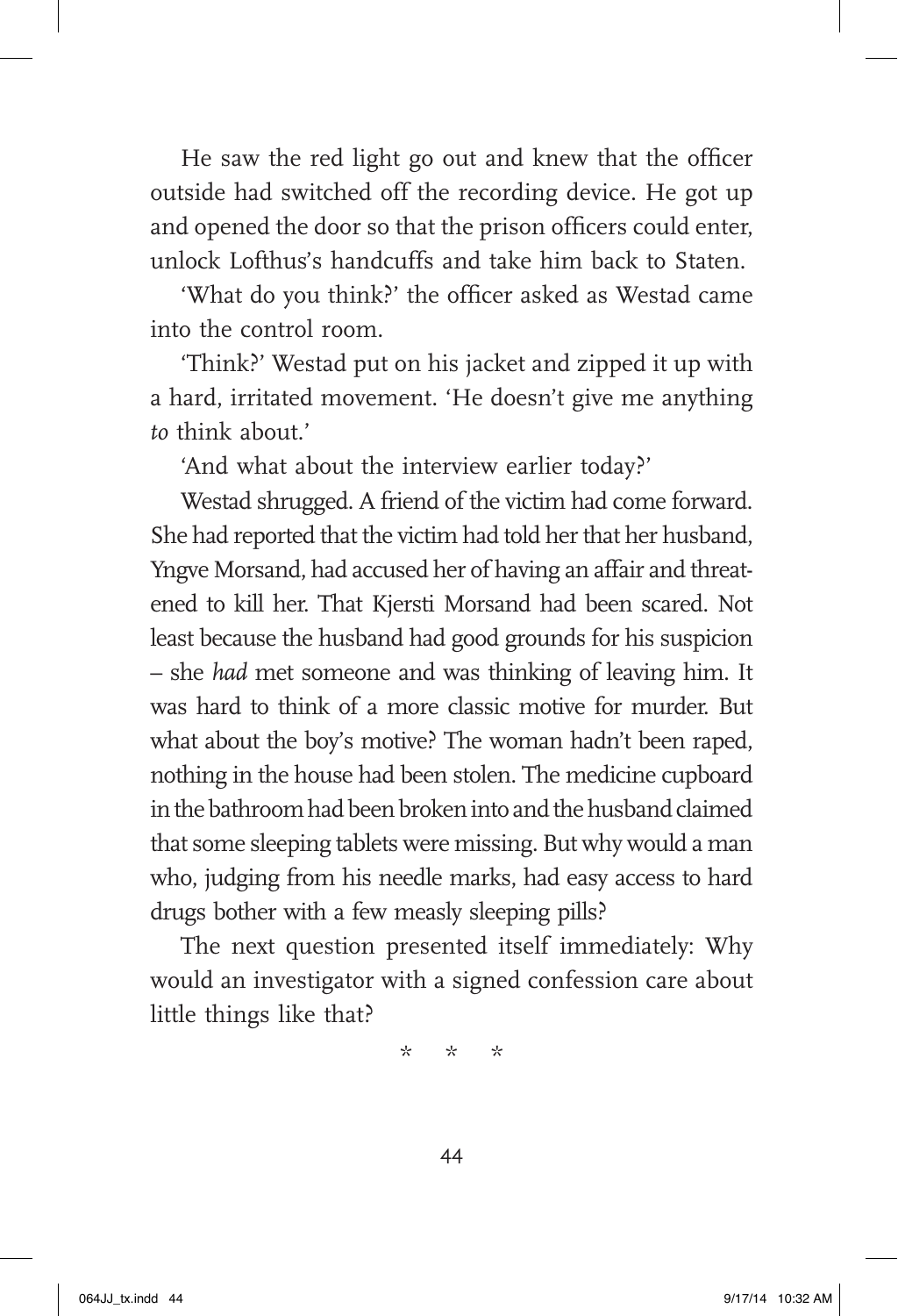He saw the red light go out and knew that the officer outside had switched off the recording device. He got up and opened the door so that the prison officers could enter, unlock Lofthus's handcuffs and take him back to Staten.

'What do you think?' the officer asked as Westad came into the control room.

'Think?' Westad put on his jacket and zipped it up with a hard, irritated movement. 'He doesn't give me anything *to* think about.'

'And what about the interview earlier today?'

Westad shrugged. A friend of the victim had come forward. She had reported that the victim had told her that her husband, Yngve Morsand, had accused her of having an affair and threatened to kill her. That Kjersti Morsand had been scared. Not least because the husband had good grounds for his suspicion – she *had* met someone and was thinking of leaving him. It was hard to think of a more classic motive for murder. But what about the boy's motive? The woman hadn't been raped, nothing in the house had been stolen. The medicine cupboard in the bathroom had been broken into and the husband claimed that some sleeping tablets were missing. But why would a man who, judging from his needle marks, had easy access to hard drugs bother with a few measly sleeping pills?

The next question presented itself immediately: Why would an investigator with a signed confession care about little things like that?

\* \* \*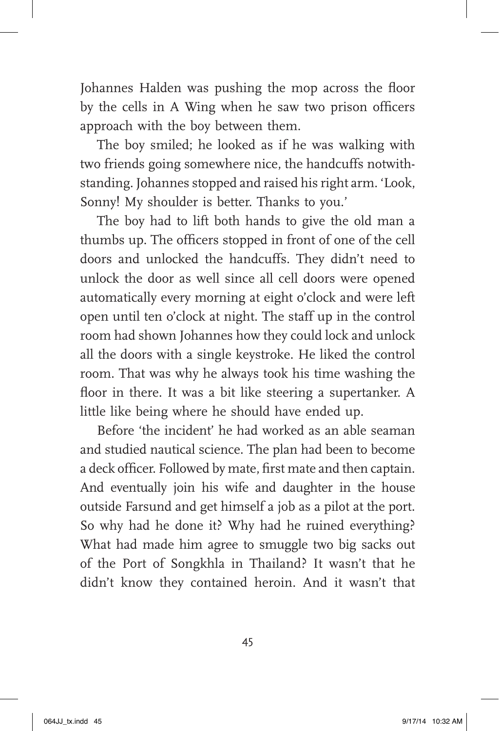Johannes Halden was pushing the mop across the floor by the cells in A Wing when he saw two prison officers approach with the boy between them.

The boy smiled; he looked as if he was walking with two friends going somewhere nice, the handcuffs notwithstanding. Johannes stopped and raised his right arm. 'Look, Sonny! My shoulder is better. Thanks to you.'

The boy had to lift both hands to give the old man a thumbs up. The officers stopped in front of one of the cell doors and unlocked the handcuffs. They didn't need to unlock the door as well since all cell doors were opened automatically every morning at eight o'clock and were left open until ten o'clock at night. The staff up in the control room had shown Johannes how they could lock and unlock all the doors with a single keystroke. He liked the control room. That was why he always took his time washing the floor in there. It was a bit like steering a supertanker. A little like being where he should have ended up.

Before 'the incident' he had worked as an able seaman and studied nautical science. The plan had been to become a deck officer. Followed by mate, first mate and then captain. And eventually join his wife and daughter in the house outside Farsund and get himself a job as a pilot at the port. So why had he done it? Why had he ruined everything? What had made him agree to smuggle two big sacks out of the Port of Songkhla in Thailand? It wasn't that he didn't know they contained heroin. And it wasn't that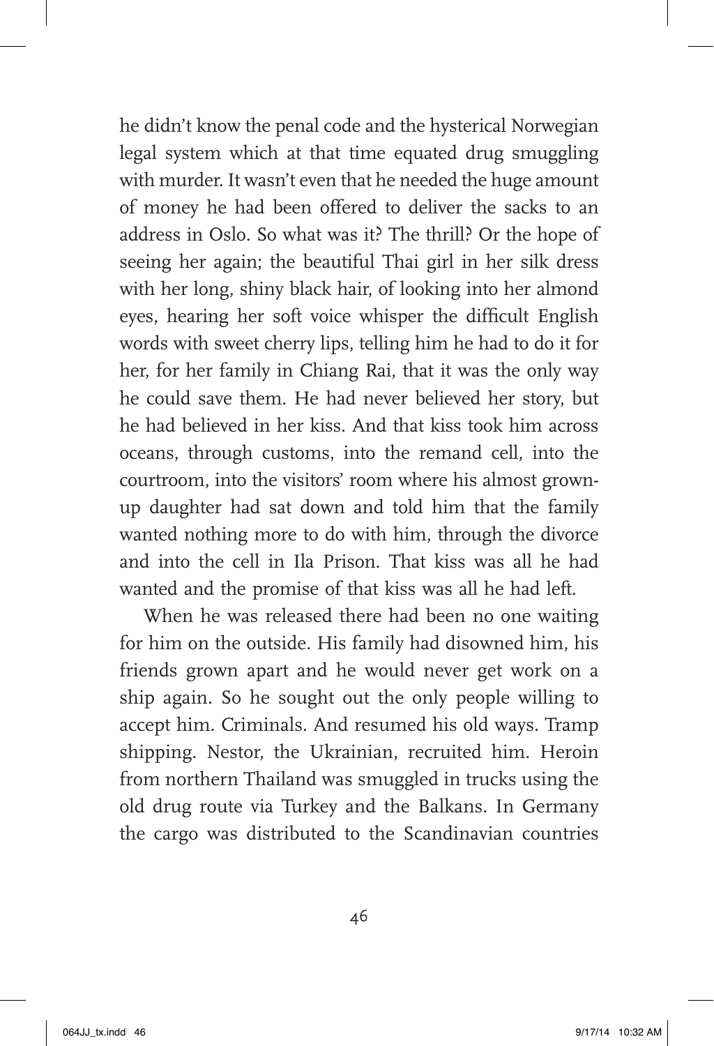he didn't know the penal code and the hysterical Norwegian legal system which at that time equated drug smuggling with murder. It wasn't even that he needed the huge amount of money he had been offered to deliver the sacks to an address in Oslo. So what was it? The thrill? Or the hope of seeing her again; the beautiful Thai girl in her silk dress with her long, shiny black hair, of looking into her almond eyes, hearing her soft voice whisper the difficult English words with sweet cherry lips, telling him he had to do it for her, for her family in Chiang Rai, that it was the only way he could save them. He had never believed her story, but he had believed in her kiss. And that kiss took him across oceans, through customs, into the remand cell, into the courtroom, into the visitors' room where his almost grown-up daughter had sat down and told him that the family wanted nothing more to do with him, through the divorce and into the cell in Ila Prison. That kiss was all he had wanted and the promise of that kiss was all he had left.

When he was released there had been no one waiting for him on the outside. His family had disowned him, his friends grown apart and he would never get work on a ship again. So he sought out the only people willing to accept him. Criminals. And resumed his old ways. Tramp shipping. Nestor, the Ukrainian, recruited him. Heroin from northern Thailand was smuggled in trucks using the old drug route via Turkey and the Balkans. In Germany the cargo was distributed to the Scandinavian countries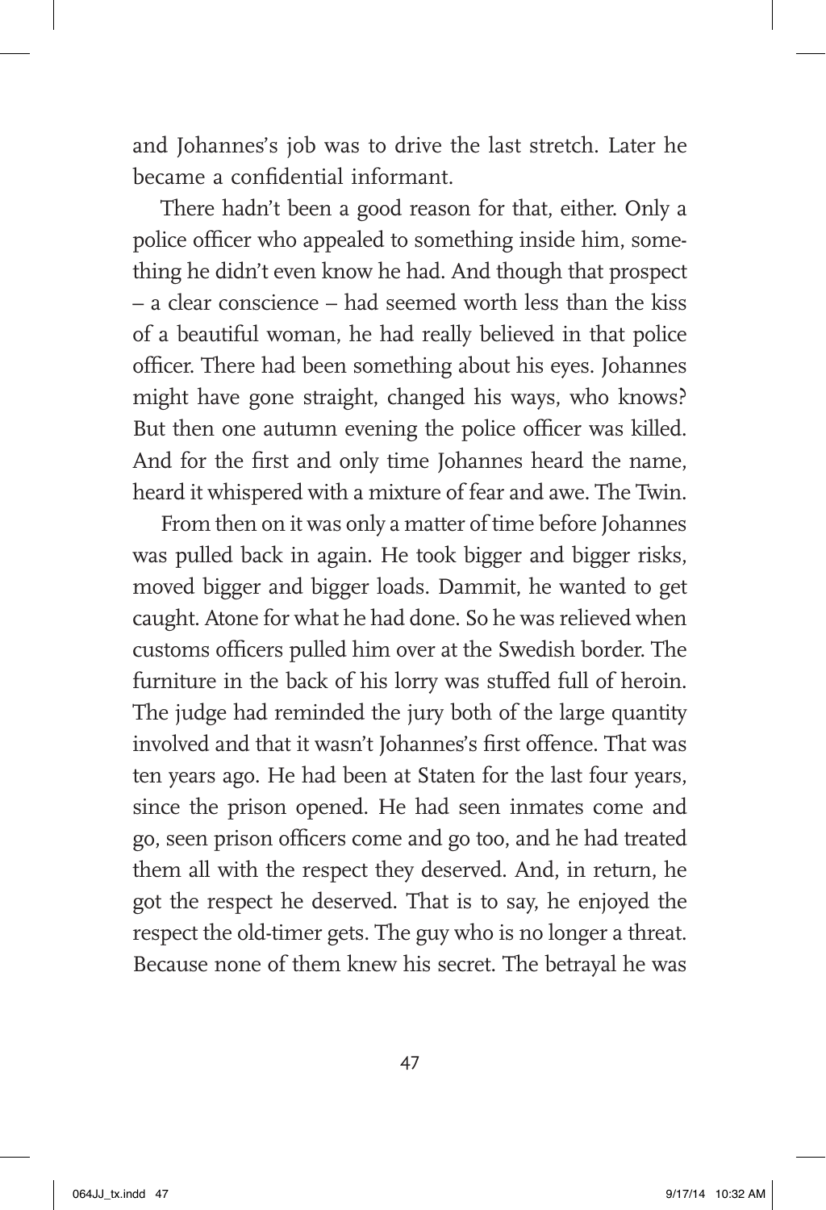and Johannes's job was to drive the last stretch. Later he became a confidential informant.

There hadn't been a good reason for that, either. Only a police officer who appealed to something inside him, something he didn't even know he had. And though that prospect – a clear conscience – had seemed worth less than the kiss of a beautiful woman, he had really believed in that police officer. There had been something about his eyes. Johannes might have gone straight, changed his ways, who knows? But then one autumn evening the police officer was killed. And for the first and only time Johannes heard the name, heard it whispered with a mixture of fear and awe. The Twin.

From then on it was only a matter of time before Johannes was pulled back in again. He took bigger and bigger risks, moved bigger and bigger loads. Dammit, he wanted to get caught. Atone for what he had done. So he was relieved when customs officers pulled him over at the Swedish border. The furniture in the back of his lorry was stuffed full of heroin. The judge had reminded the jury both of the large quantity involved and that it wasn't Johannes's first offence. That was ten years ago. He had been at Staten for the last four years, since the prison opened. He had seen inmates come and go, seen prison officers come and go too, and he had treated them all with the respect they deserved. And, in return, he got the respect he deserved. That is to say, he enjoyed the respect the old-timer gets. The guy who is no longer a threat. Because none of them knew his secret. The betrayal he was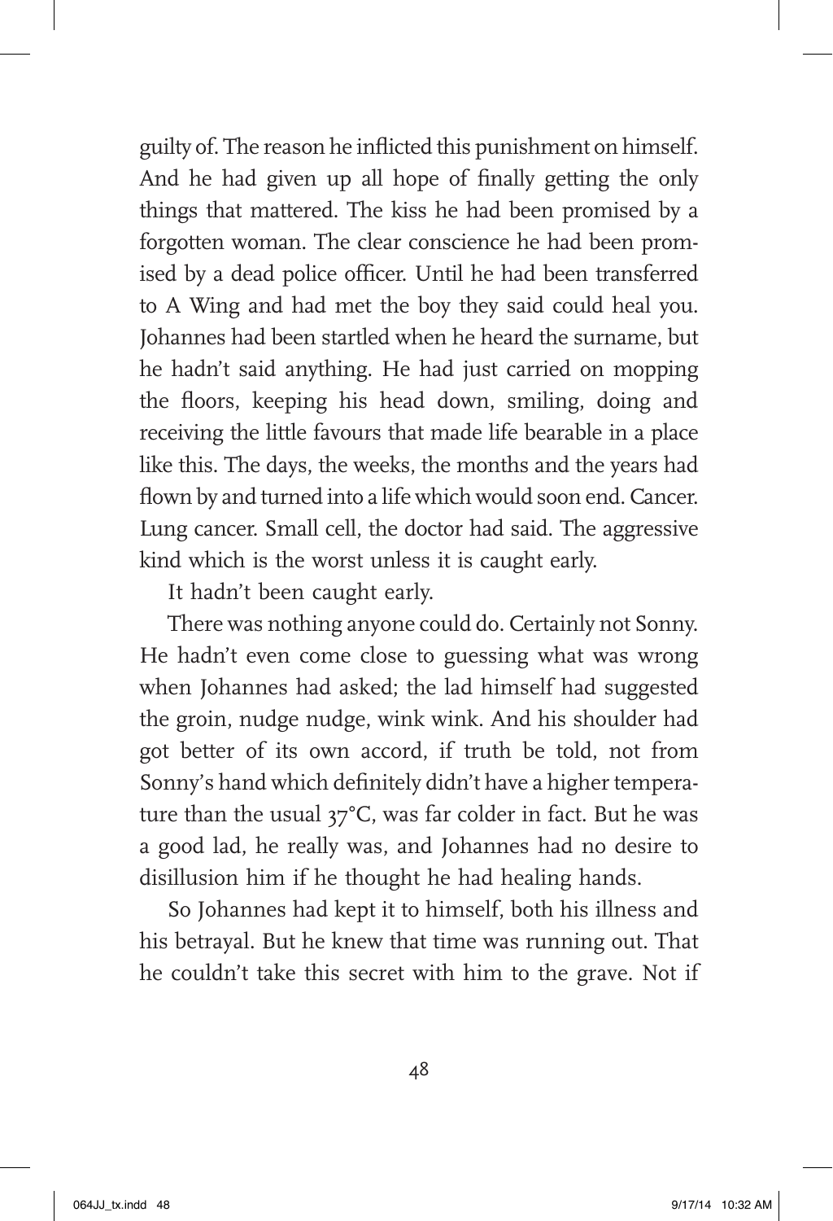guilty of. The reason he inflicted this punishment on himself. And he had given up all hope of finally getting the only things that mattered. The kiss he had been promised by a forgotten woman. The clear conscience he had been promised by a dead police officer. Until he had been transferred to A Wing and had met the boy they said could heal you. Johannes had been startled when he heard the surname, but he hadn't said anything. He had just carried on mopping the floors, keeping his head down, smiling, doing and receiving the little favours that made life bearable in a place like this. The days, the weeks, the months and the years had flown by and turned into a life which would soon end. Cancer. Lung cancer. Small cell, the doctor had said. The aggressive kind which is the worst unless it is caught early.

It hadn't been caught early.

There was nothing anyone could do. Certainly not Sonny. He hadn't even come close to guessing what was wrong when Johannes had asked; the lad himself had suggested the groin, nudge nudge, wink wink. And his shoulder had got better of its own accord, if truth be told, not from Sonny's hand which definitely didn't have a higher temperature than the usual 37°C, was far colder in fact. But he was a good lad, he really was, and Johannes had no desire to disillusion him if he thought he had healing hands.

So Johannes had kept it to himself, both his illness and his betrayal. But he knew that time was running out. That he couldn't take this secret with him to the grave. Not if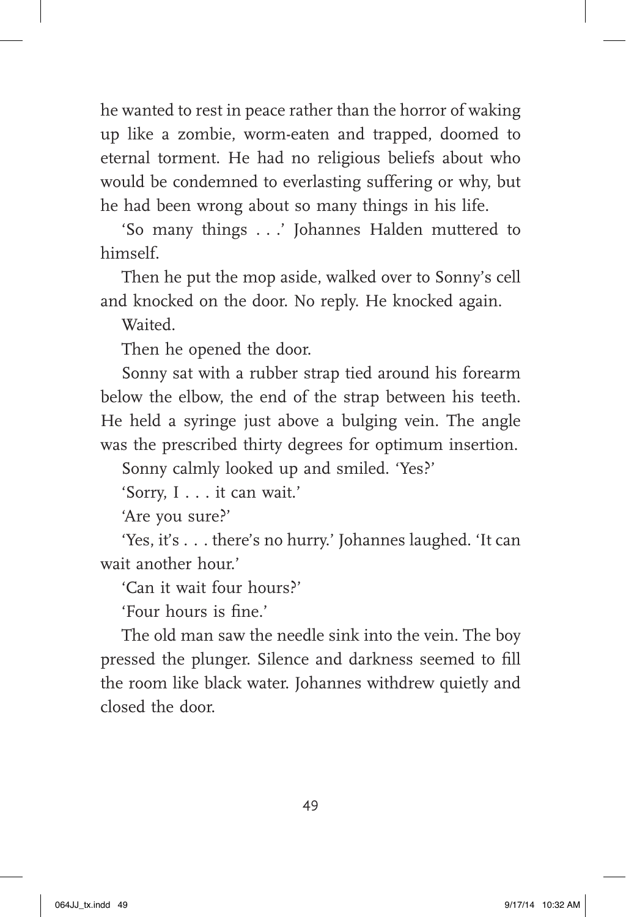he wanted to rest in peace rather than the horror of waking up like a zombie, worm-eaten and trapped, doomed to eternal torment. He had no religious beliefs about who would be condemned to everlasting suffering or why, but he had been wrong about so many things in his life.

'So many things . . .' Johannes Halden muttered to himself.

Then he put the mop aside, walked over to Sonny's cell and knocked on the door. No reply. He knocked again.

Waited.

Then he opened the door.

Sonny sat with a rubber strap tied around his forearm below the elbow, the end of the strap between his teeth. He held a syringe just above a bulging vein. The angle was the prescribed thirty degrees for optimum insertion.

Sonny calmly looked up and smiled. 'Yes?'

'Sorry, I . . . it can wait.'

'Are you sure?'

'Yes, it's . . . there's no hurry.' Johannes laughed. 'It can wait another hour.'

'Can it wait four hours?'

'Four hours is fine.'

The old man saw the needle sink into the vein. The boy pressed the plunger. Silence and darkness seemed to fill the room like black water. Johannes withdrew quietly and closed the door.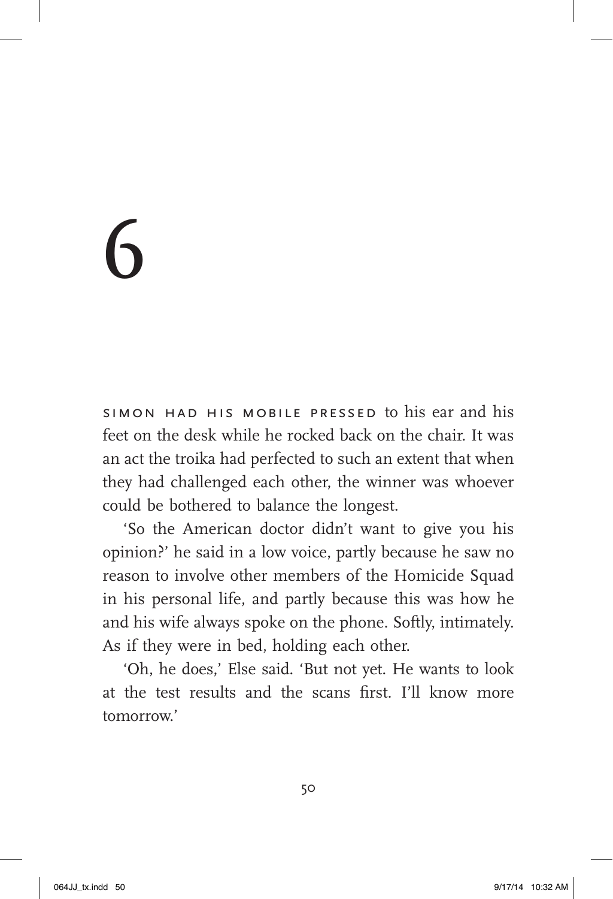# 6

SIMON HAD HIS MOBILE PRESSED to his ear and his feet on the desk while he rocked back on the chair. It was an act the troika had perfected to such an extent that when they had challenged each other, the winner was whoever could be bothered to balance the longest.

'So the American doctor didn't want to give you his opinion?' he said in a low voice, partly because he saw no reason to involve other members of the Homicide Squad in his personal life, and partly because this was how he and his wife always spoke on the phone. Softly, intimately. As if they were in bed, holding each other.

'Oh, he does,' Else said. 'But not yet. He wants to look at the test results and the scans first. I'll know more tomorrow.'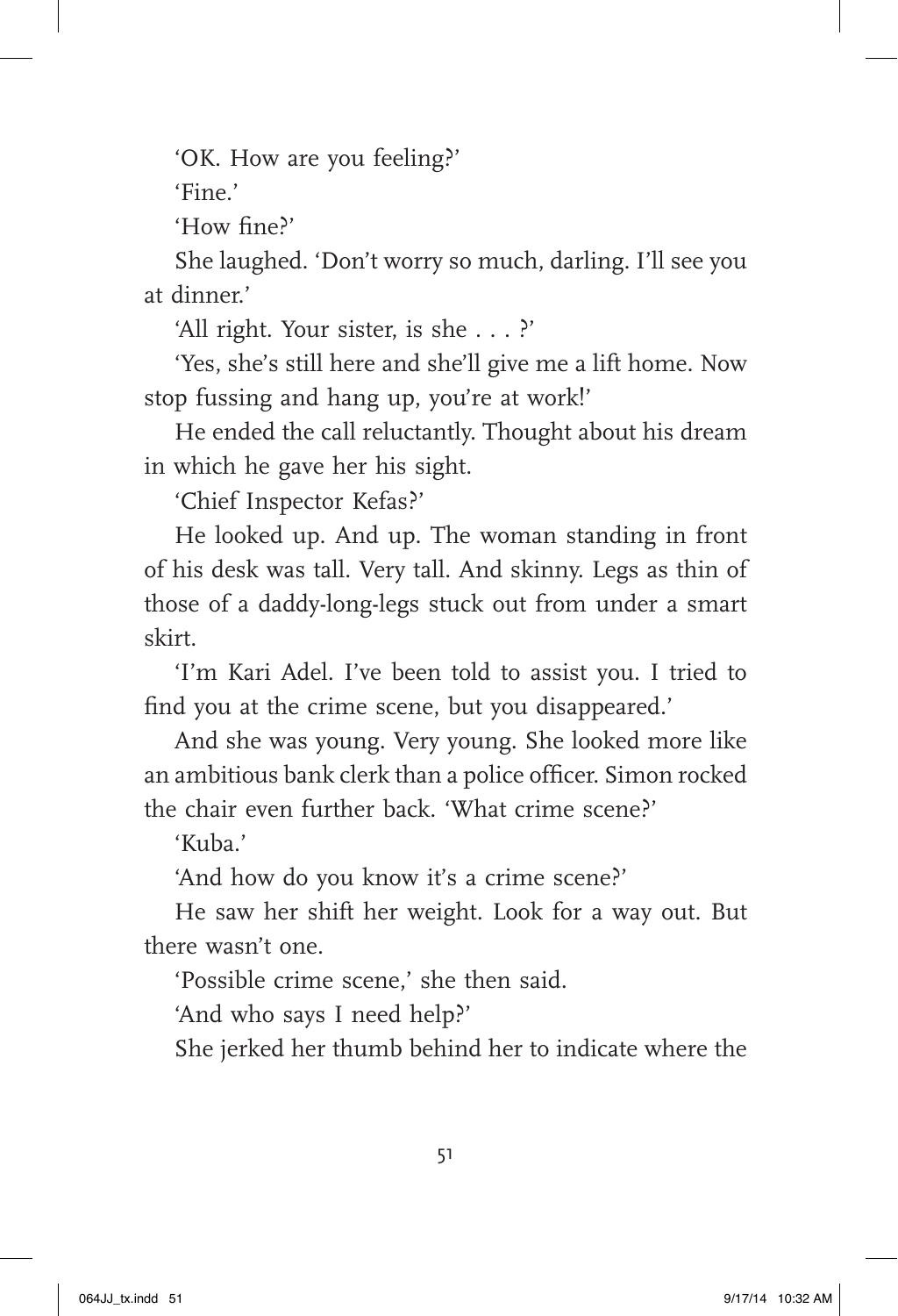'OK. How are you feeling?'

'Fine.'

'How fine?'

She laughed. 'Don't worry so much, darling. I'll see you at dinner.'

'All right. Your sister, is she . . . ?'

'Yes, she's still here and she'll give me a lift home. Now stop fussing and hang up, you're at work!'

He ended the call reluctantly. Thought about his dream in which he gave her his sight.

'Chief Inspector Kefas?'

He looked up. And up. The woman standing in front of his desk was tall. Very tall. And skinny. Legs as thin of those of a daddy-long-legs stuck out from under a smart skirt.

'I'm Kari Adel. I've been told to assist you. I tried to find you at the crime scene, but you disappeared.'

And she was young. Very young. She looked more like an ambitious bank clerk than a police officer. Simon rocked the chair even further back. 'What crime scene?'

'Kuba.'

'And how do you know it's a crime scene?'

He saw her shift her weight. Look for a way out. But there wasn't one.

'Possible crime scene,' she then said.

'And who says I need help?'

She jerked her thumb behind her to indicate where the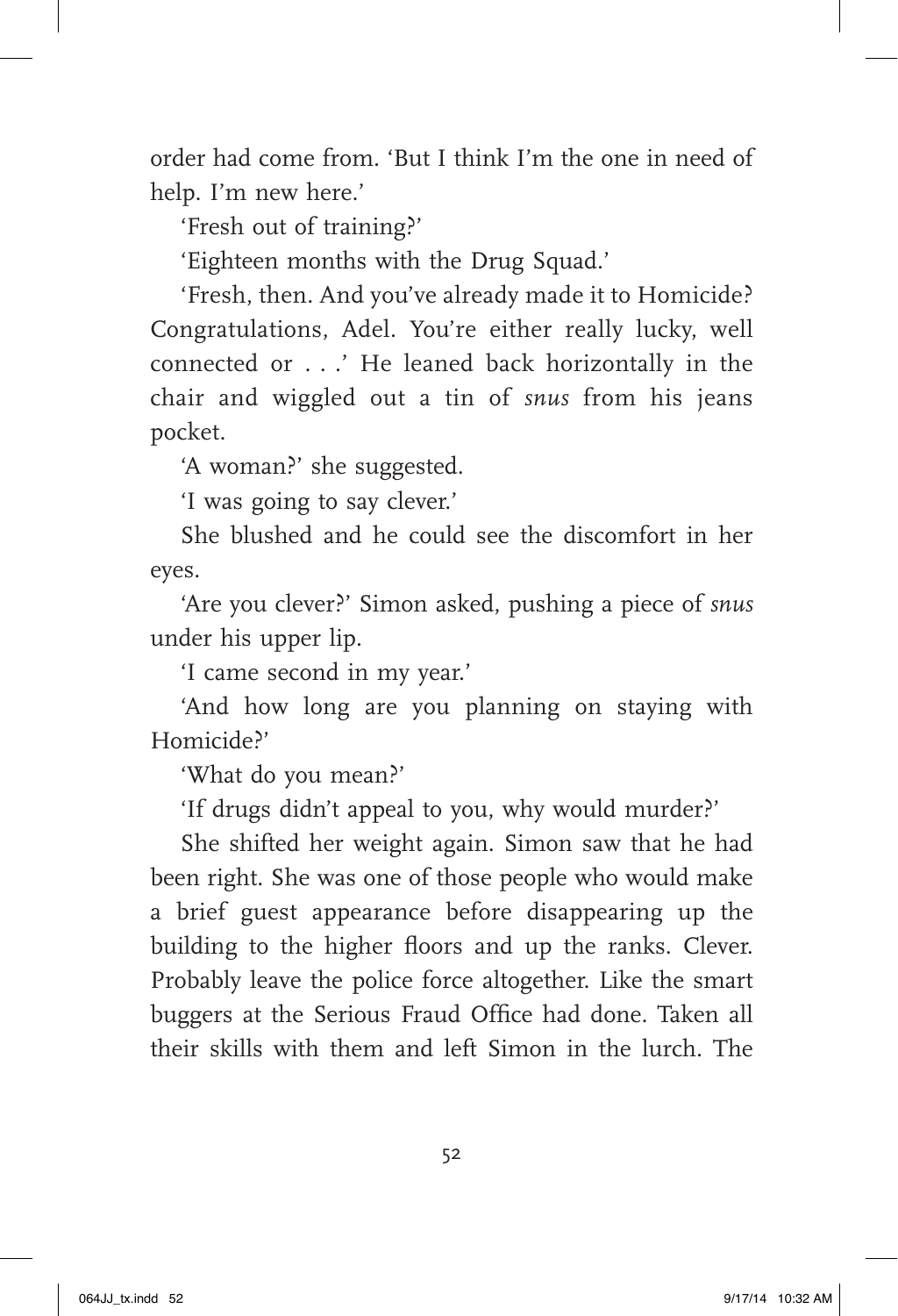order had come from. 'But I think I'm the one in need of help. I'm new here.'

'Fresh out of training?'

'Eighteen months with the Drug Squad.'

'Fresh, then. And you've already made it to Homicide? Congratulations, Adel. You're either really lucky, well connected or . . .' He leaned back horizontally in the chair and wiggled out a tin of *snus* from his jeans pocket.

'A woman?' she suggested.

'I was going to say clever.'

She blushed and he could see the discomfort in her eyes.

'Are you clever?' Simon asked, pushing a piece of *snus* under his upper lip.

'I came second in my year.'

'And how long are you planning on staying with Homicide?'

'What do you mean?'

'If drugs didn't appeal to you, why would murder?'

She shifted her weight again. Simon saw that he had been right. She was one of those people who would make a brief guest appearance before disappearing up the building to the higher floors and up the ranks. Clever. Probably leave the police force altogether. Like the smart buggers at the Serious Fraud Office had done. Taken all their skills with them and left Simon in the lurch. The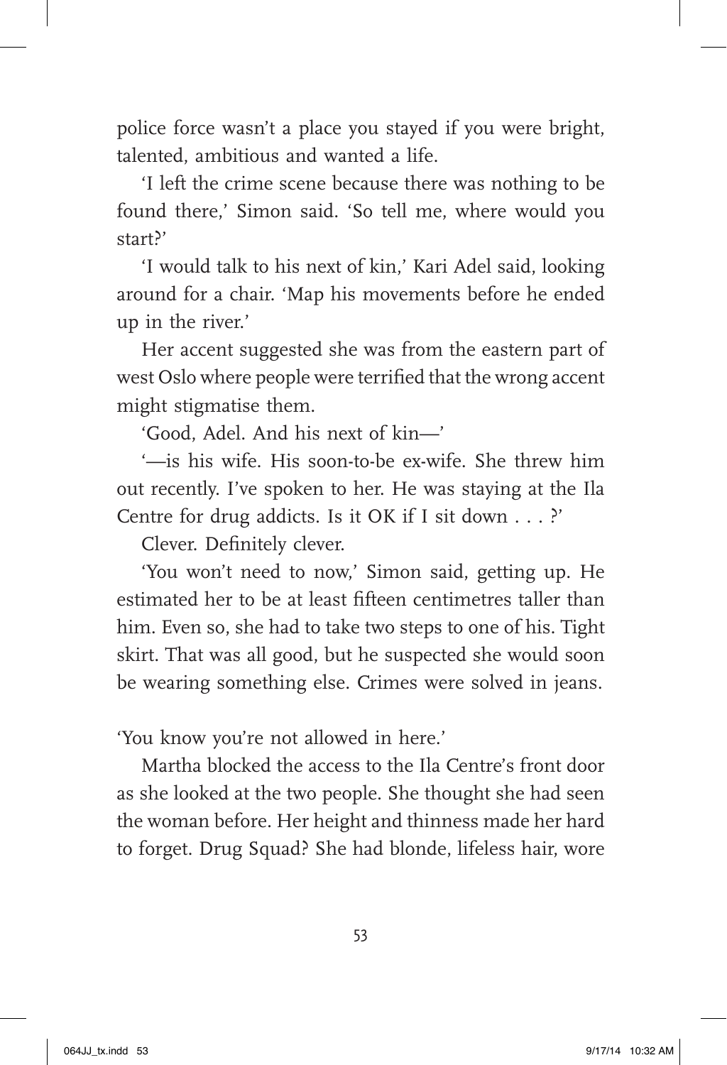police force wasn't a place you stayed if you were bright, talented, ambitious and wanted a life.

'I left the crime scene because there was nothing to be found there,' Simon said. 'So tell me, where would you start?'

'I would talk to his next of kin,' Kari Adel said, looking around for a chair. 'Map his movements before he ended up in the river.'

Her accent suggested she was from the eastern part of west Oslo where people were terrified that the wrong accent might stigmatise them.

'Good, Adel. And his next of kin—'

'—is his wife. His soon-to-be ex-wife. She threw him out recently. I've spoken to her. He was staying at the Ila Centre for drug addicts. Is it OK if I sit down . . . ?'

Clever. Definitely clever.

'You won't need to now,' Simon said, getting up. He estimated her to be at least fifteen centimetres taller than him. Even so, she had to take two steps to one of his. Tight skirt. That was all good, but he suspected she would soon be wearing something else. Crimes were solved in jeans.

'You know you're not allowed in here.'

Martha blocked the access to the Ila Centre's front door as she looked at the two people. She thought she had seen the woman before. Her height and thinness made her hard to forget. Drug Squad? She had blonde, lifeless hair, wore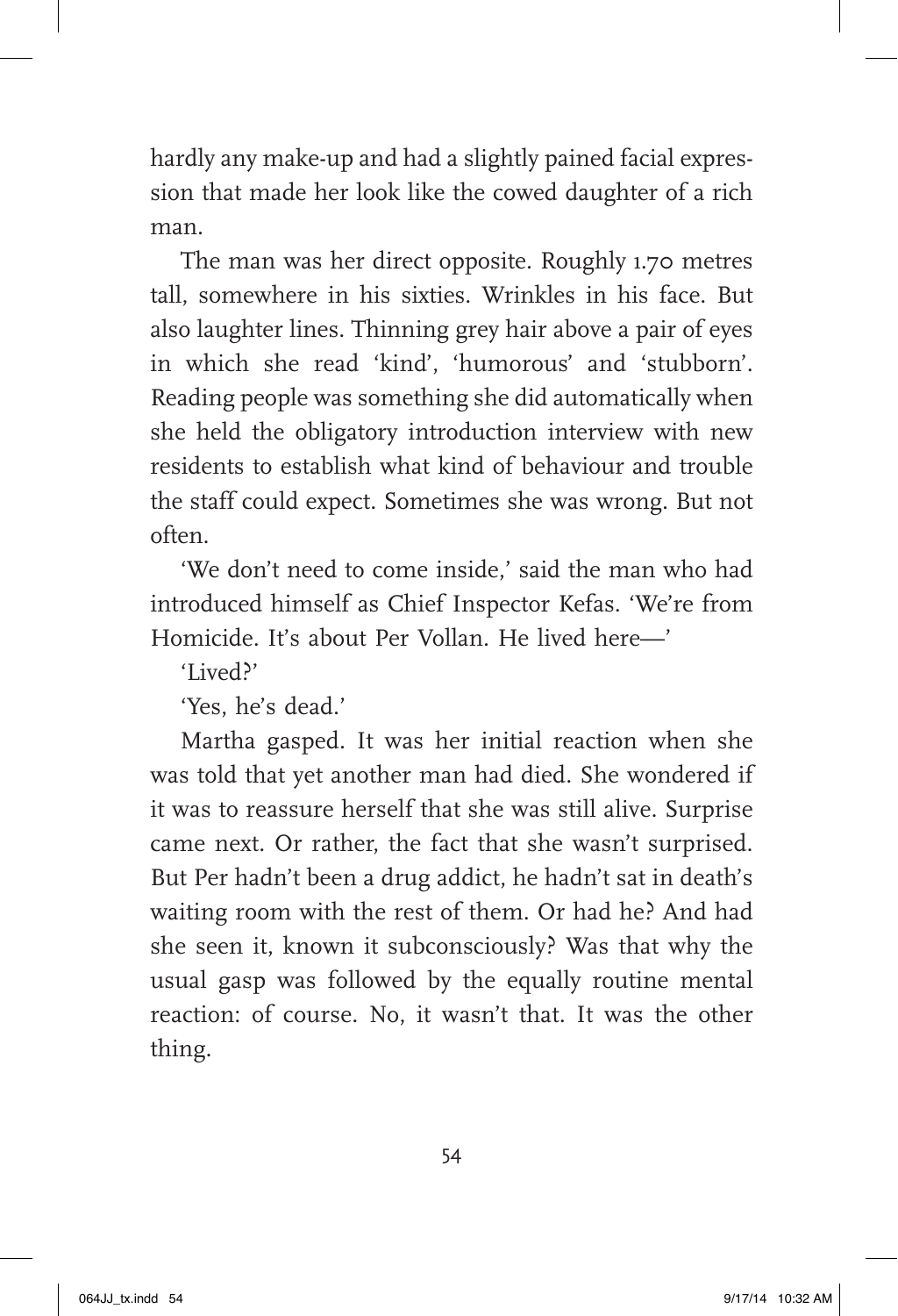hardly any make-up and had a slightly pained facial expression that made her look like the cowed daughter of a rich man.

The man was her direct opposite. Roughly 1.70 metres tall, somewhere in his sixties. Wrinkles in his face. But also laughter lines. Thinning grey hair above a pair of eyes in which she read 'kind', 'humorous' and 'stubborn'. Reading people was something she did automatically when she held the obligatory introduction interview with new residents to establish what kind of behaviour and trouble the staff could expect. Sometimes she was wrong. But not often.

'We don't need to come inside,' said the man who had introduced himself as Chief Inspector Kefas. 'We're from Homicide. It's about Per Vollan. He lived here—'

'Lived?'

'Yes, he's dead.'

Martha gasped. It was her initial reaction when she was told that yet another man had died. She wondered if it was to reassure herself that she was still alive. Surprise came next. Or rather, the fact that she wasn't surprised. But Per hadn't been a drug addict, he hadn't sat in death's waiting room with the rest of them. Or had he? And had she seen it, known it subconsciously? Was that why the usual gasp was followed by the equally routine mental reaction: of course. No, it wasn't that. It was the other thing.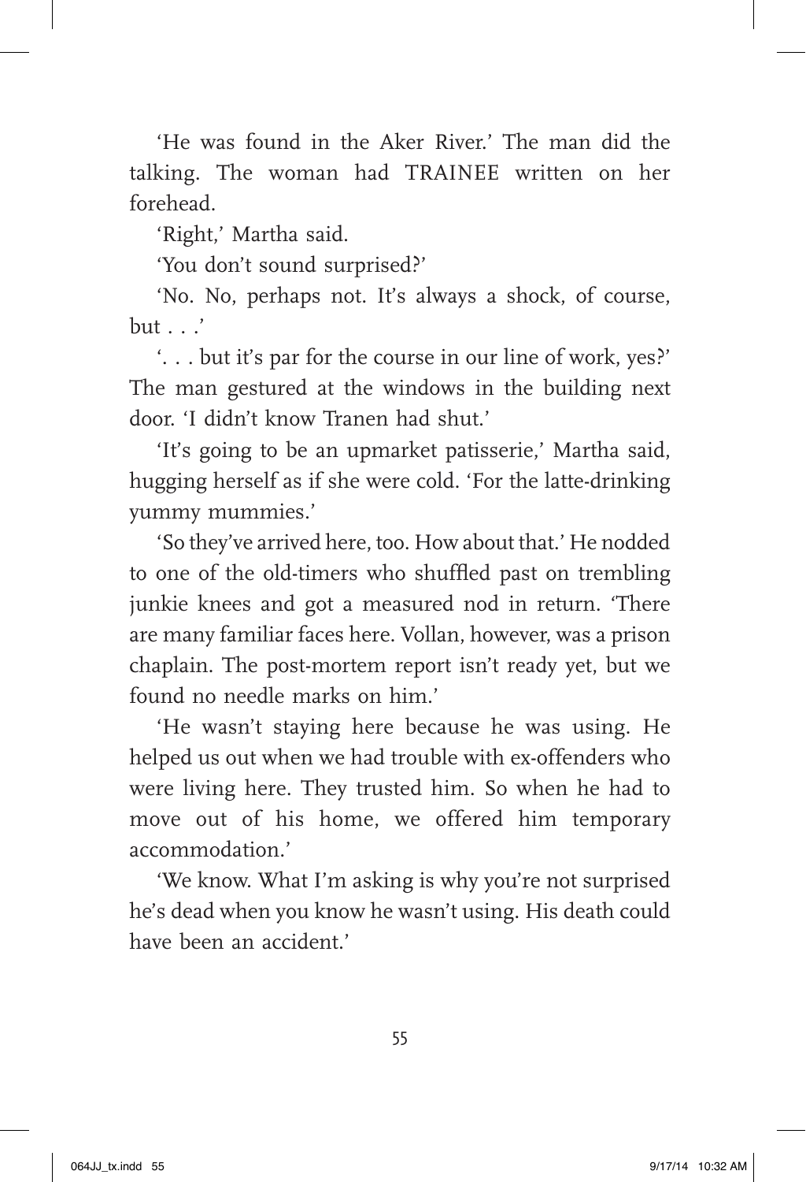'He was found in the Aker River.' The man did the talking. The woman had TRAINEE written on her forehead.

'Right,' Martha said.

'You don't sound surprised?'

'No. No, perhaps not. It's always a shock, of course, but . . .'

'. . . but it's par for the course in our line of work, yes?' The man gestured at the windows in the building next door. 'I didn't know Tranen had shut.'

'It's going to be an upmarket patisserie,' Martha said, hugging herself as if she were cold. 'For the latte-drinking yummy mummies.'

'So they've arrived here, too. How about that.' He nodded to one of the old-timers who shuffled past on trembling junkie knees and got a measured nod in return. 'There are many familiar faces here. Vollan, however, was a prison chaplain. The post-mortem report isn't ready yet, but we found no needle marks on him.'

'He wasn't staying here because he was using. He helped us out when we had trouble with ex-offenders who were living here. They trusted him. So when he had to move out of his home, we offered him temporary accommodation.'

'We know. What I'm asking is why you're not surprised he's dead when you know he wasn't using. His death could have been an accident.'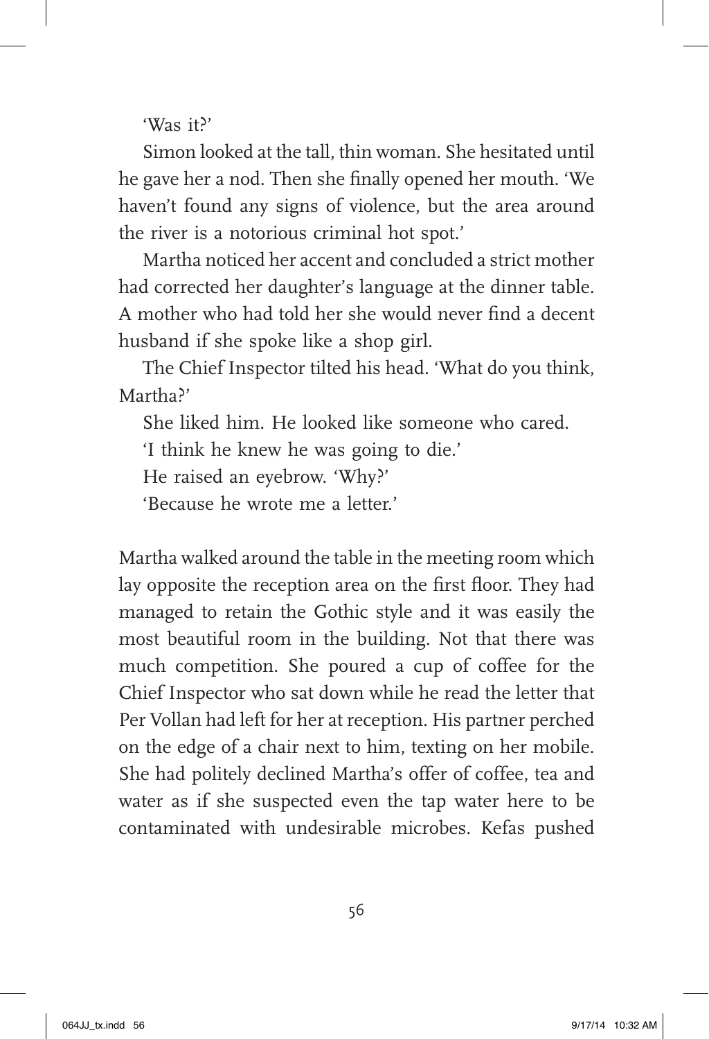'Was it?'

Simon looked at the tall, thin woman. She hesitated until he gave her a nod. Then she finally opened her mouth. 'We haven't found any signs of violence, but the area around the river is a notorious criminal hot spot.'

Martha noticed her accent and concluded a strict mother had corrected her daughter's language at the dinner table. A mother who had told her she would never find a decent husband if she spoke like a shop girl.

The Chief Inspector tilted his head. 'What do you think, Martha?'

She liked him. He looked like someone who cared.

'I think he knew he was going to die.'

He raised an eyebrow. 'Why?'

'Because he wrote me a letter.'

Martha walked around the table in the meeting room which lay opposite the reception area on the first floor. They had managed to retain the Gothic style and it was easily the most beautiful room in the building. Not that there was much competition. She poured a cup of coffee for the Chief Inspector who sat down while he read the letter that Per Vollan had left for her at reception. His partner perched on the edge of a chair next to him, texting on her mobile. She had politely declined Martha's offer of coffee, tea and water as if she suspected even the tap water here to be contaminated with undesirable microbes. Kefas pushed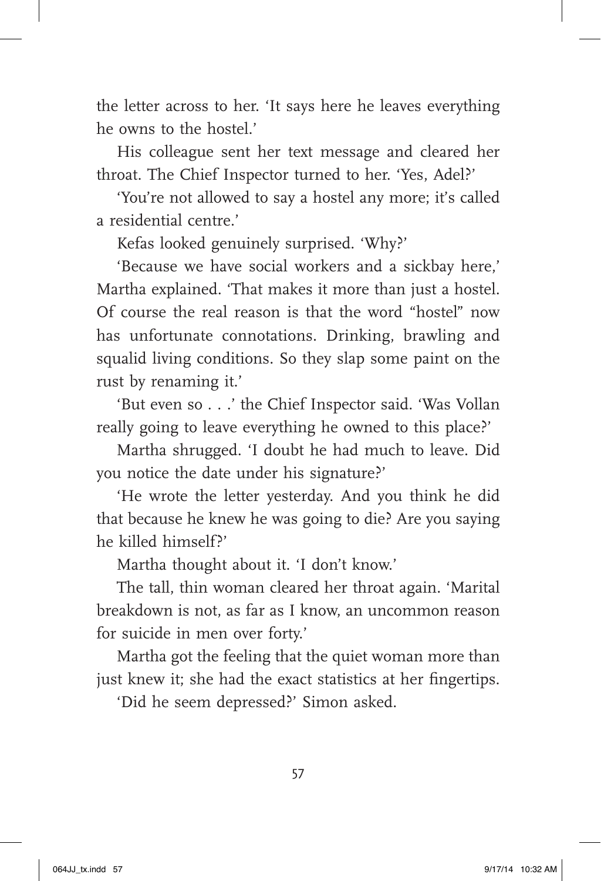the letter across to her. 'It says here he leaves everything he owns to the hostel.'

His colleague sent her text message and cleared her throat. The Chief Inspector turned to her. 'Yes, Adel?'

'You're not allowed to say a hostel any more; it's called a residential centre.'

Kefas looked genuinely surprised. 'Why?'

'Because we have social workers and a sickbay here,' Martha explained. 'That makes it more than just a hostel. Of course the real reason is that the word "hostel" now has unfortunate connotations. Drinking, brawling and squalid living conditions. So they slap some paint on the rust by renaming it.'

'But even so . . .' the Chief Inspector said. 'Was Vollan really going to leave everything he owned to this place?'

Martha shrugged. 'I doubt he had much to leave. Did you notice the date under his signature?'

'He wrote the letter yesterday. And you think he did that because he knew he was going to die? Are you saying he killed himself?'

Martha thought about it. 'I don't know.'

The tall, thin woman cleared her throat again. 'Marital breakdown is not, as far as I know, an uncommon reason for suicide in men over forty.'

Martha got the feeling that the quiet woman more than just knew it; she had the exact statistics at her fingertips.

'Did he seem depressed?' Simon asked.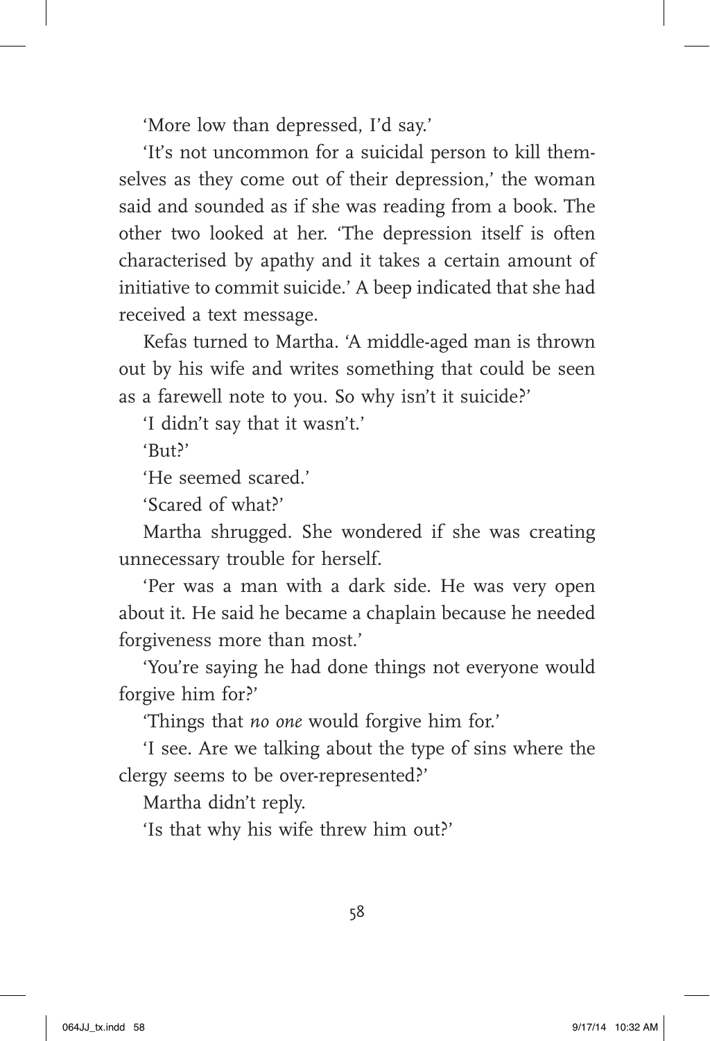'More low than depressed, I'd say.'

'It's not uncommon for a suicidal person to kill themselves as they come out of their depression,' the woman said and sounded as if she was reading from a book. The other two looked at her. 'The depression itself is often characterised by apathy and it takes a certain amount of initiative to commit suicide.' A beep indicated that she had received a text message.

Kefas turned to Martha. 'A middle-aged man is thrown out by his wife and writes something that could be seen as a farewell note to you. So why isn't it suicide?'

'I didn't say that it wasn't.'

'But?'

'He seemed scared.'

'Scared of what?'

Martha shrugged. She wondered if she was creating unnecessary trouble for herself.

'Per was a man with a dark side. He was very open about it. He said he became a chaplain because he needed forgiveness more than most.'

'You're saying he had done things not everyone would forgive him for?'

'Things that *no one* would forgive him for.'

'I see. Are we talking about the type of sins where the clergy seems to be over-represented?'

Martha didn't reply.

'Is that why his wife threw him out?'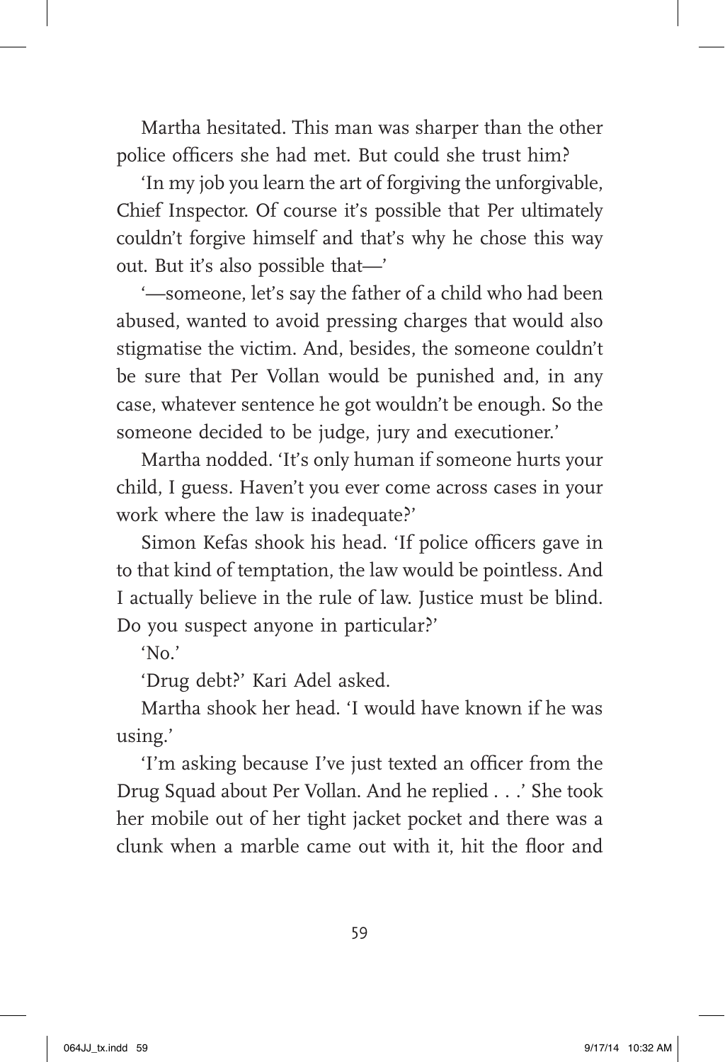Martha hesitated. This man was sharper than the other police officers she had met. But could she trust him?

'In my job you learn the art of forgiving the unforgivable, Chief Inspector. Of course it's possible that Per ultimately couldn't forgive himself and that's why he chose this way out. But it's also possible that—'

'—someone, let's say the father of a child who had been abused, wanted to avoid pressing charges that would also stigmatise the victim. And, besides, the someone couldn't be sure that Per Vollan would be punished and, in any case, whatever sentence he got wouldn't be enough. So the someone decided to be judge, jury and executioner.'

Martha nodded. 'It's only human if someone hurts your child, I guess. Haven't you ever come across cases in your work where the law is inadequate?'

Simon Kefas shook his head. 'If police officers gave in to that kind of temptation, the law would be pointless. And I actually believe in the rule of law. Justice must be blind. Do you suspect anyone in particular?'

'No.'

'Drug debt?' Kari Adel asked.

Martha shook her head. 'I would have known if he was using.'

'I'm asking because I've just texted an officer from the Drug Squad about Per Vollan. And he replied . . .' She took her mobile out of her tight jacket pocket and there was a clunk when a marble came out with it, hit the floor and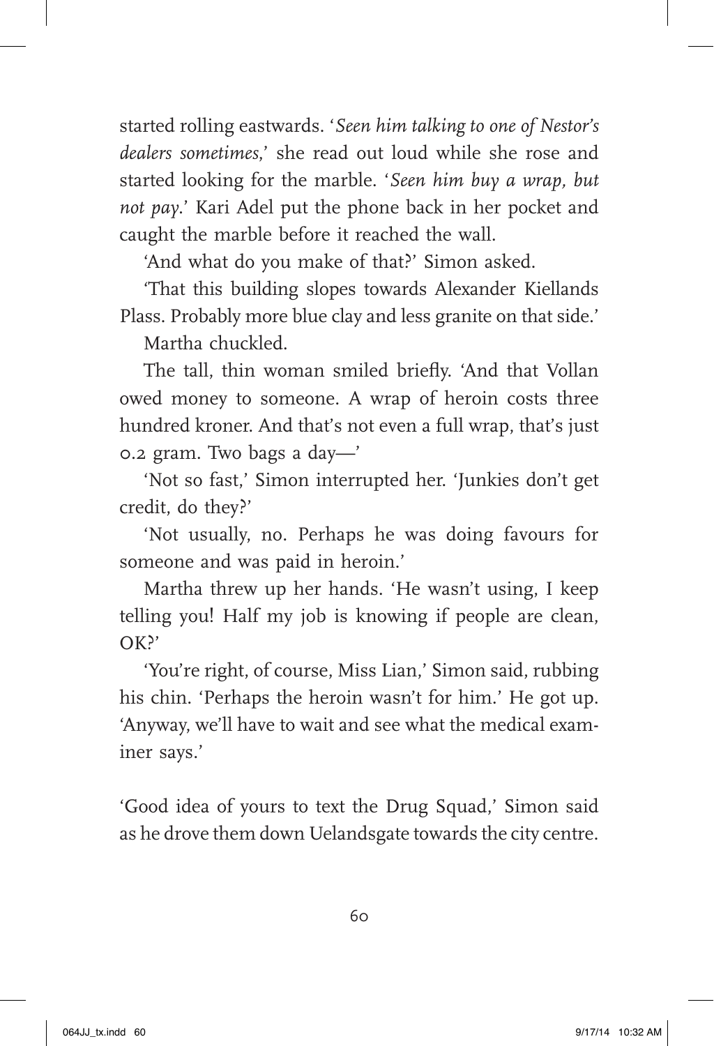started rolling eastwards. '*Seen him talking to one of Nestor's dealers sometimes,*' she read out loud while she rose and started looking for the marble. '*Seen him buy a wrap, but not pay.*' Kari Adel put the phone back in her pocket and caught the marble before it reached the wall.

'And what do you make of that?' Simon asked.

'That this building slopes towards Alexander Kiellands Plass. Probably more blue clay and less granite on that side.'

Martha chuckled.

The tall, thin woman smiled briefly. 'And that Vollan owed money to someone. A wrap of heroin costs three hundred kroner. And that's not even a full wrap, that's just 0.2 gram. Two bags a day—'

'Not so fast,' Simon interrupted her. 'Junkies don't get credit, do they?'

'Not usually, no. Perhaps he was doing favours for someone and was paid in heroin.'

Martha threw up her hands. 'He wasn't using, I keep telling you! Half my job is knowing if people are clean, OK?'

'You're right, of course, Miss Lian,' Simon said, rubbing his chin. 'Perhaps the heroin wasn't for him.' He got up. 'Anyway, we'll have to wait and see what the medical examiner says.'

'Good idea of yours to text the Drug Squad,' Simon said as he drove them down Uelandsgate towards the city centre.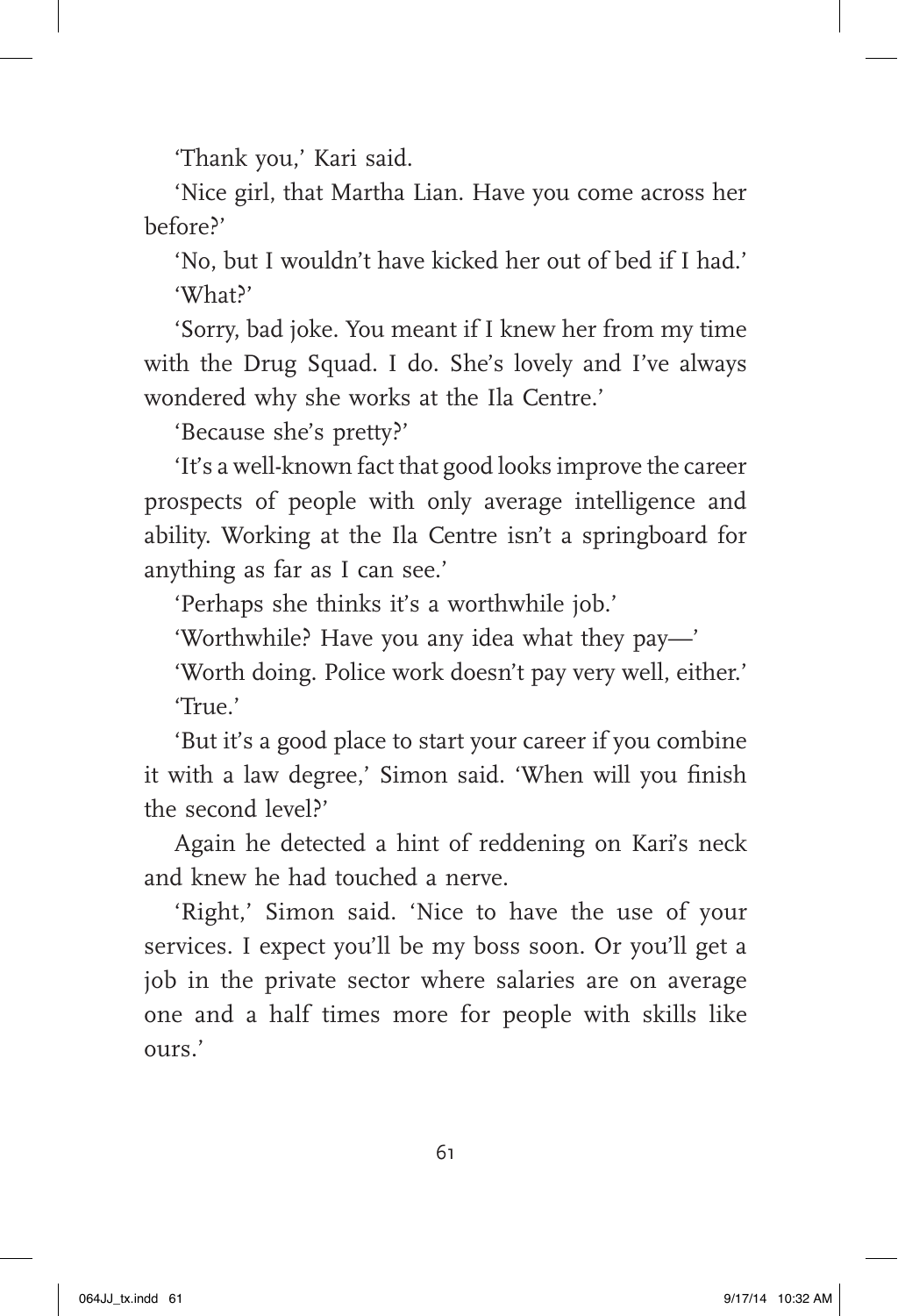'Thank you,' Kari said.

'Nice girl, that Martha Lian. Have you come across her before?'

'No, but I wouldn't have kicked her out of bed if I had.'

'What?'

'Sorry, bad joke. You meant if I knew her from my time with the Drug Squad. I do. She's lovely and I've always wondered why she works at the Ila Centre.'

'Because she's pretty?'

'It's a well-known fact that good looks improve the career prospects of people with only average intelligence and ability. Working at the Ila Centre isn't a springboard for anything as far as I can see.'

'Perhaps she thinks it's a worthwhile job.'

'Worthwhile? Have you any idea what they pay—'

'Worth doing. Police work doesn't pay very well, either.'

'True.'

'But it's a good place to start your career if you combine it with a law degree,' Simon said. 'When will you finish the second level?'

Again he detected a hint of reddening on Kari's neck and knew he had touched a nerve.

'Right,' Simon said. 'Nice to have the use of your services. I expect you'll be my boss soon. Or you'll get a job in the private sector where salaries are on average one and a half times more for people with skills like ours.'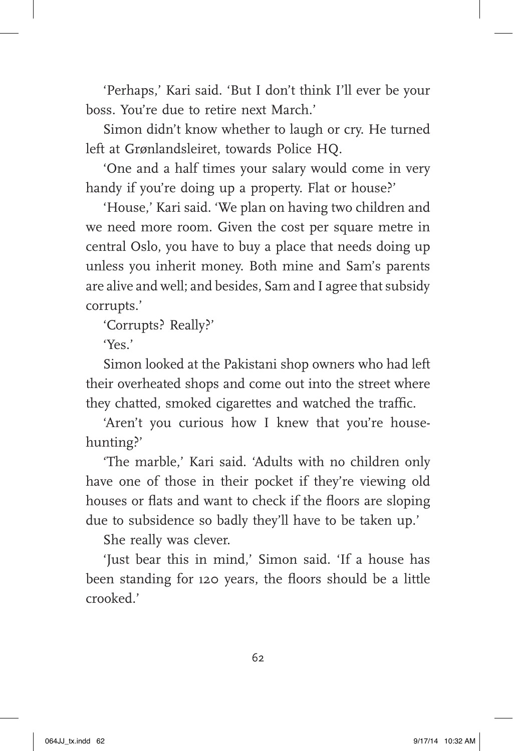'Perhaps,' Kari said. 'But I don't think I'll ever be your boss. You're due to retire next March.'

Simon didn't know whether to laugh or cry. He turned left at Grønlandsleiret, towards Police HQ.

'One and a half times your salary would come in very handy if you're doing up a property. Flat or house?'

'House,' Kari said. 'We plan on having two children and we need more room. Given the cost per square metre in central Oslo, you have to buy a place that needs doing up unless you inherit money. Both mine and Sam's parents are alive and well; and besides, Sam and I agree that subsidy corrupts.'

'Corrupts? Really?'

'Yes.'

Simon looked at the Pakistani shop owners who had left their overheated shops and come out into the street where they chatted, smoked cigarettes and watched the traffic.

'Aren't you curious how I knew that you're house-hunting?'

'The marble,' Kari said. 'Adults with no children only have one of those in their pocket if they're viewing old houses or flats and want to check if the floors are sloping due to subsidence so badly they'll have to be taken up.'

She really was clever.

'Just bear this in mind,' Simon said. 'If a house has been standing for 120 years, the floors should be a little crooked.'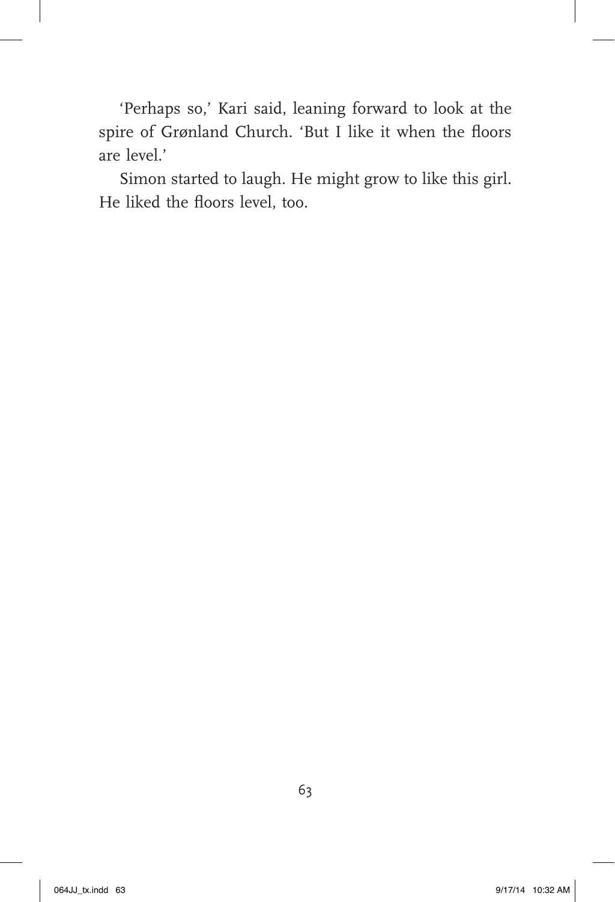'Perhaps so,' Kari said, leaning forward to look at the spire of Grønland Church. 'But I like it when the floors are level.'

Simon started to laugh. He might grow to like this girl. He liked the floors level, too.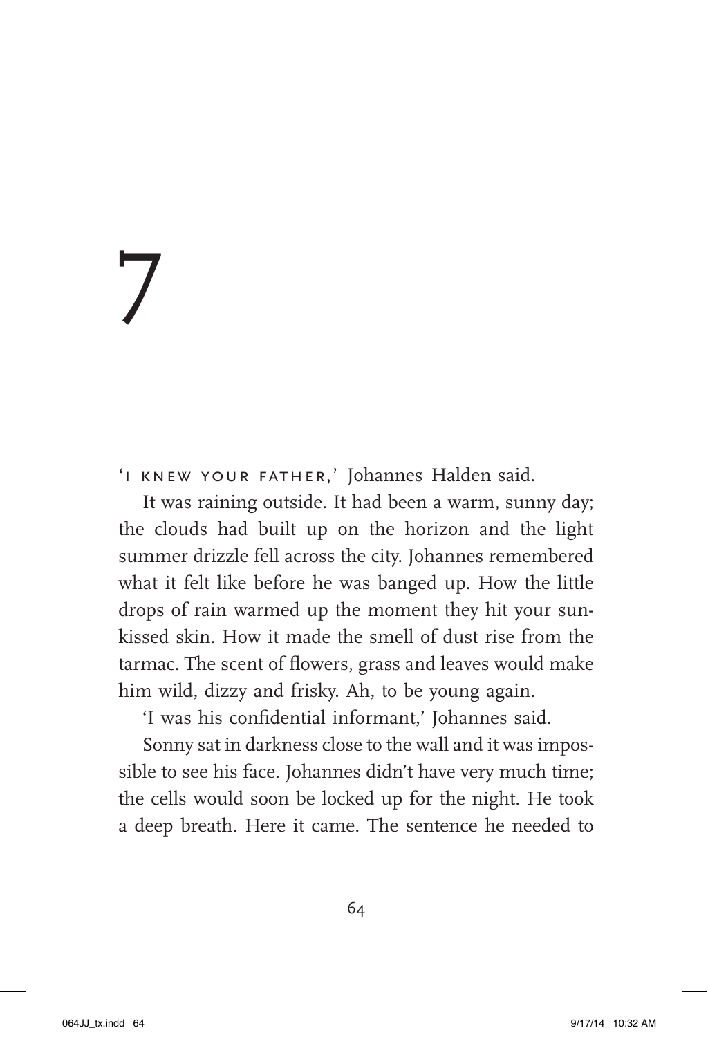# 7

'I KNEW YOUR FATHER,' Johannes Halden said.

It was raining outside. It had been a warm, sunny day; the clouds had built up on the horizon and the light summer drizzle fell across the city. Johannes remembered what it felt like before he was banged up. How the little drops of rain warmed up the moment they hit your sun-kissed skin. How it made the smell of dust rise from the tarmac. The scent of flowers, grass and leaves would make him wild, dizzy and frisky. Ah, to be young again.

'I was his confidential informant,' Johannes said.

Sonny sat in darkness close to the wall and it was impossible to see his face. Johannes didn't have very much time; the cells would soon be locked up for the night. He took a deep breath. Here it came. The sentence he needed to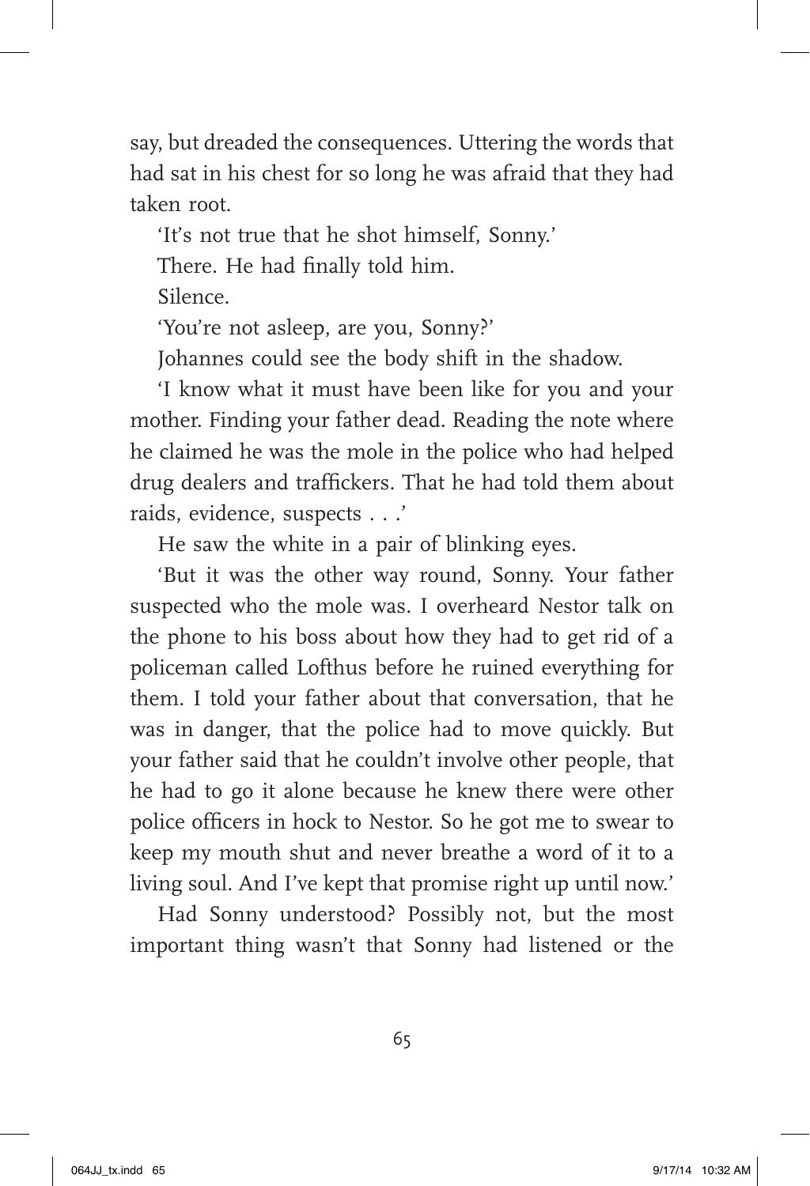say, but dreaded the consequences. Uttering the words that had sat in his chest for so long he was afraid that they had taken root.

'It's not true that he shot himself, Sonny.'

There. He had finally told him.

Silence.

'You're not asleep, are you, Sonny?'

Johannes could see the body shift in the shadow.

'I know what it must have been like for you and your mother. Finding your father dead. Reading the note where he claimed he was the mole in the police who had helped drug dealers and traffickers. That he had told them about raids, evidence, suspects . . .'

He saw the white in a pair of blinking eyes.

'But it was the other way round, Sonny. Your father suspected who the mole was. I overheard Nestor talk on the phone to his boss about how they had to get rid of a policeman called Lofthus before he ruined everything for them. I told your father about that conversation, that he was in danger, that the police had to move quickly. But your father said that he couldn't involve other people, that he had to go it alone because he knew there were other police officers in hock to Nestor. So he got me to swear to keep my mouth shut and never breathe a word of it to a living soul. And I've kept that promise right up until now.'

Had Sonny understood? Possibly not, but the most important thing wasn't that Sonny had listened or the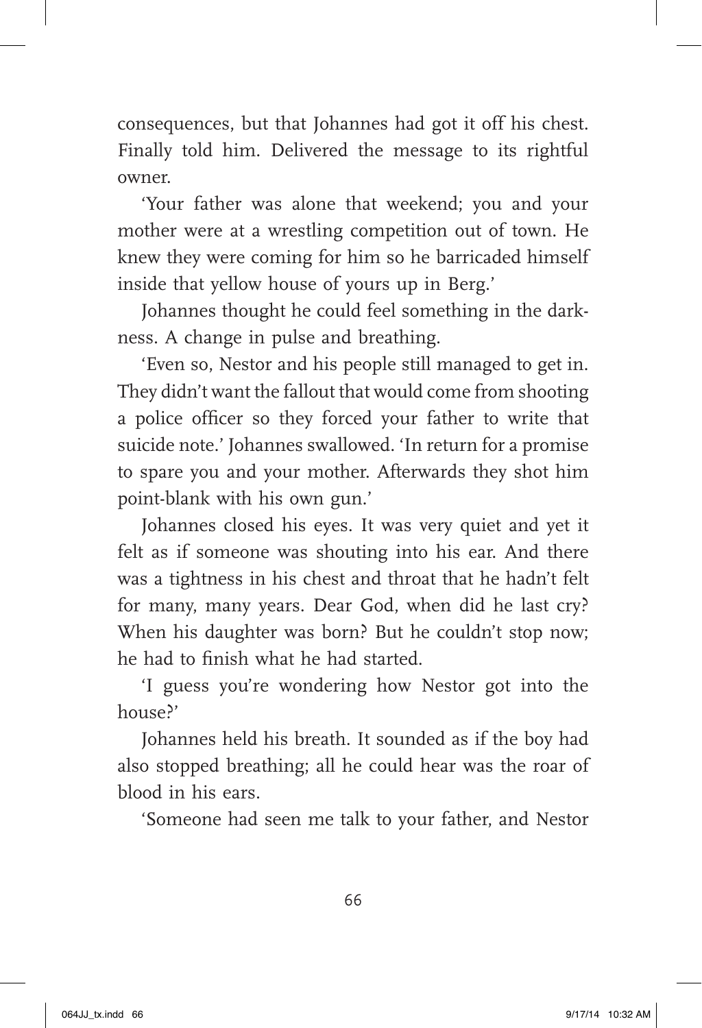consequences, but that Johannes had got it off his chest. Finally told him. Delivered the message to its rightful owner.

'Your father was alone that weekend; you and your mother were at a wrestling competition out of town. He knew they were coming for him so he barricaded himself inside that yellow house of yours up in Berg.'

Johannes thought he could feel something in the darkness. A change in pulse and breathing.

'Even so, Nestor and his people still managed to get in. They didn't want the fallout that would come from shooting a police officer so they forced your father to write that suicide note.' Johannes swallowed. 'In return for a promise to spare you and your mother. Afterwards they shot him point-blank with his own gun.'

Johannes closed his eyes. It was very quiet and yet it felt as if someone was shouting into his ear. And there was a tightness in his chest and throat that he hadn't felt for many, many years. Dear God, when did he last cry? When his daughter was born? But he couldn't stop now; he had to finish what he had started.

'I guess you're wondering how Nestor got into the house?'

Johannes held his breath. It sounded as if the boy had also stopped breathing; all he could hear was the roar of blood in his ears.

'Someone had seen me talk to your father, and Nestor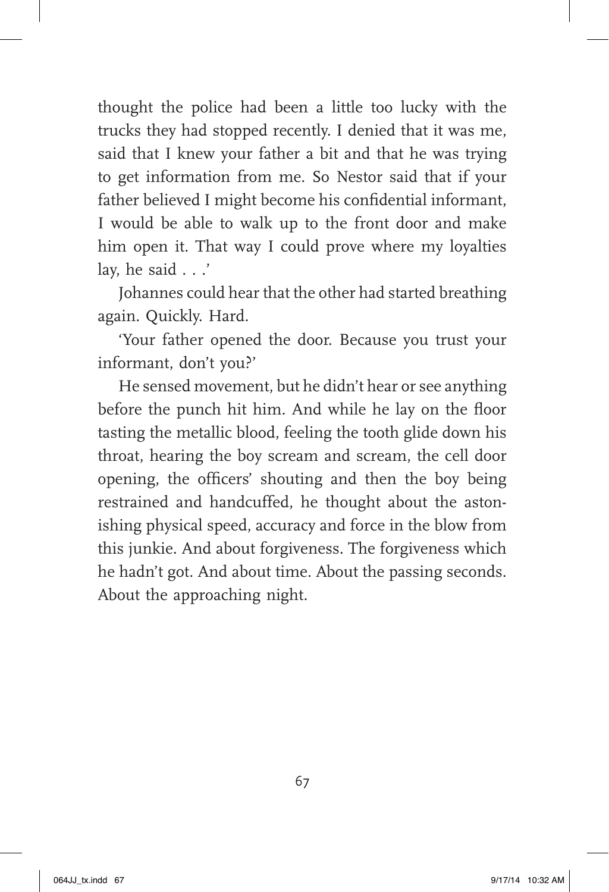thought the police had been a little too lucky with the trucks they had stopped recently. I denied that it was me, said that I knew your father a bit and that he was trying to get information from me. So Nestor said that if your father believed I might become his confidential informant, I would be able to walk up to the front door and make him open it. That way I could prove where my loyalties lay, he said . . .'

Johannes could hear that the other had started breathing again. Quickly. Hard.

'Your father opened the door. Because you trust your informant, don't you?'

He sensed movement, but he didn't hear or see anything before the punch hit him. And while he lay on the floor tasting the metallic blood, feeling the tooth glide down his throat, hearing the boy scream and scream, the cell door opening, the officers' shouting and then the boy being restrained and handcuffed, he thought about the astonishing physical speed, accuracy and force in the blow from this junkie. And about forgiveness. The forgiveness which he hadn't got. And about time. About the passing seconds. About the approaching night.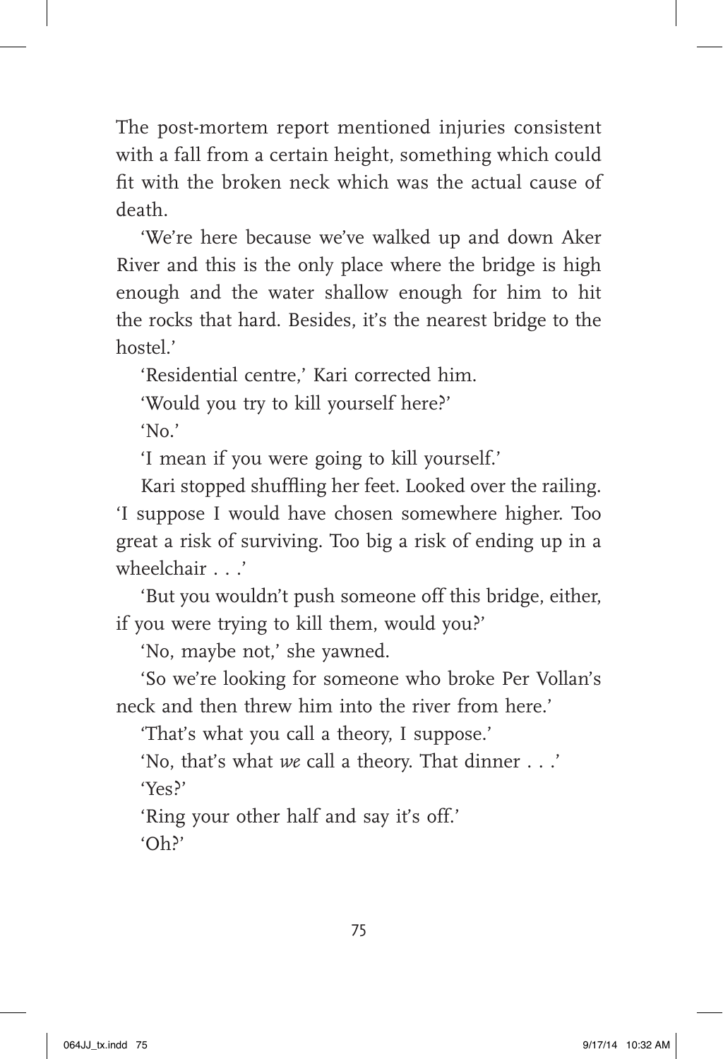The post-mortem report mentioned injuries consistent with a fall from a certain height, something which could fit with the broken neck which was the actual cause of death.

'We're here because we've walked up and down Aker River and this is the only place where the bridge is high enough and the water shallow enough for him to hit the rocks that hard. Besides, it's the nearest bridge to the hostel.'

'Residential centre,' Kari corrected him.

'Would you try to kill yourself here?'

'No.'

'I mean if you were going to kill yourself.'

Kari stopped shuffling her feet. Looked over the railing. 'I suppose I would have chosen somewhere higher. Too great a risk of surviving. Too big a risk of ending up in a wheelchair . . .'

'But you wouldn't push someone off this bridge, either, if you were trying to kill them, would you?'

'No, maybe not,' she yawned.

'So we're looking for someone who broke Per Vollan's neck and then threw him into the river from here.'

'That's what you call a theory, I suppose.'

'No, that's what *we* call a theory. That dinner . . .'

'Yes?'

'Ring your other half and say it's off.'

'Oh?'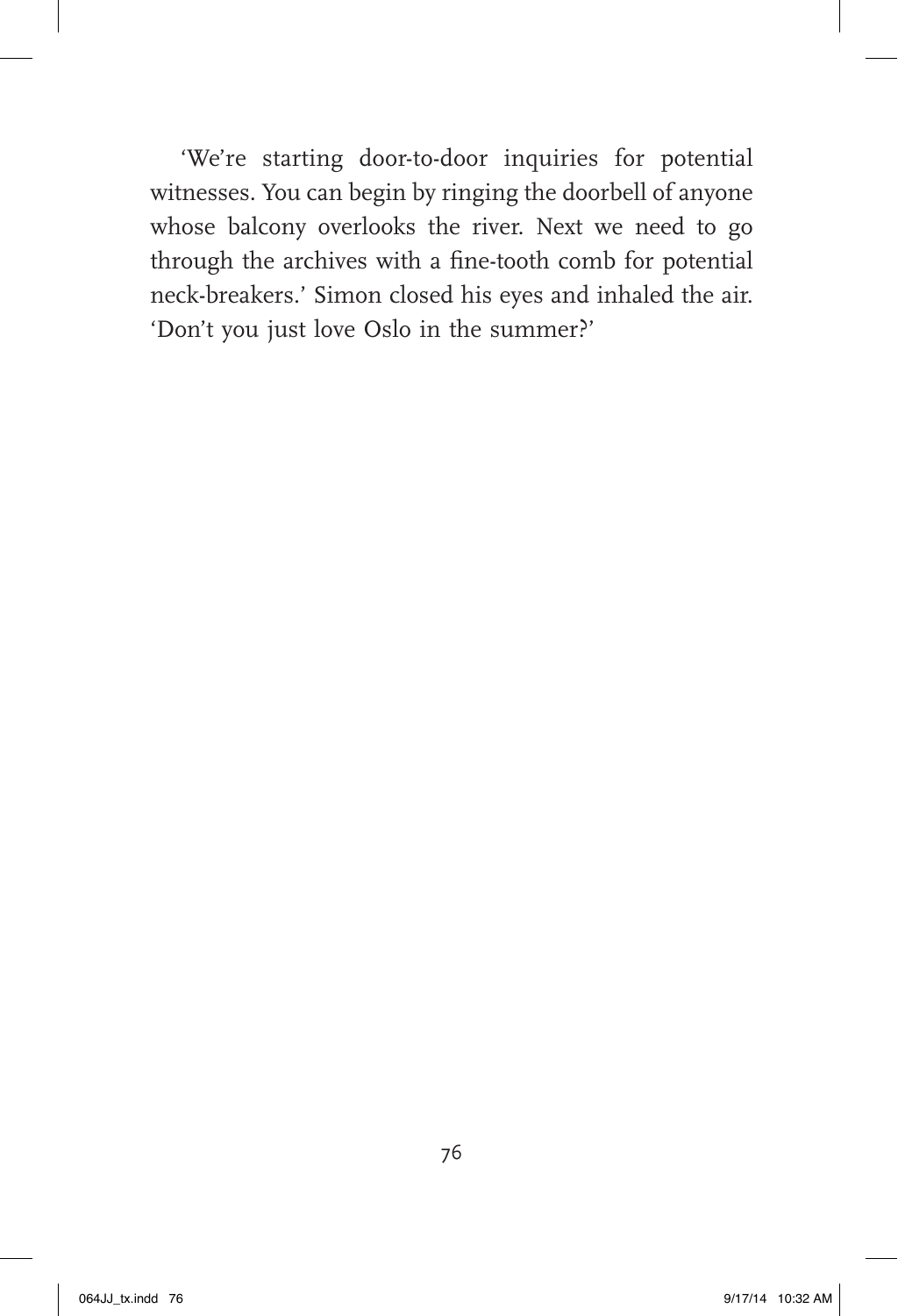'We're starting door-to-door inquiries for potential witnesses. You can begin by ringing the doorbell of anyone whose balcony overlooks the river. Next we need to go through the archives with a fine-tooth comb for potential neck-breakers.' Simon closed his eyes and inhaled the air. 'Don't you just love Oslo in the summer?'